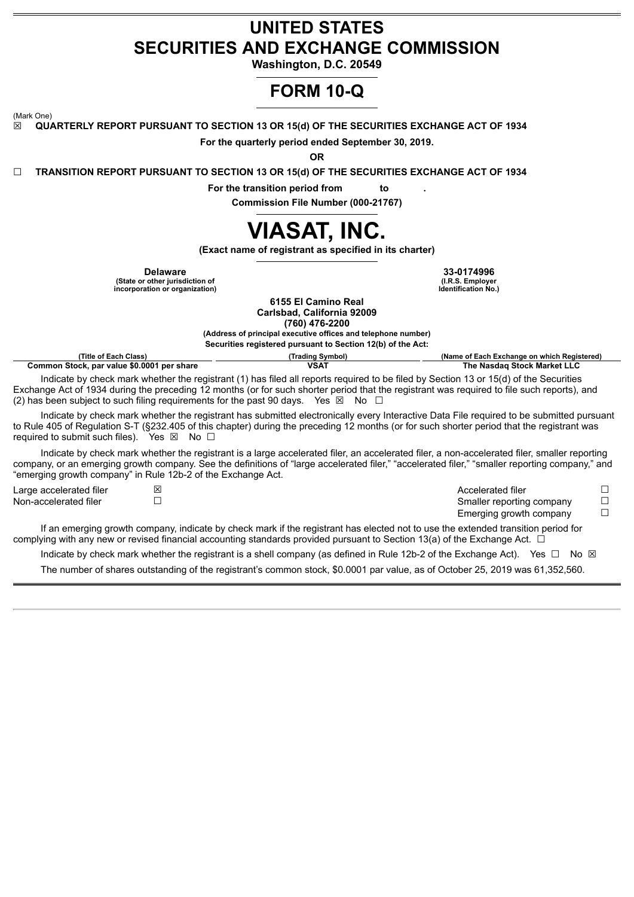# UNITED STATES
# SECURITIES AND EXCHANGE COMMISSION

**Washington, D.C. 20549**

# FORM 10-Q

(Mark One)

☒ **QUARTERLY REPORT PURSUANT TO SECTION 13 OR 15(d) OF THE SECURITIES EXCHANGE ACT OF 1934**

**For the quarterly period ended September 30, 2019.**

**OR**

☐ **TRANSITION REPORT PURSUANT TO SECTION 13 OR 15(d) OF THE SECURITIES EXCHANGE ACT OF 1934**

**For the transition period from to .**

**Commission File Number (000-21767)**

# VIASAT, INC.

**(Exact name of registrant as specified in its charter)**

| **Delaware** | **33-0174996** |
|---|---|
| **(State or other jurisdiction of incorporation or organization)** | **(I.R.S. Employer Identification No.)** |

**6155 El Camino Real**
**Carlsbad, California 92009**
**(760) 476-2200**
**(Address of principal executive offices and telephone number)**

**Securities registered pursuant to Section 12(b) of the Act:**

| (Title of Each Class) | (Trading Symbol) | (Name of Each Exchange on which Registered) |
|---|---|---|
| **Common Stock, par value $0.0001 per share** | **VSAT** | **The Nasdaq Stock Market LLC** |

Indicate by check mark whether the registrant (1) has filed all reports required to be filed by Section 13 or 15(d) of the Securities Exchange Act of 1934 during the preceding 12 months (or for such shorter period that the registrant was required to file such reports), and (2) has been subject to such filing requirements for the past 90 days. Yes ☒ No ☐

Indicate by check mark whether the registrant has submitted electronically every Interactive Data File required to be submitted pursuant to Rule 405 of Regulation S-T (§232.405 of this chapter) during the preceding 12 months (or for such shorter period that the registrant was required to submit such files). Yes ☒ No ☐

Indicate by check mark whether the registrant is a large accelerated filer, an accelerated filer, a non-accelerated filer, smaller reporting company, or an emerging growth company. See the definitions of "large accelerated filer," "accelerated filer," "smaller reporting company," and "emerging growth company" in Rule 12b-2 of the Exchange Act.

| | | | |
|---|---|---|---|
| Large accelerated filer | ☒ | Accelerated filer | ☐ |
| Non-accelerated filer | ☐ | Smaller reporting company | ☐ |
| | | Emerging growth company | ☐ |

If an emerging growth company, indicate by check mark if the registrant has elected not to use the extended transition period for complying with any new or revised financial accounting standards provided pursuant to Section 13(a) of the Exchange Act. ☐

Indicate by check mark whether the registrant is a shell company (as defined in Rule 12b-2 of the Exchange Act). Yes ☐ No ☒

The number of shares outstanding of the registrant's common stock, $0.0001 par value, as of October 25, 2019 was 61,352,560.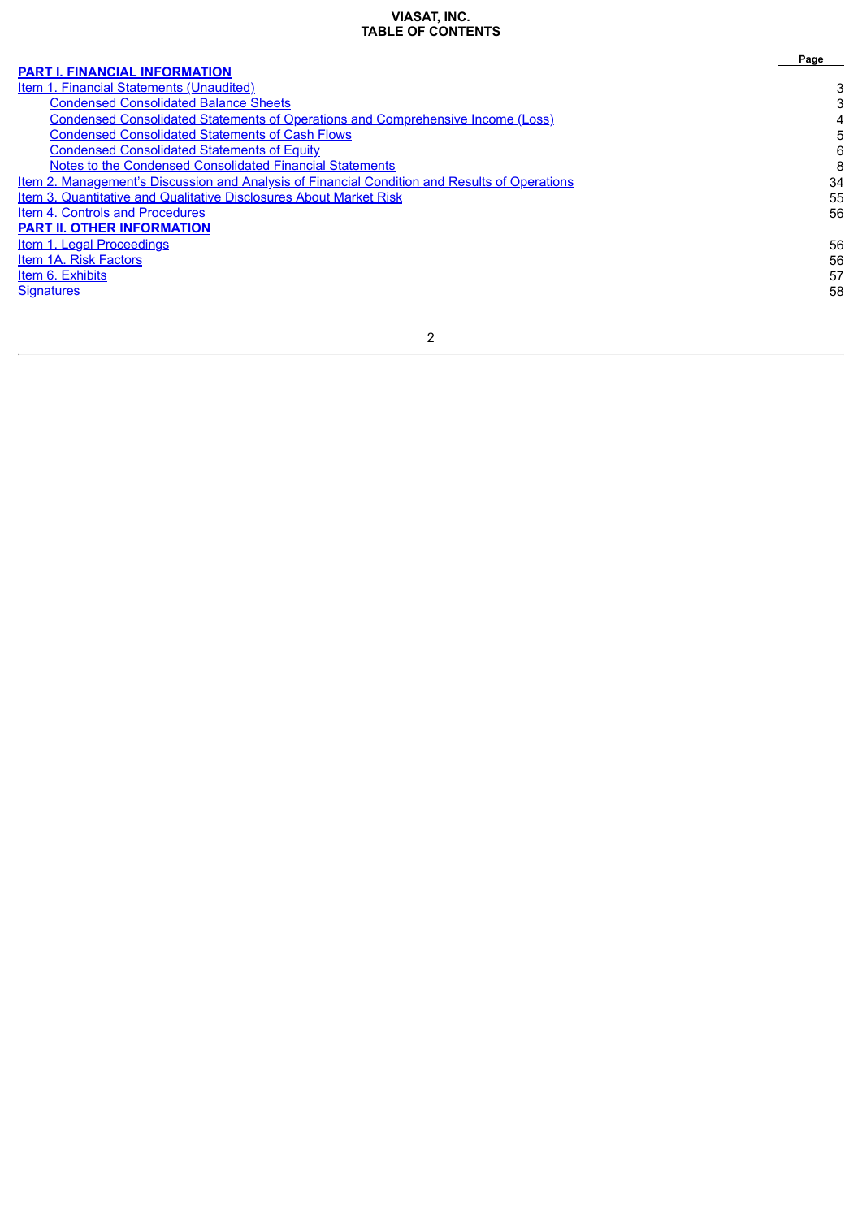**VIASAT, INC.**
**TABLE OF CONTENTS**

| | Page |
|---|---|
| **PART I. FINANCIAL INFORMATION** | |
| Item 1. Financial Statements (Unaudited) | 3 |
| Condensed Consolidated Balance Sheets | 3 |
| Condensed Consolidated Statements of Operations and Comprehensive Income (Loss) | 4 |
| Condensed Consolidated Statements of Cash Flows | 5 |
| Condensed Consolidated Statements of Equity | 6 |
| Notes to the Condensed Consolidated Financial Statements | 8 |
| Item 2. Management's Discussion and Analysis of Financial Condition and Results of Operations | 34 |
| Item 3. Quantitative and Qualitative Disclosures About Market Risk | 55 |
| Item 4. Controls and Procedures | 56 |
| **PART II. OTHER INFORMATION** | |
| Item 1. Legal Proceedings | 56 |
| Item 1A. Risk Factors | 56 |
| Item 6. Exhibits | 57 |
| Signatures | 58 |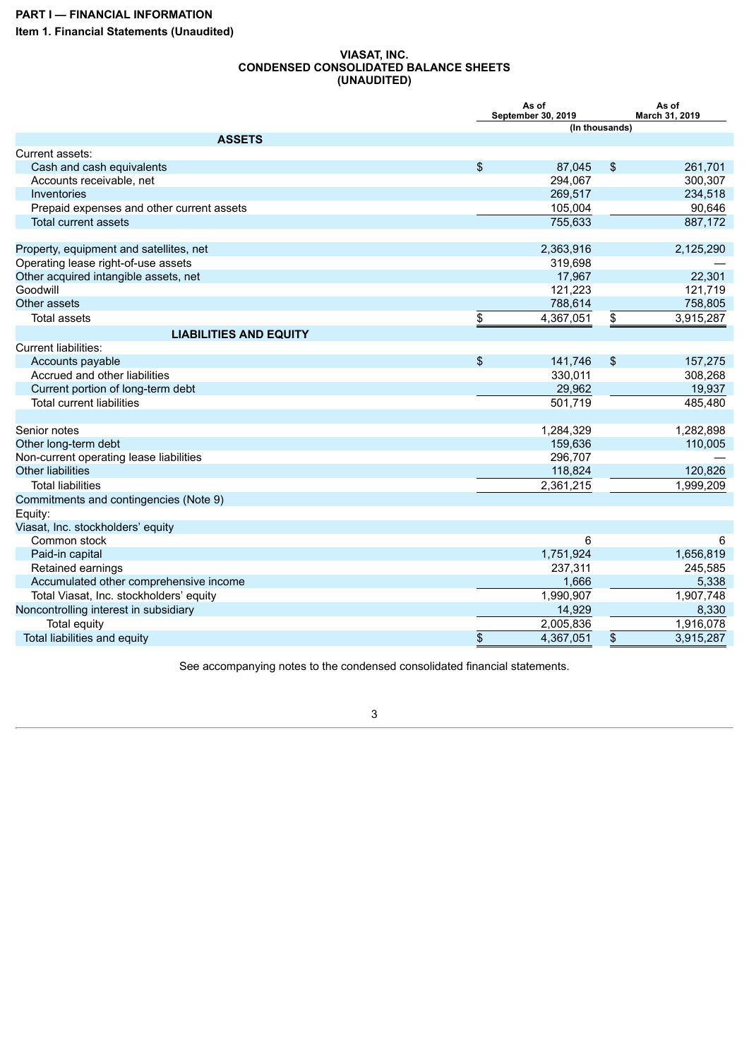**PART I — FINANCIAL INFORMATION**

**Item 1. Financial Statements (Unaudited)**

**VIASAT, INC.**
**CONDENSED CONSOLIDATED BALANCE SHEETS**
**(UNAUDITED)**

| | As of September 30, 2019 | As of March 31, 2019 |
|---|---|---|
| | (In thousands) | |
| **ASSETS** | | |
| Current assets: | | |
| Cash and cash equivalents | $ 87,045 | $ 261,701 |
| Accounts receivable, net | 294,067 | 300,307 |
| Inventories | 269,517 | 234,518 |
| Prepaid expenses and other current assets | 105,004 | 90,646 |
| Total current assets | 755,633 | 887,172 |
| Property, equipment and satellites, net | 2,363,916 | 2,125,290 |
| Operating lease right-of-use assets | 319,698 | — |
| Other acquired intangible assets, net | 17,967 | 22,301 |
| Goodwill | 121,223 | 121,719 |
| Other assets | 788,614 | 758,805 |
| Total assets | $ 4,367,051 | $ 3,915,287 |
| **LIABILITIES AND EQUITY** | | |
| Current liabilities: | | |
| Accounts payable | $ 141,746 | $ 157,275 |
| Accrued and other liabilities | 330,011 | 308,268 |
| Current portion of long-term debt | 29,962 | 19,937 |
| Total current liabilities | 501,719 | 485,480 |
| Senior notes | 1,284,329 | 1,282,898 |
| Other long-term debt | 159,636 | 110,005 |
| Non-current operating lease liabilities | 296,707 | — |
| Other liabilities | 118,824 | 120,826 |
| Total liabilities | 2,361,215 | 1,999,209 |
| Commitments and contingencies (Note 9) | | |
| Equity: | | |
| Viasat, Inc. stockholders' equity | | |
| Common stock | 6 | 6 |
| Paid-in capital | 1,751,924 | 1,656,819 |
| Retained earnings | 237,311 | 245,585 |
| Accumulated other comprehensive income | 1,666 | 5,338 |
| Total Viasat, Inc. stockholders' equity | 1,990,907 | 1,907,748 |
| Noncontrolling interest in subsidiary | 14,929 | 8,330 |
| Total equity | 2,005,836 | 1,916,078 |
| Total liabilities and equity | $ 4,367,051 | $ 3,915,287 |

See accompanying notes to the condensed consolidated financial statements.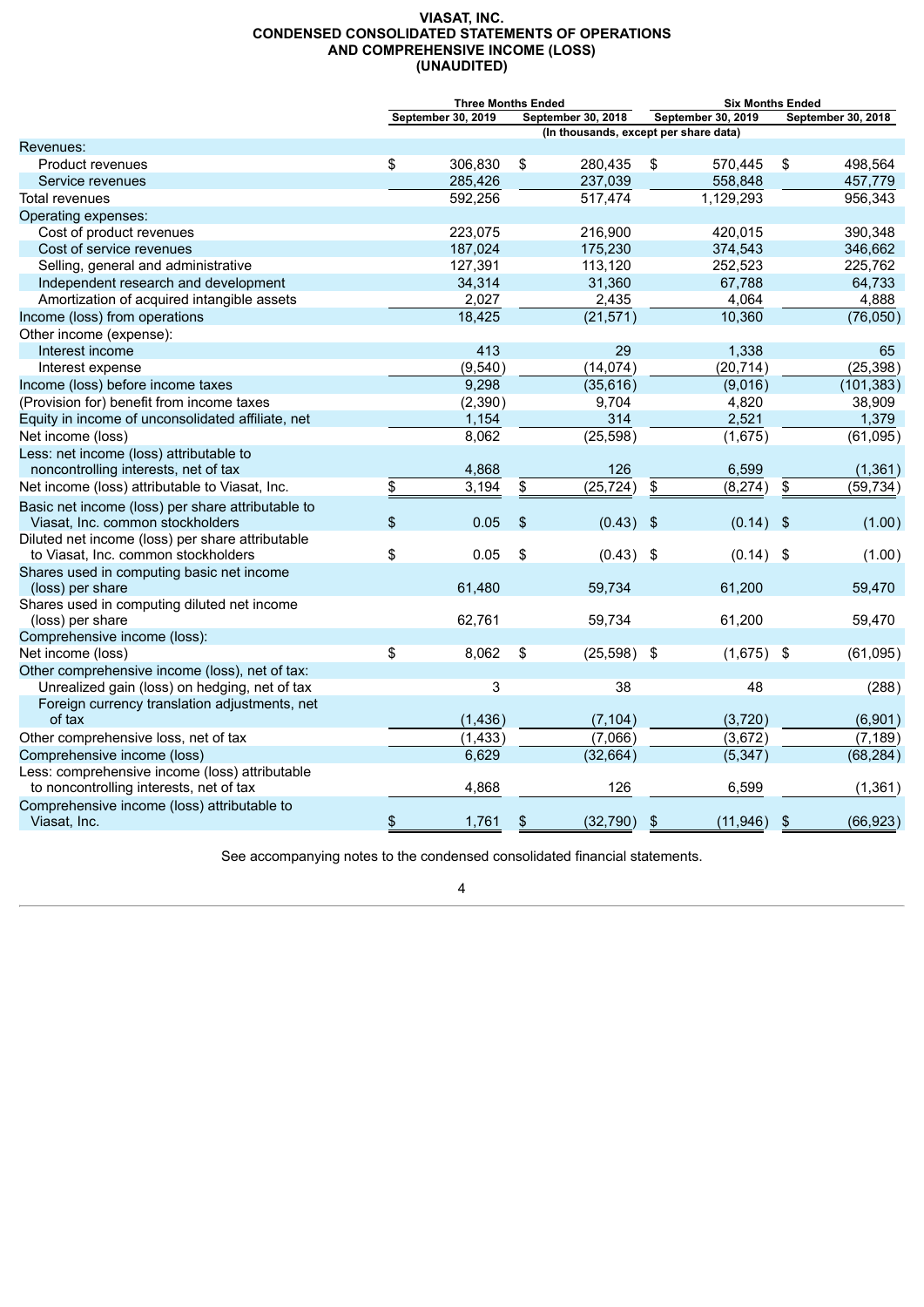# VIASAT, INC.
## CONDENSED CONSOLIDATED STATEMENTS OF OPERATIONS AND COMPREHENSIVE INCOME (LOSS)
### (UNAUDITED)

| | Three Months Ended | | Six Months Ended | |
|---|---|---|---|---|
| | September 30, 2019 | September 30, 2018 | September 30, 2019 | September 30, 2018 |
| | (In thousands, except per share data) | | | |
| Revenues: | | | | |
| Product revenues | $ 306,830 | $ 280,435 | $ 570,445 | $ 498,564 |
| Service revenues | 285,426 | 237,039 | 558,848 | 457,779 |
| Total revenues | 592,256 | 517,474 | 1,129,293 | 956,343 |
| Operating expenses: | | | | |
| Cost of product revenues | 223,075 | 216,900 | 420,015 | 390,348 |
| Cost of service revenues | 187,024 | 175,230 | 374,543 | 346,662 |
| Selling, general and administrative | 127,391 | 113,120 | 252,523 | 225,762 |
| Independent research and development | 34,314 | 31,360 | 67,788 | 64,733 |
| Amortization of acquired intangible assets | 2,027 | 2,435 | 4,064 | 4,888 |
| Income (loss) from operations | 18,425 | (21,571) | 10,360 | (76,050) |
| Other income (expense): | | | | |
| Interest income | 413 | 29 | 1,338 | 65 |
| Interest expense | (9,540) | (14,074) | (20,714) | (25,398) |
| Income (loss) before income taxes | 9,298 | (35,616) | (9,016) | (101,383) |
| (Provision for) benefit from income taxes | (2,390) | 9,704 | 4,820 | 38,909 |
| Equity in income of unconsolidated affiliate, net | 1,154 | 314 | 2,521 | 1,379 |
| Net income (loss) | 8,062 | (25,598) | (1,675) | (61,095) |
| Less: net income (loss) attributable to noncontrolling interests, net of tax | 4,868 | 126 | 6,599 | (1,361) |
| Net income (loss) attributable to Viasat, Inc. | $ 3,194 | $ (25,724) | $ (8,274) | $ (59,734) |
| Basic net income (loss) per share attributable to Viasat, Inc. common stockholders | $ 0.05 | $ (0.43) | $ (0.14) | $ (1.00) |
| Diluted net income (loss) per share attributable to Viasat, Inc. common stockholders | $ 0.05 | $ (0.43) | $ (0.14) | $ (1.00) |
| Shares used in computing basic net income (loss) per share | 61,480 | 59,734 | 61,200 | 59,470 |
| Shares used in computing diluted net income (loss) per share | 62,761 | 59,734 | 61,200 | 59,470 |
| Comprehensive income (loss): | | | | |
| Net income (loss) | $ 8,062 | $ (25,598) | $ (1,675) | $ (61,095) |
| Other comprehensive income (loss), net of tax: | | | | |
| Unrealized gain (loss) on hedging, net of tax | 3 | 38 | 48 | (288) |
| Foreign currency translation adjustments, net of tax | (1,436) | (7,104) | (3,720) | (6,901) |
| Other comprehensive loss, net of tax | (1,433) | (7,066) | (3,672) | (7,189) |
| Comprehensive income (loss) | 6,629 | (32,664) | (5,347) | (68,284) |
| Less: comprehensive income (loss) attributable to noncontrolling interests, net of tax | 4,868 | 126 | 6,599 | (1,361) |
| Comprehensive income (loss) attributable to Viasat, Inc. | $ 1,761 | $ (32,790) | $ (11,946) | $ (66,923) |

See accompanying notes to the condensed consolidated financial statements.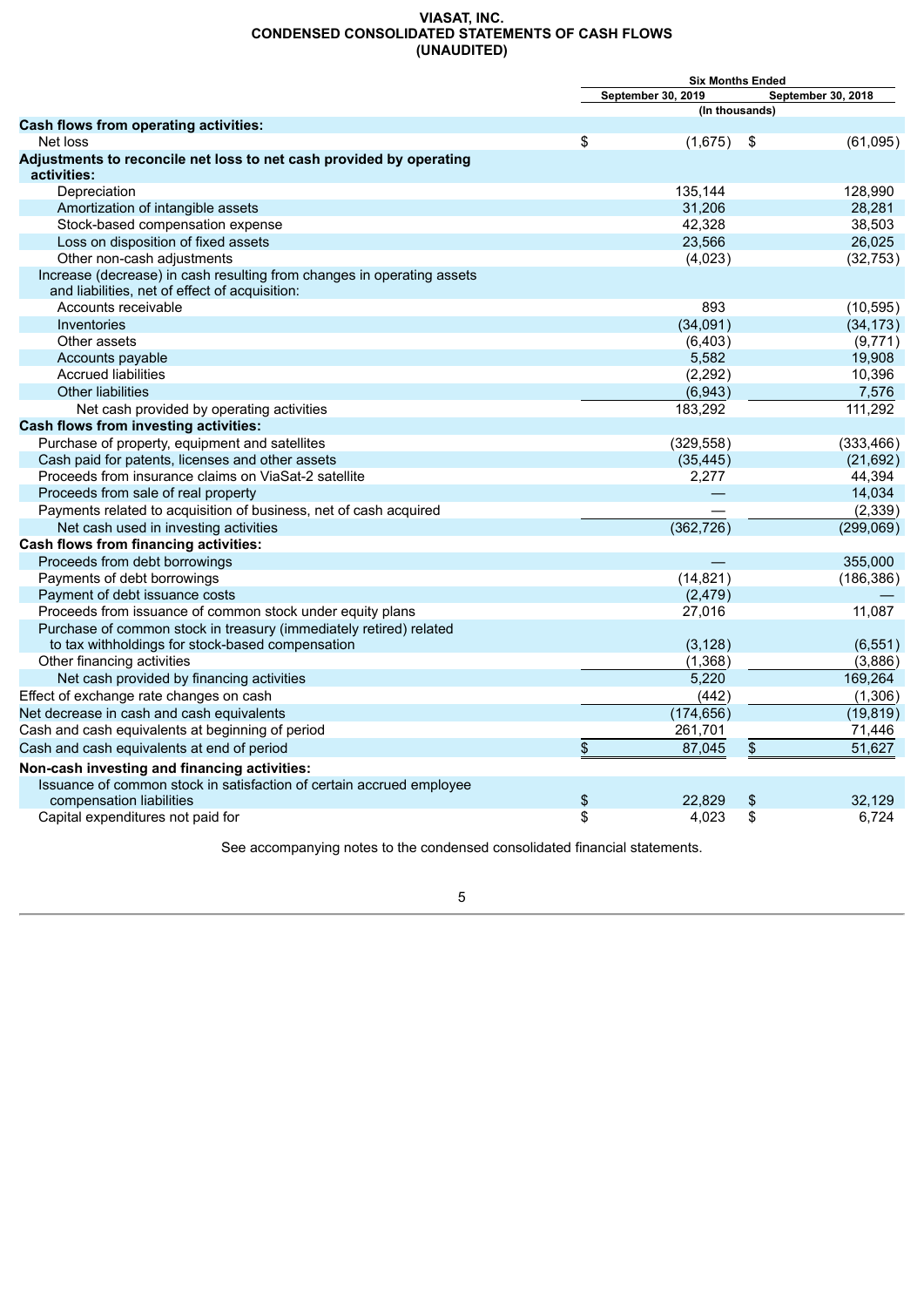# VIASAT, INC.
## CONDENSED CONSOLIDATED STATEMENTS OF CASH FLOWS
## (UNAUDITED)

| | Six Months Ended | |
|---|---|---|
| | September 30, 2019 | September 30, 2018 |
| | (In thousands) | |
| **Cash flows from operating activities:** | | |
| Net loss | $ (1,675) | $ (61,095) |
| **Adjustments to reconcile net loss to net cash provided by operating activities:** | | |
| Depreciation | 135,144 | 128,990 |
| Amortization of intangible assets | 31,206 | 28,281 |
| Stock-based compensation expense | 42,328 | 38,503 |
| Loss on disposition of fixed assets | 23,566 | 26,025 |
| Other non-cash adjustments | (4,023) | (32,753) |
| Increase (decrease) in cash resulting from changes in operating assets and liabilities, net of effect of acquisition: | | |
| Accounts receivable | 893 | (10,595) |
| Inventories | (34,091) | (34,173) |
| Other assets | (6,403) | (9,771) |
| Accounts payable | 5,582 | 19,908 |
| Accrued liabilities | (2,292) | 10,396 |
| Other liabilities | (6,943) | 7,576 |
| Net cash provided by operating activities | 183,292 | 111,292 |
| **Cash flows from investing activities:** | | |
| Purchase of property, equipment and satellites | (329,558) | (333,466) |
| Cash paid for patents, licenses and other assets | (35,445) | (21,692) |
| Proceeds from insurance claims on ViaSat-2 satellite | 2,277 | 44,394 |
| Proceeds from sale of real property | — | 14,034 |
| Payments related to acquisition of business, net of cash acquired | — | (2,339) |
| Net cash used in investing activities | (362,726) | (299,069) |
| **Cash flows from financing activities:** | | |
| Proceeds from debt borrowings | — | 355,000 |
| Payments of debt borrowings | (14,821) | (186,386) |
| Payment of debt issuance costs | (2,479) | — |
| Proceeds from issuance of common stock under equity plans | 27,016 | 11,087 |
| Purchase of common stock in treasury (immediately retired) related to tax withholdings for stock-based compensation | (3,128) | (6,551) |
| Other financing activities | (1,368) | (3,886) |
| Net cash provided by financing activities | 5,220 | 169,264 |
| Effect of exchange rate changes on cash | (442) | (1,306) |
| Net decrease in cash and cash equivalents | (174,656) | (19,819) |
| Cash and cash equivalents at beginning of period | 261,701 | 71,446 |
| Cash and cash equivalents at end of period | $ 87,045 | $ 51,627 |
| **Non-cash investing and financing activities:** | | |
| Issuance of common stock in satisfaction of certain accrued employee compensation liabilities | $ 22,829 | $ 32,129 |
| Capital expenditures not paid for | $ 4,023 | $ 6,724 |

See accompanying notes to the condensed consolidated financial statements.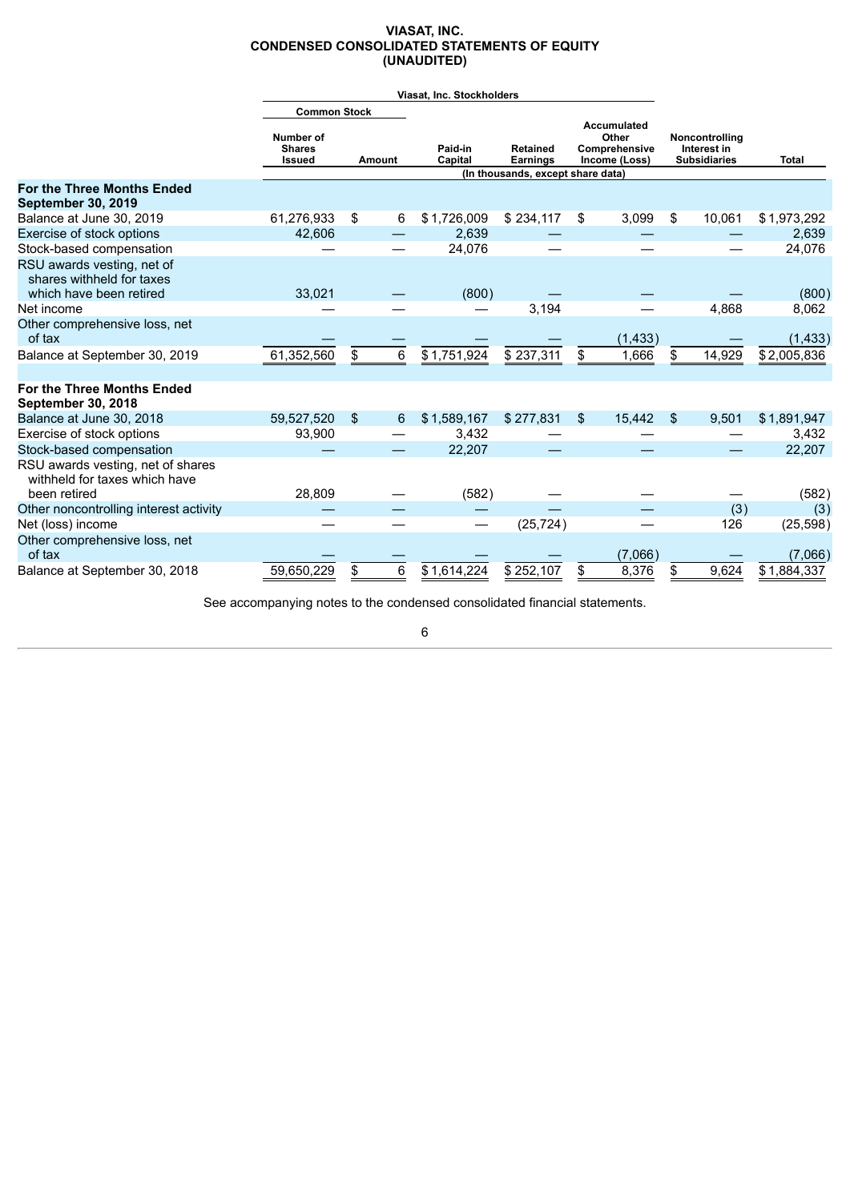# VIASAT, INC.
## CONDENSED CONSOLIDATED STATEMENTS OF EQUITY
## (UNAUDITED)

| | Viasat, Inc. Stockholders | | | | | | |
|---|---|---|---|---|---|---|---|
| | Common Stock | | | | | | |
| | Number of Shares Issued | Amount | Paid-in Capital | Retained Earnings | Accumulated Other Comprehensive Income (Loss) | Noncontrolling Interest in Subsidiaries | Total |
| | (In thousands, except share data) | | | | | | |
| **For the Three Months Ended September 30, 2019** | | | | | | | |
| Balance at June 30, 2019 | 61,276,933 | $ 6 | $ 1,726,009 | $ 234,117 | $ 3,099 | $ 10,061 | $ 1,973,292 |
| Exercise of stock options | 42,606 | — | 2,639 | — | — | — | 2,639 |
| Stock-based compensation | — | — | 24,076 | — | — | — | 24,076 |
| RSU awards vesting, net of shares withheld for taxes which have been retired | 33,021 | — | (800) | — | — | — | (800) |
| Net income | — | — | — | 3,194 | — | 4,868 | 8,062 |
| Other comprehensive loss, net of tax | — | — | — | — | (1,433) | — | (1,433) |
| Balance at September 30, 2019 | 61,352,560 | $ 6 | $ 1,751,924 | $ 237,311 | $ 1,666 | $ 14,929 | $ 2,005,836 |
| **For the Three Months Ended September 30, 2018** | | | | | | | |
| Balance at June 30, 2018 | 59,527,520 | $ 6 | $ 1,589,167 | $ 277,831 | $ 15,442 | $ 9,501 | $ 1,891,947 |
| Exercise of stock options | 93,900 | — | 3,432 | — | — | — | 3,432 |
| Stock-based compensation | — | — | 22,207 | — | — | — | 22,207 |
| RSU awards vesting, net of shares withheld for taxes which have been retired | 28,809 | — | (582) | — | — | — | (582) |
| Other noncontrolling interest activity | — | — | — | — | — | (3) | (3) |
| Net (loss) income | — | — | — | (25,724) | — | 126 | (25,598) |
| Other comprehensive loss, net of tax | — | — | — | — | (7,066) | — | (7,066) |
| Balance at September 30, 2018 | 59,650,229 | $ 6 | $ 1,614,224 | $ 252,107 | $ 8,376 | $ 9,624 | $ 1,884,337 |

See accompanying notes to the condensed consolidated financial statements.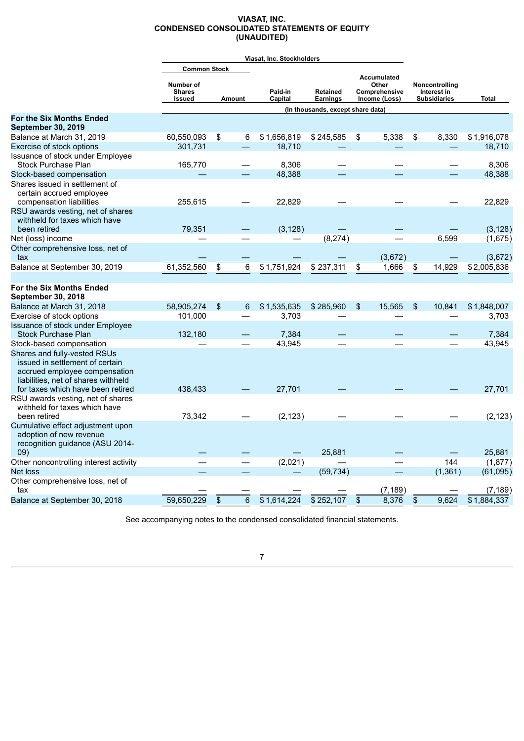# VIASAT, INC.
## CONDENSED CONSOLIDATED STATEMENTS OF EQUITY
## (UNAUDITED)

| | Viasat, Inc. Stockholders | | | | | | |
|---|---|---|---|---|---|---|---|
| | Common Stock | | | | | | |
| | Number of Shares Issued | Amount | Paid-in Capital | Retained Earnings | Accumulated Other Comprehensive Income (Loss) | Noncontrolling Interest in Subsidiaries | Total |
| | (In thousands, except share data) | | | | | | |
| **For the Six Months Ended September 30, 2019** | | | | | | | |
| Balance at March 31, 2019 | 60,550,093 | $ 6 | $ 1,656,819 | $ 245,585 | $ 5,338 | $ 8,330 | $ 1,916,078 |
| Exercise of stock options | 301,731 | — | 18,710 | — | — | — | 18,710 |
| Issuance of stock under Employee Stock Purchase Plan | 165,770 | — | 8,306 | — | — | — | 8,306 |
| Stock-based compensation | — | — | 48,388 | — | — | — | 48,388 |
| Shares issued in settlement of certain accrued employee compensation liabilities | 255,615 | — | 22,829 | — | — | — | 22,829 |
| RSU awards vesting, net of shares withheld for taxes which have been retired | 79,351 | — | (3,128) | — | — | — | (3,128) |
| Net (loss) income | — | — | — | (8,274) | — | 6,599 | (1,675) |
| Other comprehensive loss, net of tax | — | — | — | — | (3,672) | — | (3,672) |
| Balance at September 30, 2019 | 61,352,560 | $ 6 | $ 1,751,924 | $ 237,311 | $ 1,666 | $ 14,929 | $ 2,005,836 |
| **For the Six Months Ended September 30, 2018** | | | | | | | |
| Balance at March 31, 2018 | 58,905,274 | $ 6 | $ 1,535,635 | $ 285,960 | $ 15,565 | $ 10,841 | $ 1,848,007 |
| Exercise of stock options | 101,000 | — | 3,703 | — | — | — | 3,703 |
| Issuance of stock under Employee Stock Purchase Plan | 132,180 | — | 7,384 | — | — | — | 7,384 |
| Stock-based compensation | — | — | 43,945 | — | — | — | 43,945 |
| Shares and fully-vested RSUs issued in settlement of certain accrued employee compensation liabilities, net of shares withheld for taxes which have been retired | 438,433 | — | 27,701 | — | — | — | 27,701 |
| RSU awards vesting, net of shares withheld for taxes which have been retired | 73,342 | — | (2,123) | — | — | — | (2,123) |
| Cumulative effect adjustment upon adoption of new revenue recognition guidance (ASU 2014-09) | — | — | — | 25,881 | — | — | 25,881 |
| Other noncontrolling interest activity | — | — | (2,021) | — | — | 144 | (1,877) |
| Net loss | — | — | — | (59,734) | — | (1,361) | (61,095) |
| Other comprehensive loss, net of tax | — | — | — | — | (7,189) | — | (7,189) |
| Balance at September 30, 2018 | 59,650,229 | $ 6 | $ 1,614,224 | $ 252,107 | $ 8,376 | $ 9,624 | $ 1,884,337 |

See accompanying notes to the condensed consolidated financial statements.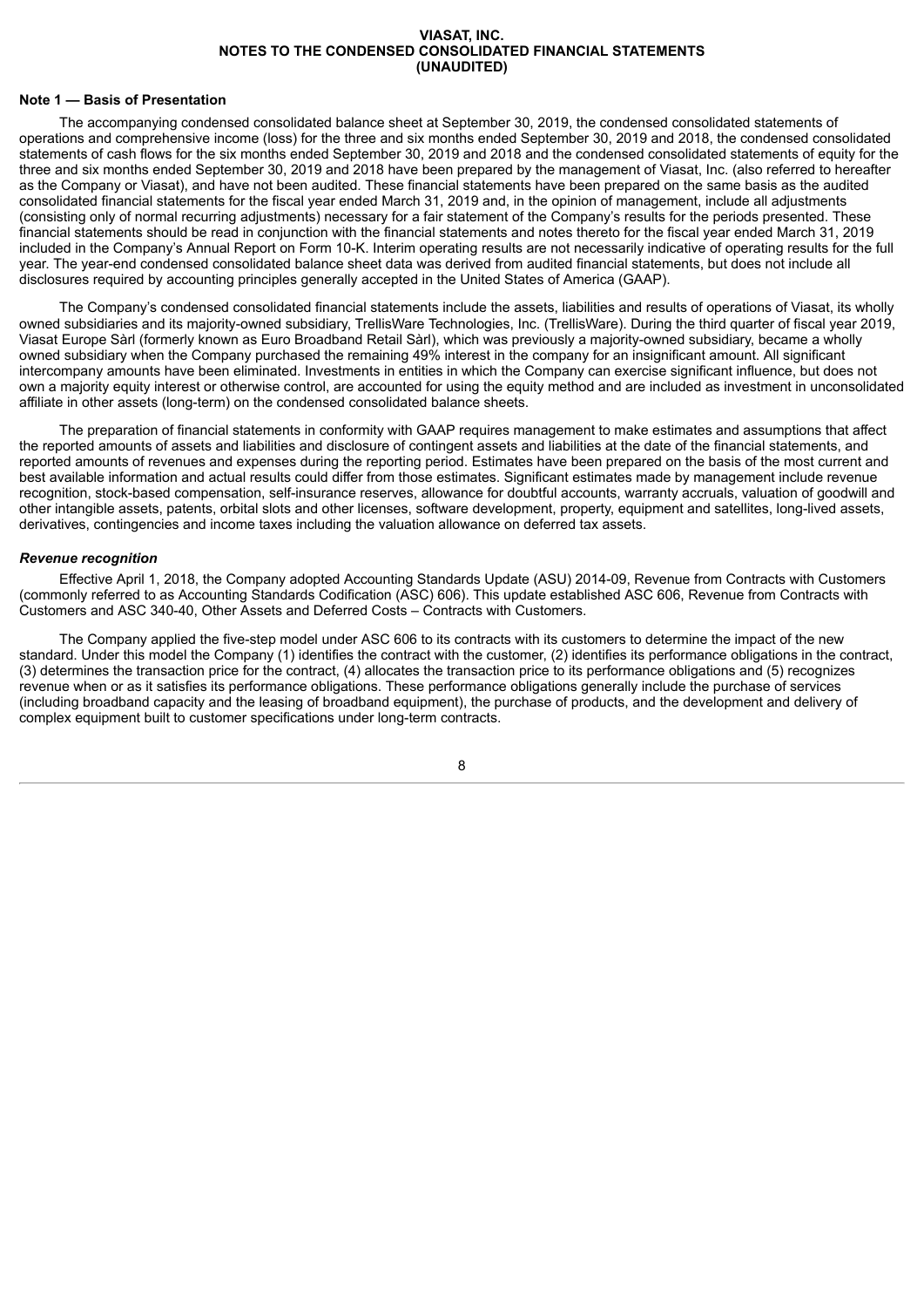## Note 1 — Basis of Presentation

The accompanying condensed consolidated balance sheet at September 30, 2019, the condensed consolidated statements of operations and comprehensive income (loss) for the three and six months ended September 30, 2019 and 2018, the condensed consolidated statements of cash flows for the six months ended September 30, 2019 and 2018 and the condensed consolidated statements of equity for the three and six months ended September 30, 2019 and 2018 have been prepared by the management of Viasat, Inc. (also referred to hereafter as the Company or Viasat), and have not been audited. These financial statements have been prepared on the same basis as the audited consolidated financial statements for the fiscal year ended March 31, 2019 and, in the opinion of management, include all adjustments (consisting only of normal recurring adjustments) necessary for a fair statement of the Company's results for the periods presented. These financial statements should be read in conjunction with the financial statements and notes thereto for the fiscal year ended March 31, 2019 included in the Company's Annual Report on Form 10-K. Interim operating results are not necessarily indicative of operating results for the full year. The year-end condensed consolidated balance sheet data was derived from audited financial statements, but does not include all disclosures required by accounting principles generally accepted in the United States of America (GAAP).

The Company's condensed consolidated financial statements include the assets, liabilities and results of operations of Viasat, its wholly owned subsidiaries and its majority-owned subsidiary, TrellisWare Technologies, Inc. (TrellisWare). During the third quarter of fiscal year 2019, Viasat Europe Sàrl (formerly known as Euro Broadband Retail Sàrl), which was previously a majority-owned subsidiary, became a wholly owned subsidiary when the Company purchased the remaining 49% interest in the company for an insignificant amount. All significant intercompany amounts have been eliminated. Investments in entities in which the Company can exercise significant influence, but does not own a majority equity interest or otherwise control, are accounted for using the equity method and are included as investment in unconsolidated affiliate in other assets (long-term) on the condensed consolidated balance sheets.

The preparation of financial statements in conformity with GAAP requires management to make estimates and assumptions that affect the reported amounts of assets and liabilities and disclosure of contingent assets and liabilities at the date of the financial statements, and reported amounts of revenues and expenses during the reporting period. Estimates have been prepared on the basis of the most current and best available information and actual results could differ from those estimates. Significant estimates made by management include revenue recognition, stock-based compensation, self-insurance reserves, allowance for doubtful accounts, warranty accruals, valuation of goodwill and other intangible assets, patents, orbital slots and other licenses, software development, property, equipment and satellites, long-lived assets, derivatives, contingencies and income taxes including the valuation allowance on deferred tax assets.

### *Revenue recognition*

Effective April 1, 2018, the Company adopted Accounting Standards Update (ASU) 2014-09, Revenue from Contracts with Customers (commonly referred to as Accounting Standards Codification (ASC) 606). This update established ASC 606, Revenue from Contracts with Customers and ASC 340-40, Other Assets and Deferred Costs – Contracts with Customers.

The Company applied the five-step model under ASC 606 to its contracts with its customers to determine the impact of the new standard. Under this model the Company (1) identifies the contract with the customer, (2) identifies its performance obligations in the contract, (3) determines the transaction price for the contract, (4) allocates the transaction price to its performance obligations and (5) recognizes revenue when or as it satisfies its performance obligations. These performance obligations generally include the purchase of services (including broadband capacity and the leasing of broadband equipment), the purchase of products, and the development and delivery of complex equipment built to customer specifications under long-term contracts.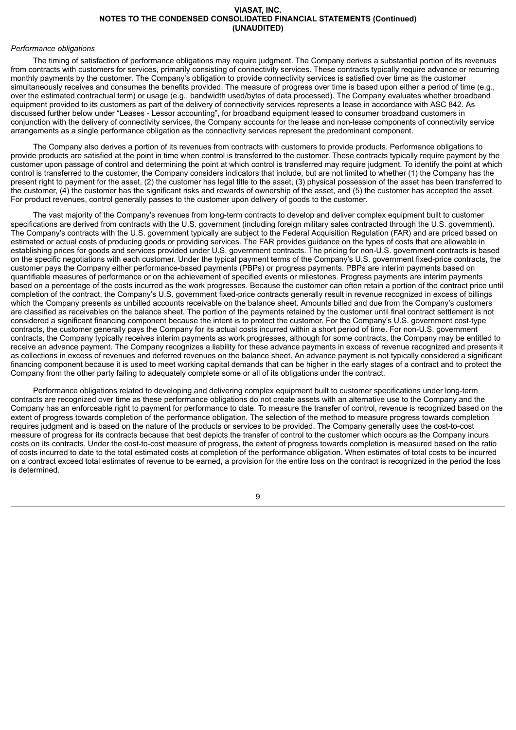*Performance obligations*

The timing of satisfaction of performance obligations may require judgment. The Company derives a substantial portion of its revenues from contracts with customers for services, primarily consisting of connectivity services. These contracts typically require advance or recurring monthly payments by the customer. The Company's obligation to provide connectivity services is satisfied over time as the customer simultaneously receives and consumes the benefits provided. The measure of progress over time is based upon either a period of time (e.g., over the estimated contractual term) or usage (e.g., bandwidth used/bytes of data processed). The Company evaluates whether broadband equipment provided to its customers as part of the delivery of connectivity services represents a lease in accordance with ASC 842. As discussed further below under "Leases - Lessor accounting", for broadband equipment leased to consumer broadband customers in conjunction with the delivery of connectivity services, the Company accounts for the lease and non-lease components of connectivity service arrangements as a single performance obligation as the connectivity services represent the predominant component.

The Company also derives a portion of its revenues from contracts with customers to provide products. Performance obligations to provide products are satisfied at the point in time when control is transferred to the customer. These contracts typically require payment by the customer upon passage of control and determining the point at which control is transferred may require judgment. To identify the point at which control is transferred to the customer, the Company considers indicators that include, but are not limited to whether (1) the Company has the present right to payment for the asset, (2) the customer has legal title to the asset, (3) physical possession of the asset has been transferred to the customer, (4) the customer has the significant risks and rewards of ownership of the asset, and (5) the customer has accepted the asset. For product revenues, control generally passes to the customer upon delivery of goods to the customer.

The vast majority of the Company's revenues from long-term contracts to develop and deliver complex equipment built to customer specifications are derived from contracts with the U.S. government (including foreign military sales contracted through the U.S. government). The Company's contracts with the U.S. government typically are subject to the Federal Acquisition Regulation (FAR) and are priced based on estimated or actual costs of producing goods or providing services. The FAR provides guidance on the types of costs that are allowable in establishing prices for goods and services provided under U.S. government contracts. The pricing for non-U.S. government contracts is based on the specific negotiations with each customer. Under the typical payment terms of the Company's U.S. government fixed-price contracts, the customer pays the Company either performance-based payments (PBPs) or progress payments. PBPs are interim payments based on quantifiable measures of performance or on the achievement of specified events or milestones. Progress payments are interim payments based on a percentage of the costs incurred as the work progresses. Because the customer can often retain a portion of the contract price until completion of the contract, the Company's U.S. government fixed-price contracts generally result in revenue recognized in excess of billings which the Company presents as unbilled accounts receivable on the balance sheet. Amounts billed and due from the Company's customers are classified as receivables on the balance sheet. The portion of the payments retained by the customer until final contract settlement is not considered a significant financing component because the intent is to protect the customer. For the Company's U.S. government cost-type contracts, the customer generally pays the Company for its actual costs incurred within a short period of time. For non-U.S. government contracts, the Company typically receives interim payments as work progresses, although for some contracts, the Company may be entitled to receive an advance payment. The Company recognizes a liability for these advance payments in excess of revenue recognized and presents it as collections in excess of revenues and deferred revenues on the balance sheet. An advance payment is not typically considered a significant financing component because it is used to meet working capital demands that can be higher in the early stages of a contract and to protect the Company from the other party failing to adequately complete some or all of its obligations under the contract.

Performance obligations related to developing and delivering complex equipment built to customer specifications under long-term contracts are recognized over time as these performance obligations do not create assets with an alternative use to the Company and the Company has an enforceable right to payment for performance to date. To measure the transfer of control, revenue is recognized based on the extent of progress towards completion of the performance obligation. The selection of the method to measure progress towards completion requires judgment and is based on the nature of the products or services to be provided. The Company generally uses the cost-to-cost measure of progress for its contracts because that best depicts the transfer of control to the customer which occurs as the Company incurs costs on its contracts. Under the cost-to-cost measure of progress, the extent of progress towards completion is measured based on the ratio of costs incurred to date to the total estimated costs at completion of the performance obligation. When estimates of total costs to be incurred on a contract exceed total estimates of revenue to be earned, a provision for the entire loss on the contract is recognized in the period the loss is determined.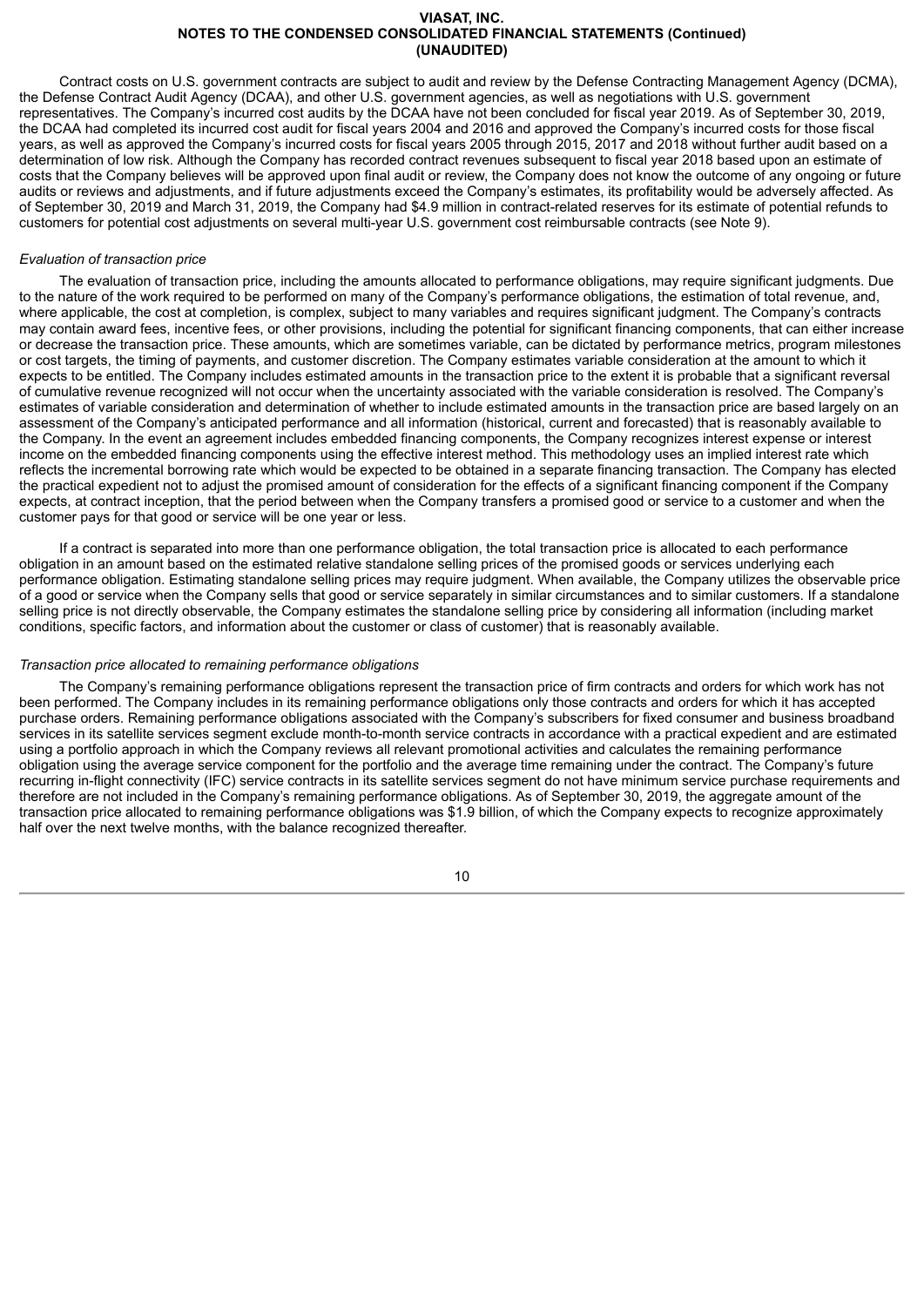Contract costs on U.S. government contracts are subject to audit and review by the Defense Contracting Management Agency (DCMA), the Defense Contract Audit Agency (DCAA), and other U.S. government agencies, as well as negotiations with U.S. government representatives. The Company's incurred cost audits by the DCAA have not been concluded for fiscal year 2019. As of September 30, 2019, the DCAA had completed its incurred cost audit for fiscal years 2004 and 2016 and approved the Company's incurred costs for those fiscal years, as well as approved the Company's incurred costs for fiscal years 2005 through 2015, 2017 and 2018 without further audit based on a determination of low risk. Although the Company has recorded contract revenues subsequent to fiscal year 2018 based upon an estimate of costs that the Company believes will be approved upon final audit or review, the Company does not know the outcome of any ongoing or future audits or reviews and adjustments, and if future adjustments exceed the Company's estimates, its profitability would be adversely affected. As of September 30, 2019 and March 31, 2019, the Company had $4.9 million in contract-related reserves for its estimate of potential refunds to customers for potential cost adjustments on several multi-year U.S. government cost reimbursable contracts (see Note 9).

*Evaluation of transaction price*

The evaluation of transaction price, including the amounts allocated to performance obligations, may require significant judgments. Due to the nature of the work required to be performed on many of the Company's performance obligations, the estimation of total revenue, and, where applicable, the cost at completion, is complex, subject to many variables and requires significant judgment. The Company's contracts may contain award fees, incentive fees, or other provisions, including the potential for significant financing components, that can either increase or decrease the transaction price. These amounts, which are sometimes variable, can be dictated by performance metrics, program milestones or cost targets, the timing of payments, and customer discretion. The Company estimates variable consideration at the amount to which it expects to be entitled. The Company includes estimated amounts in the transaction price to the extent it is probable that a significant reversal of cumulative revenue recognized will not occur when the uncertainty associated with the variable consideration is resolved. The Company's estimates of variable consideration and determination of whether to include estimated amounts in the transaction price are based largely on an assessment of the Company's anticipated performance and all information (historical, current and forecasted) that is reasonably available to the Company. In the event an agreement includes embedded financing components, the Company recognizes interest expense or interest income on the embedded financing components using the effective interest method. This methodology uses an implied interest rate which reflects the incremental borrowing rate which would be expected to be obtained in a separate financing transaction. The Company has elected the practical expedient not to adjust the promised amount of consideration for the effects of a significant financing component if the Company expects, at contract inception, that the period between when the Company transfers a promised good or service to a customer and when the customer pays for that good or service will be one year or less.

If a contract is separated into more than one performance obligation, the total transaction price is allocated to each performance obligation in an amount based on the estimated relative standalone selling prices of the promised goods or services underlying each performance obligation. Estimating standalone selling prices may require judgment. When available, the Company utilizes the observable price of a good or service when the Company sells that good or service separately in similar circumstances and to similar customers. If a standalone selling price is not directly observable, the Company estimates the standalone selling price by considering all information (including market conditions, specific factors, and information about the customer or class of customer) that is reasonably available.

*Transaction price allocated to remaining performance obligations*

The Company's remaining performance obligations represent the transaction price of firm contracts and orders for which work has not been performed. The Company includes in its remaining performance obligations only those contracts and orders for which it has accepted purchase orders. Remaining performance obligations associated with the Company's subscribers for fixed consumer and business broadband services in its satellite services segment exclude month-to-month service contracts in accordance with a practical expedient and are estimated using a portfolio approach in which the Company reviews all relevant promotional activities and calculates the remaining performance obligation using the average service component for the portfolio and the average time remaining under the contract. The Company's future recurring in-flight connectivity (IFC) service contracts in its satellite services segment do not have minimum service purchase requirements and therefore are not included in the Company's remaining performance obligations. As of September 30, 2019, the aggregate amount of the transaction price allocated to remaining performance obligations was $1.9 billion, of which the Company expects to recognize approximately half over the next twelve months, with the balance recognized thereafter.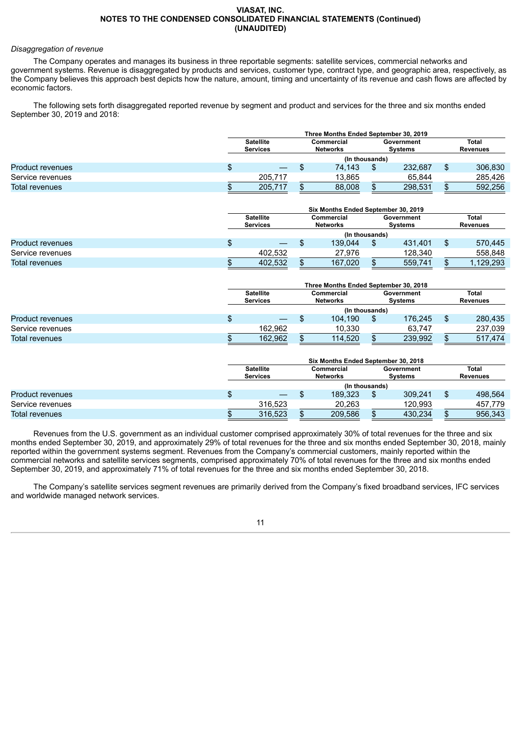VIASAT, INC.
NOTES TO THE CONDENSED CONSOLIDATED FINANCIAL STATEMENTS (Continued)
(UNAUDITED)

*Disaggregation of revenue*

The Company operates and manages its business in three reportable segments: satellite services, commercial networks and government systems. Revenue is disaggregated by products and services, customer type, contract type, and geographic area, respectively, as the Company believes this approach best depicts how the nature, amount, timing and uncertainty of its revenue and cash flows are affected by economic factors.

The following sets forth disaggregated reported revenue by segment and product and services for the three and six months ended September 30, 2019 and 2018:

| | Three Months Ended September 30, 2019 | | | |
|---|---|---|---|---|
| | Satellite Services | Commercial Networks | Government Systems | Total Revenues |
| | (In thousands) | | | |
| Product revenues | $ — | $ 74,143 | $ 232,687 | $ 306,830 |
| Service revenues | 205,717 | 13,865 | 65,844 | 285,426 |
| Total revenues | $ 205,717 | $ 88,008 | $ 298,531 | $ 592,256 |

| | Six Months Ended September 30, 2019 | | | |
|---|---|---|---|---|
| | Satellite Services | Commercial Networks | Government Systems | Total Revenues |
| | (In thousands) | | | |
| Product revenues | $ — | $ 139,044 | $ 431,401 | $ 570,445 |
| Service revenues | 402,532 | 27,976 | 128,340 | 558,848 |
| Total revenues | $ 402,532 | $ 167,020 | $ 559,741 | $ 1,129,293 |

| | Three Months Ended September 30, 2018 | | | |
|---|---|---|---|---|
| | Satellite Services | Commercial Networks | Government Systems | Total Revenues |
| | (In thousands) | | | |
| Product revenues | $ — | $ 104,190 | $ 176,245 | $ 280,435 |
| Service revenues | 162,962 | 10,330 | 63,747 | 237,039 |
| Total revenues | $ 162,962 | $ 114,520 | $ 239,992 | $ 517,474 |

| | Six Months Ended September 30, 2018 | | | |
|---|---|---|---|---|
| | Satellite Services | Commercial Networks | Government Systems | Total Revenues |
| | (In thousands) | | | |
| Product revenues | $ — | $ 189,323 | $ 309,241 | $ 498,564 |
| Service revenues | 316,523 | 20,263 | 120,993 | 457,779 |
| Total revenues | $ 316,523 | $ 209,586 | $ 430,234 | $ 956,343 |

Revenues from the U.S. government as an individual customer comprised approximately 30% of total revenues for the three and six months ended September 30, 2019, and approximately 29% of total revenues for the three and six months ended September 30, 2018, mainly reported within the government systems segment. Revenues from the Company's commercial customers, mainly reported within the commercial networks and satellite services segments, comprised approximately 70% of total revenues for the three and six months ended September 30, 2019, and approximately 71% of total revenues for the three and six months ended September 30, 2018.

The Company's satellite services segment revenues are primarily derived from the Company's fixed broadband services, IFC services and worldwide managed network services.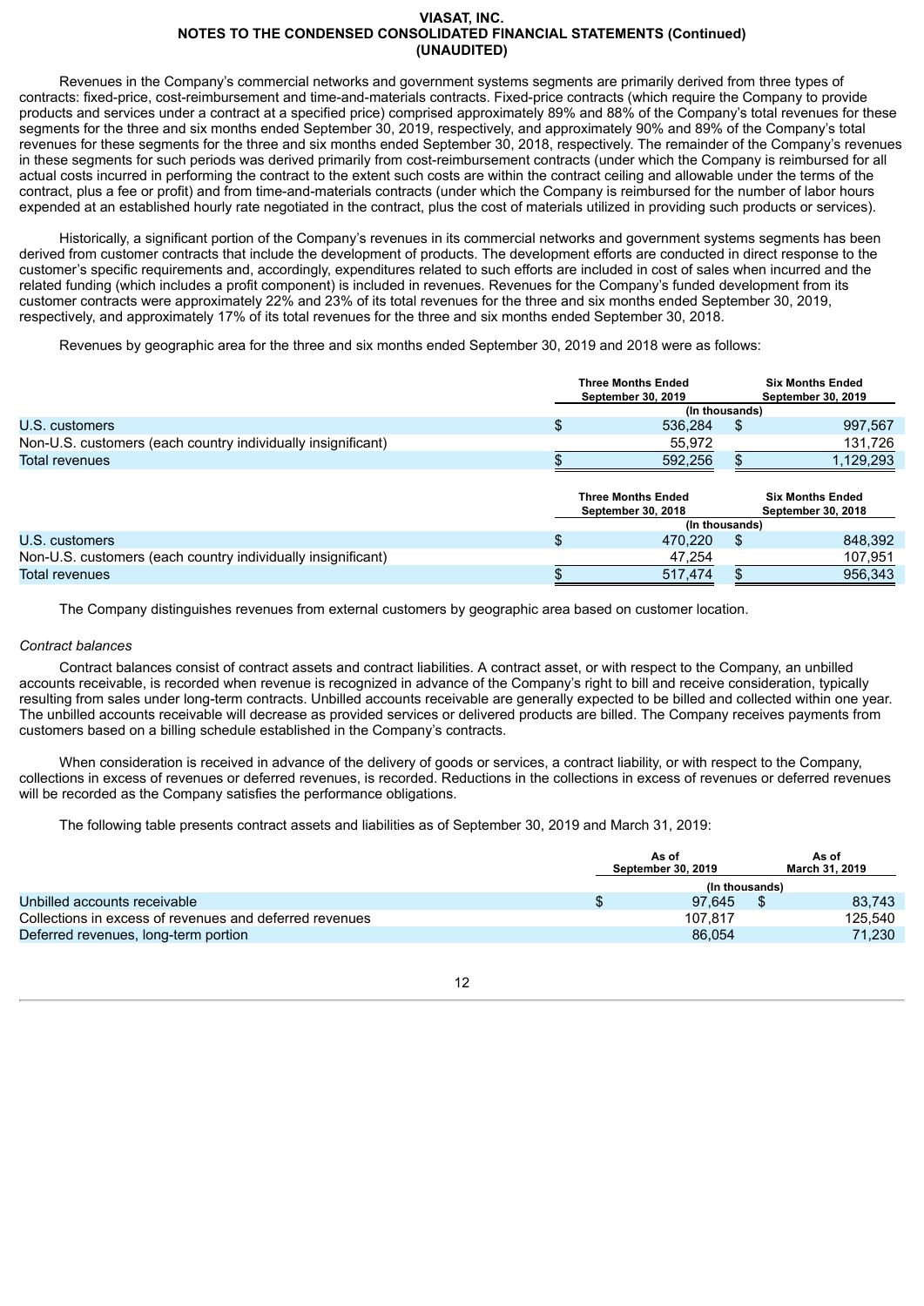Revenues in the Company's commercial networks and government systems segments are primarily derived from three types of contracts: fixed-price, cost-reimbursement and time-and-materials contracts. Fixed-price contracts (which require the Company to provide products and services under a contract at a specified price) comprised approximately 89% and 88% of the Company's total revenues for these segments for the three and six months ended September 30, 2019, respectively, and approximately 90% and 89% of the Company's total revenues for these segments for the three and six months ended September 30, 2018, respectively. The remainder of the Company's revenues in these segments for such periods was derived primarily from cost-reimbursement contracts (under which the Company is reimbursed for all actual costs incurred in performing the contract to the extent such costs are within the contract ceiling and allowable under the terms of the contract, plus a fee or profit) and from time-and-materials contracts (under which the Company is reimbursed for the number of labor hours expended at an established hourly rate negotiated in the contract, plus the cost of materials utilized in providing such products or services).

Historically, a significant portion of the Company's revenues in its commercial networks and government systems segments has been derived from customer contracts that include the development of products. The development efforts are conducted in direct response to the customer's specific requirements and, accordingly, expenditures related to such efforts are included in cost of sales when incurred and the related funding (which includes a profit component) is included in revenues. Revenues for the Company's funded development from its customer contracts were approximately 22% and 23% of its total revenues for the three and six months ended September 30, 2019, respectively, and approximately 17% of its total revenues for the three and six months ended September 30, 2018.

Revenues by geographic area for the three and six months ended September 30, 2019 and 2018 were as follows:

| | Three Months Ended September 30, 2019 | Six Months Ended September 30, 2019 |
|---|---|---|
| | (In thousands) | |
| U.S. customers | $ 536,284 | $ 997,567 |
| Non-U.S. customers (each country individually insignificant) | 55,972 | 131,726 |
| Total revenues | $ 592,256 | $ 1,129,293 |

| | Three Months Ended September 30, 2018 | Six Months Ended September 30, 2018 |
|---|---|---|
| | (In thousands) | |
| U.S. customers | $ 470,220 | $ 848,392 |
| Non-U.S. customers (each country individually insignificant) | 47,254 | 107,951 |
| Total revenues | $ 517,474 | $ 956,343 |

The Company distinguishes revenues from external customers by geographic area based on customer location.

*Contract balances*

Contract balances consist of contract assets and contract liabilities. A contract asset, or with respect to the Company, an unbilled accounts receivable, is recorded when revenue is recognized in advance of the Company's right to bill and receive consideration, typically resulting from sales under long-term contracts. Unbilled accounts receivable are generally expected to be billed and collected within one year. The unbilled accounts receivable will decrease as provided services or delivered products are billed. The Company receives payments from customers based on a billing schedule established in the Company's contracts.

When consideration is received in advance of the delivery of goods or services, a contract liability, or with respect to the Company, collections in excess of revenues or deferred revenues, is recorded. Reductions in the collections in excess of revenues or deferred revenues will be recorded as the Company satisfies the performance obligations.

The following table presents contract assets and liabilities as of September 30, 2019 and March 31, 2019:

| | As of September 30, 2019 | As of March 31, 2019 |
|---|---|---|
| | (In thousands) | |
| Unbilled accounts receivable | $ 97,645 | $ 83,743 |
| Collections in excess of revenues and deferred revenues | 107,817 | 125,540 |
| Deferred revenues, long-term portion | 86,054 | 71,230 |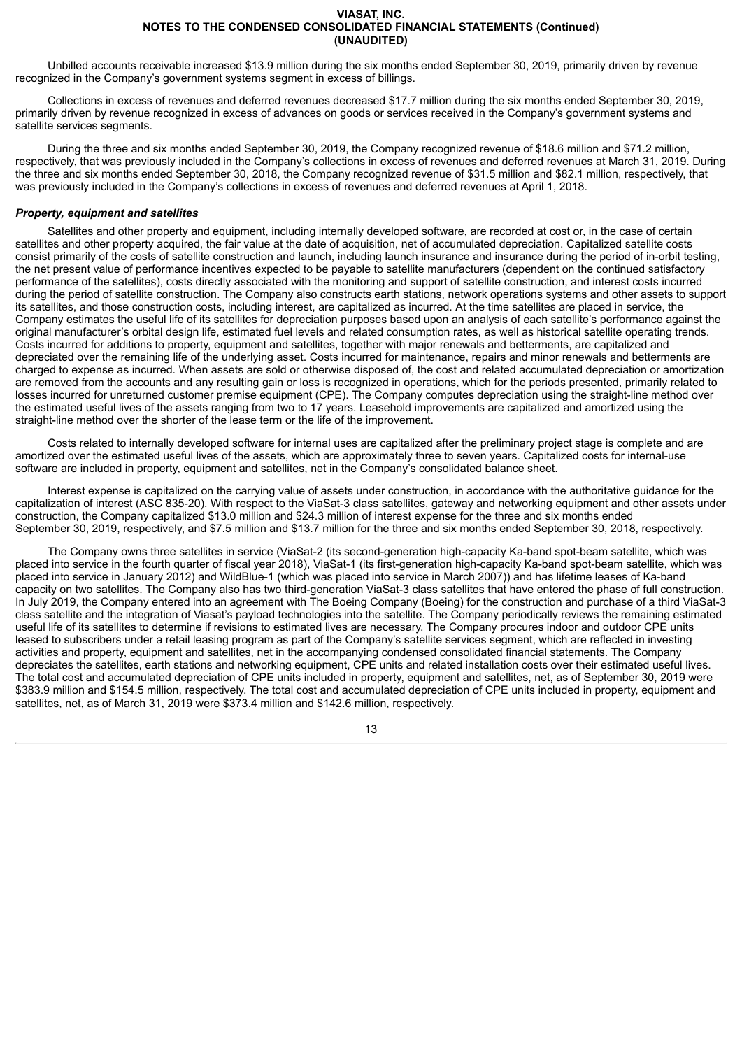Unbilled accounts receivable increased $13.9 million during the six months ended September 30, 2019, primarily driven by revenue recognized in the Company's government systems segment in excess of billings.

Collections in excess of revenues and deferred revenues decreased $17.7 million during the six months ended September 30, 2019, primarily driven by revenue recognized in excess of advances on goods or services received in the Company's government systems and satellite services segments.

During the three and six months ended September 30, 2019, the Company recognized revenue of $18.6 million and $71.2 million, respectively, that was previously included in the Company's collections in excess of revenues and deferred revenues at March 31, 2019. During the three and six months ended September 30, 2018, the Company recognized revenue of $31.5 million and $82.1 million, respectively, that was previously included in the Company's collections in excess of revenues and deferred revenues at April 1, 2018.

***Property, equipment and satellites***

Satellites and other property and equipment, including internally developed software, are recorded at cost or, in the case of certain satellites and other property acquired, the fair value at the date of acquisition, net of accumulated depreciation. Capitalized satellite costs consist primarily of the costs of satellite construction and launch, including launch insurance and insurance during the period of in-orbit testing, the net present value of performance incentives expected to be payable to satellite manufacturers (dependent on the continued satisfactory performance of the satellites), costs directly associated with the monitoring and support of satellite construction, and interest costs incurred during the period of satellite construction. The Company also constructs earth stations, network operations systems and other assets to support its satellites, and those construction costs, including interest, are capitalized as incurred. At the time satellites are placed in service, the Company estimates the useful life of its satellites for depreciation purposes based upon an analysis of each satellite's performance against the original manufacturer's orbital design life, estimated fuel levels and related consumption rates, as well as historical satellite operating trends. Costs incurred for additions to property, equipment and satellites, together with major renewals and betterments, are capitalized and depreciated over the remaining life of the underlying asset. Costs incurred for maintenance, repairs and minor renewals and betterments are charged to expense as incurred. When assets are sold or otherwise disposed of, the cost and related accumulated depreciation or amortization are removed from the accounts and any resulting gain or loss is recognized in operations, which for the periods presented, primarily related to losses incurred for unreturned customer premise equipment (CPE). The Company computes depreciation using the straight-line method over the estimated useful lives of the assets ranging from two to 17 years. Leasehold improvements are capitalized and amortized using the straight-line method over the shorter of the lease term or the life of the improvement.

Costs related to internally developed software for internal uses are capitalized after the preliminary project stage is complete and are amortized over the estimated useful lives of the assets, which are approximately three to seven years. Capitalized costs for internal-use software are included in property, equipment and satellites, net in the Company's consolidated balance sheet.

Interest expense is capitalized on the carrying value of assets under construction, in accordance with the authoritative guidance for the capitalization of interest (ASC 835-20). With respect to the ViaSat-3 class satellites, gateway and networking equipment and other assets under construction, the Company capitalized $13.0 million and $24.3 million of interest expense for the three and six months ended September 30, 2019, respectively, and $7.5 million and $13.7 million for the three and six months ended September 30, 2018, respectively.

The Company owns three satellites in service (ViaSat-2 (its second-generation high-capacity Ka-band spot-beam satellite, which was placed into service in the fourth quarter of fiscal year 2018), ViaSat-1 (its first-generation high-capacity Ka-band spot-beam satellite, which was placed into service in January 2012) and WildBlue-1 (which was placed into service in March 2007)) and has lifetime leases of Ka-band capacity on two satellites. The Company also has two third-generation ViaSat-3 class satellites that have entered the phase of full construction. In July 2019, the Company entered into an agreement with The Boeing Company (Boeing) for the construction and purchase of a third ViaSat-3 class satellite and the integration of Viasat's payload technologies into the satellite. The Company periodically reviews the remaining estimated useful life of its satellites to determine if revisions to estimated lives are necessary. The Company procures indoor and outdoor CPE units leased to subscribers under a retail leasing program as part of the Company's satellite services segment, which are reflected in investing activities and property, equipment and satellites, net in the accompanying condensed consolidated financial statements. The Company depreciates the satellites, earth stations and networking equipment, CPE units and related installation costs over their estimated useful lives. The total cost and accumulated depreciation of CPE units included in property, equipment and satellites, net, as of September 30, 2019 were $383.9 million and $154.5 million, respectively. The total cost and accumulated depreciation of CPE units included in property, equipment and satellites, net, as of March 31, 2019 were $373.4 million and $142.6 million, respectively.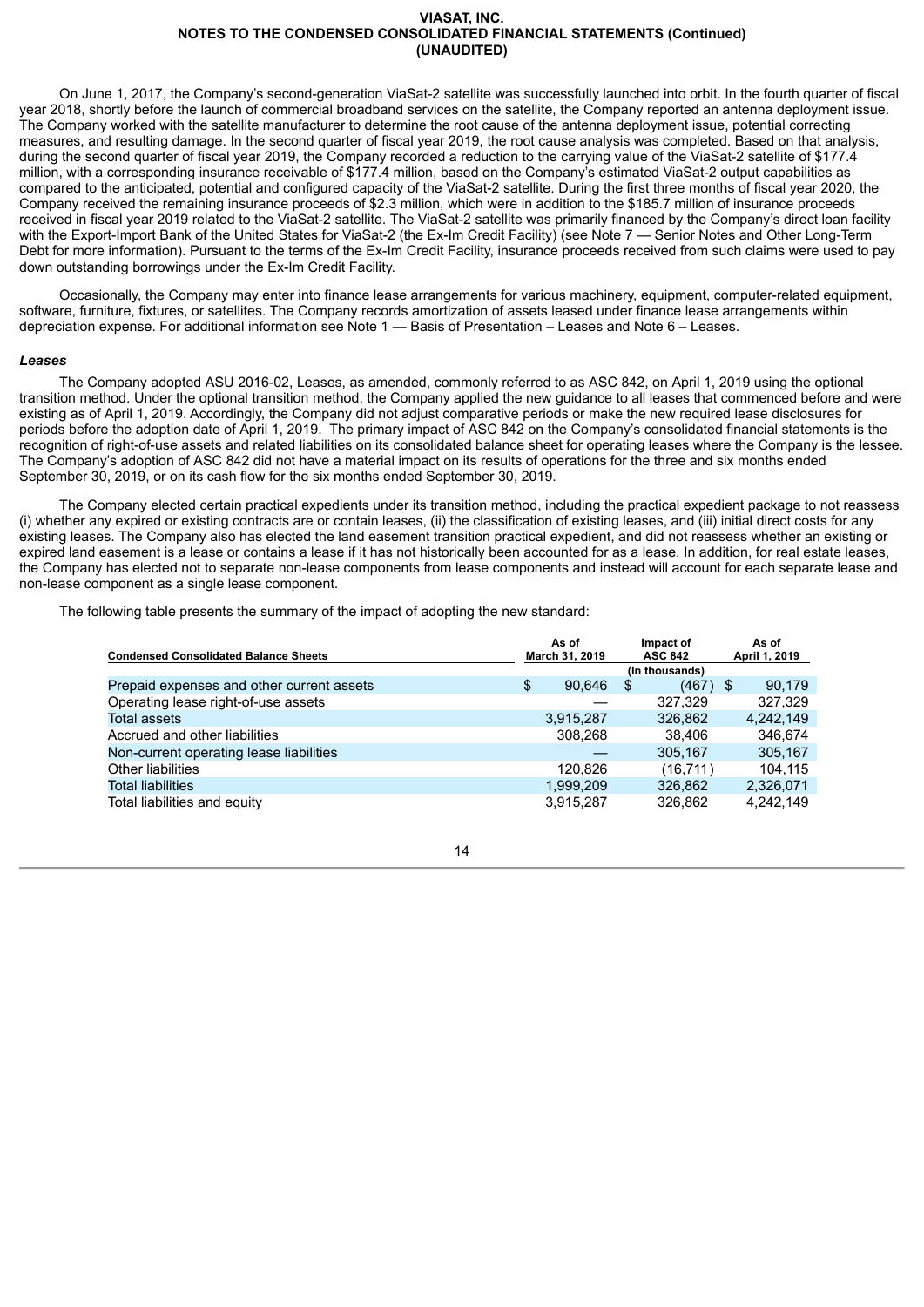On June 1, 2017, the Company's second-generation ViaSat-2 satellite was successfully launched into orbit. In the fourth quarter of fiscal year 2018, shortly before the launch of commercial broadband services on the satellite, the Company reported an antenna deployment issue. The Company worked with the satellite manufacturer to determine the root cause of the antenna deployment issue, potential correcting measures, and resulting damage. In the second quarter of fiscal year 2019, the root cause analysis was completed. Based on that analysis, during the second quarter of fiscal year 2019, the Company recorded a reduction to the carrying value of the ViaSat-2 satellite of $177.4 million, with a corresponding insurance receivable of $177.4 million, based on the Company's estimated ViaSat-2 output capabilities as compared to the anticipated, potential and configured capacity of the ViaSat-2 satellite. During the first three months of fiscal year 2020, the Company received the remaining insurance proceeds of $2.3 million, which were in addition to the $185.7 million of insurance proceeds received in fiscal year 2019 related to the ViaSat-2 satellite. The ViaSat-2 satellite was primarily financed by the Company's direct loan facility with the Export-Import Bank of the United States for ViaSat-2 (the Ex-Im Credit Facility) (see Note 7 — Senior Notes and Other Long-Term Debt for more information). Pursuant to the terms of the Ex-Im Credit Facility, insurance proceeds received from such claims were used to pay down outstanding borrowings under the Ex-Im Credit Facility.

Occasionally, the Company may enter into finance lease arrangements for various machinery, equipment, computer-related equipment, software, furniture, fixtures, or satellites. The Company records amortization of assets leased under finance lease arrangements within depreciation expense. For additional information see Note 1 — Basis of Presentation – Leases and Note 6 – Leases.

***Leases***

The Company adopted ASU 2016-02, Leases, as amended, commonly referred to as ASC 842, on April 1, 2019 using the optional transition method. Under the optional transition method, the Company applied the new guidance to all leases that commenced before and were existing as of April 1, 2019. Accordingly, the Company did not adjust comparative periods or make the new required lease disclosures for periods before the adoption date of April 1, 2019. The primary impact of ASC 842 on the Company's consolidated financial statements is the recognition of right-of-use assets and related liabilities on its consolidated balance sheet for operating leases where the Company is the lessee. The Company's adoption of ASC 842 did not have a material impact on its results of operations for the three and six months ended September 30, 2019, or on its cash flow for the six months ended September 30, 2019.

The Company elected certain practical expedients under its transition method, including the practical expedient package to not reassess (i) whether any expired or existing contracts are or contain leases, (ii) the classification of existing leases, and (iii) initial direct costs for any existing leases. The Company also has elected the land easement transition practical expedient, and did not reassess whether an existing or expired land easement is a lease or contains a lease if it has not historically been accounted for as a lease. In addition, for real estate leases, the Company has elected not to separate non-lease components from lease components and instead will account for each separate lease and non-lease component as a single lease component.

The following table presents the summary of the impact of adopting the new standard:

| Condensed Consolidated Balance Sheets | As of March 31, 2019 | Impact of ASC 842 | As of April 1, 2019 |
|---|---|---|---|
| | | (In thousands) | |
| Prepaid expenses and other current assets | $ 90,646 | $ (467) | $ 90,179 |
| Operating lease right-of-use assets | — | 327,329 | 327,329 |
| Total assets | 3,915,287 | 326,862 | 4,242,149 |
| Accrued and other liabilities | 308,268 | 38,406 | 346,674 |
| Non-current operating lease liabilities | — | 305,167 | 305,167 |
| Other liabilities | 120,826 | (16,711) | 104,115 |
| Total liabilities | 1,999,209 | 326,862 | 2,326,071 |
| Total liabilities and equity | 3,915,287 | 326,862 | 4,242,149 |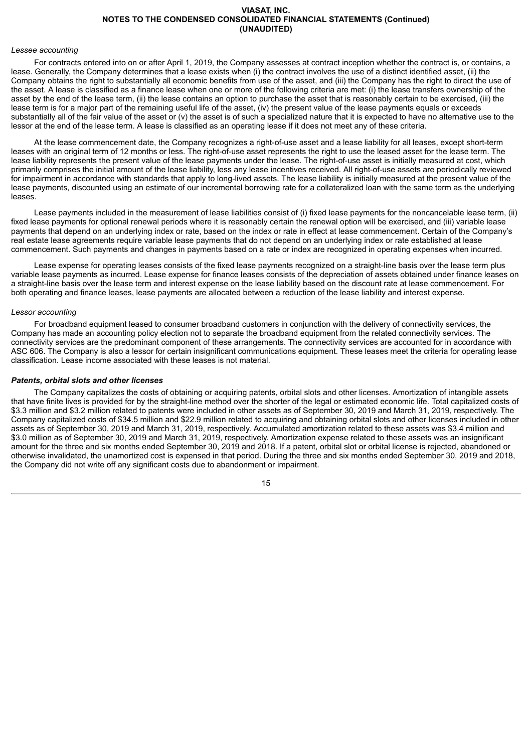*Lessee accounting*

For contracts entered into on or after April 1, 2019, the Company assesses at contract inception whether the contract is, or contains, a lease. Generally, the Company determines that a lease exists when (i) the contract involves the use of a distinct identified asset, (ii) the Company obtains the right to substantially all economic benefits from use of the asset, and (iii) the Company has the right to direct the use of the asset. A lease is classified as a finance lease when one or more of the following criteria are met: (i) the lease transfers ownership of the asset by the end of the lease term, (ii) the lease contains an option to purchase the asset that is reasonably certain to be exercised, (iii) the lease term is for a major part of the remaining useful life of the asset, (iv) the present value of the lease payments equals or exceeds substantially all of the fair value of the asset or (v) the asset is of such a specialized nature that it is expected to have no alternative use to the lessor at the end of the lease term. A lease is classified as an operating lease if it does not meet any of these criteria.

At the lease commencement date, the Company recognizes a right-of-use asset and a lease liability for all leases, except short-term leases with an original term of 12 months or less. The right-of-use asset represents the right to use the leased asset for the lease term. The lease liability represents the present value of the lease payments under the lease. The right-of-use asset is initially measured at cost, which primarily comprises the initial amount of the lease liability, less any lease incentives received. All right-of-use assets are periodically reviewed for impairment in accordance with standards that apply to long-lived assets. The lease liability is initially measured at the present value of the lease payments, discounted using an estimate of our incremental borrowing rate for a collateralized loan with the same term as the underlying leases.

Lease payments included in the measurement of lease liabilities consist of (i) fixed lease payments for the noncancelable lease term, (ii) fixed lease payments for optional renewal periods where it is reasonably certain the renewal option will be exercised, and (iii) variable lease payments that depend on an underlying index or rate, based on the index or rate in effect at lease commencement. Certain of the Company's real estate lease agreements require variable lease payments that do not depend on an underlying index or rate established at lease commencement. Such payments and changes in payments based on a rate or index are recognized in operating expenses when incurred.

Lease expense for operating leases consists of the fixed lease payments recognized on a straight-line basis over the lease term plus variable lease payments as incurred. Lease expense for finance leases consists of the depreciation of assets obtained under finance leases on a straight-line basis over the lease term and interest expense on the lease liability based on the discount rate at lease commencement. For both operating and finance leases, lease payments are allocated between a reduction of the lease liability and interest expense.

*Lessor accounting*

For broadband equipment leased to consumer broadband customers in conjunction with the delivery of connectivity services, the Company has made an accounting policy election not to separate the broadband equipment from the related connectivity services. The connectivity services are the predominant component of these arrangements. The connectivity services are accounted for in accordance with ASC 606. The Company is also a lessor for certain insignificant communications equipment. These leases meet the criteria for operating lease classification. Lease income associated with these leases is not material.

***Patents, orbital slots and other licenses***

The Company capitalizes the costs of obtaining or acquiring patents, orbital slots and other licenses. Amortization of intangible assets that have finite lives is provided for by the straight-line method over the shorter of the legal or estimated economic life. Total capitalized costs of $3.3 million and $3.2 million related to patents were included in other assets as of September 30, 2019 and March 31, 2019, respectively. The Company capitalized costs of $34.5 million and $22.9 million related to acquiring and obtaining orbital slots and other licenses included in other assets as of September 30, 2019 and March 31, 2019, respectively. Accumulated amortization related to these assets was $3.4 million and $3.0 million as of September 30, 2019 and March 31, 2019, respectively. Amortization expense related to these assets was an insignificant amount for the three and six months ended September 30, 2019 and 2018. If a patent, orbital slot or orbital license is rejected, abandoned or otherwise invalidated, the unamortized cost is expensed in that period. During the three and six months ended September 30, 2019 and 2018, the Company did not write off any significant costs due to abandonment or impairment.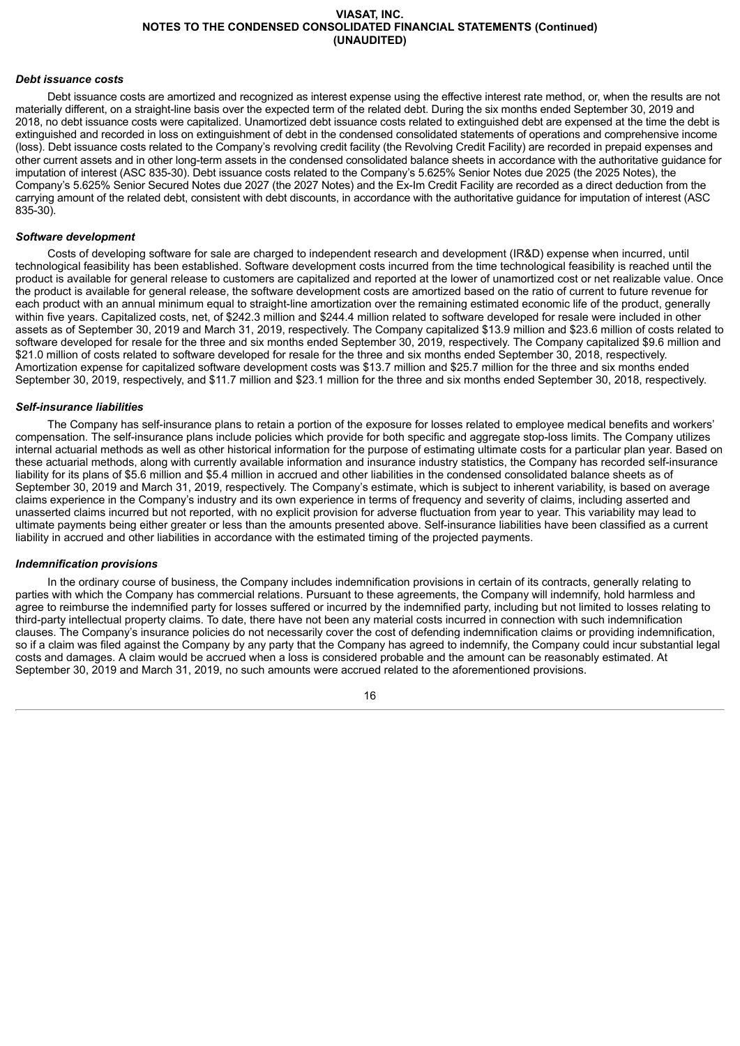### *Debt issuance costs*

Debt issuance costs are amortized and recognized as interest expense using the effective interest rate method, or, when the results are not materially different, on a straight-line basis over the expected term of the related debt. During the six months ended September 30, 2019 and 2018, no debt issuance costs were capitalized. Unamortized debt issuance costs related to extinguished debt are expensed at the time the debt is extinguished and recorded in loss on extinguishment of debt in the condensed consolidated statements of operations and comprehensive income (loss). Debt issuance costs related to the Company's revolving credit facility (the Revolving Credit Facility) are recorded in prepaid expenses and other current assets and in other long-term assets in the condensed consolidated balance sheets in accordance with the authoritative guidance for imputation of interest (ASC 835-30). Debt issuance costs related to the Company's 5.625% Senior Notes due 2025 (the 2025 Notes), the Company's 5.625% Senior Secured Notes due 2027 (the 2027 Notes) and the Ex-Im Credit Facility are recorded as a direct deduction from the carrying amount of the related debt, consistent with debt discounts, in accordance with the authoritative guidance for imputation of interest (ASC 835-30).

### *Software development*

Costs of developing software for sale are charged to independent research and development (IR&D) expense when incurred, until technological feasibility has been established. Software development costs incurred from the time technological feasibility is reached until the product is available for general release to customers are capitalized and reported at the lower of unamortized cost or net realizable value. Once the product is available for general release, the software development costs are amortized based on the ratio of current to future revenue for each product with an annual minimum equal to straight-line amortization over the remaining estimated economic life of the product, generally within five years. Capitalized costs, net, of $242.3 million and $244.4 million related to software developed for resale were included in other assets as of September 30, 2019 and March 31, 2019, respectively. The Company capitalized $13.9 million and $23.6 million of costs related to software developed for resale for the three and six months ended September 30, 2019, respectively. The Company capitalized $9.6 million and $21.0 million of costs related to software developed for resale for the three and six months ended September 30, 2018, respectively. Amortization expense for capitalized software development costs was $13.7 million and $25.7 million for the three and six months ended September 30, 2019, respectively, and $11.7 million and $23.1 million for the three and six months ended September 30, 2018, respectively.

### *Self-insurance liabilities*

The Company has self-insurance plans to retain a portion of the exposure for losses related to employee medical benefits and workers' compensation. The self-insurance plans include policies which provide for both specific and aggregate stop-loss limits. The Company utilizes internal actuarial methods as well as other historical information for the purpose of estimating ultimate costs for a particular plan year. Based on these actuarial methods, along with currently available information and insurance industry statistics, the Company has recorded self-insurance liability for its plans of $5.6 million and $5.4 million in accrued and other liabilities in the condensed consolidated balance sheets as of September 30, 2019 and March 31, 2019, respectively. The Company's estimate, which is subject to inherent variability, is based on average claims experience in the Company's industry and its own experience in terms of frequency and severity of claims, including asserted and unasserted claims incurred but not reported, with no explicit provision for adverse fluctuation from year to year. This variability may lead to ultimate payments being either greater or less than the amounts presented above. Self-insurance liabilities have been classified as a current liability in accrued and other liabilities in accordance with the estimated timing of the projected payments.

### *Indemnification provisions*

In the ordinary course of business, the Company includes indemnification provisions in certain of its contracts, generally relating to parties with which the Company has commercial relations. Pursuant to these agreements, the Company will indemnify, hold harmless and agree to reimburse the indemnified party for losses suffered or incurred by the indemnified party, including but not limited to losses relating to third-party intellectual property claims. To date, there have not been any material costs incurred in connection with such indemnification clauses. The Company's insurance policies do not necessarily cover the cost of defending indemnification claims or providing indemnification, so if a claim was filed against the Company by any party that the Company has agreed to indemnify, the Company could incur substantial legal costs and damages. A claim would be accrued when a loss is considered probable and the amount can be reasonably estimated. At September 30, 2019 and March 31, 2019, no such amounts were accrued related to the aforementioned provisions.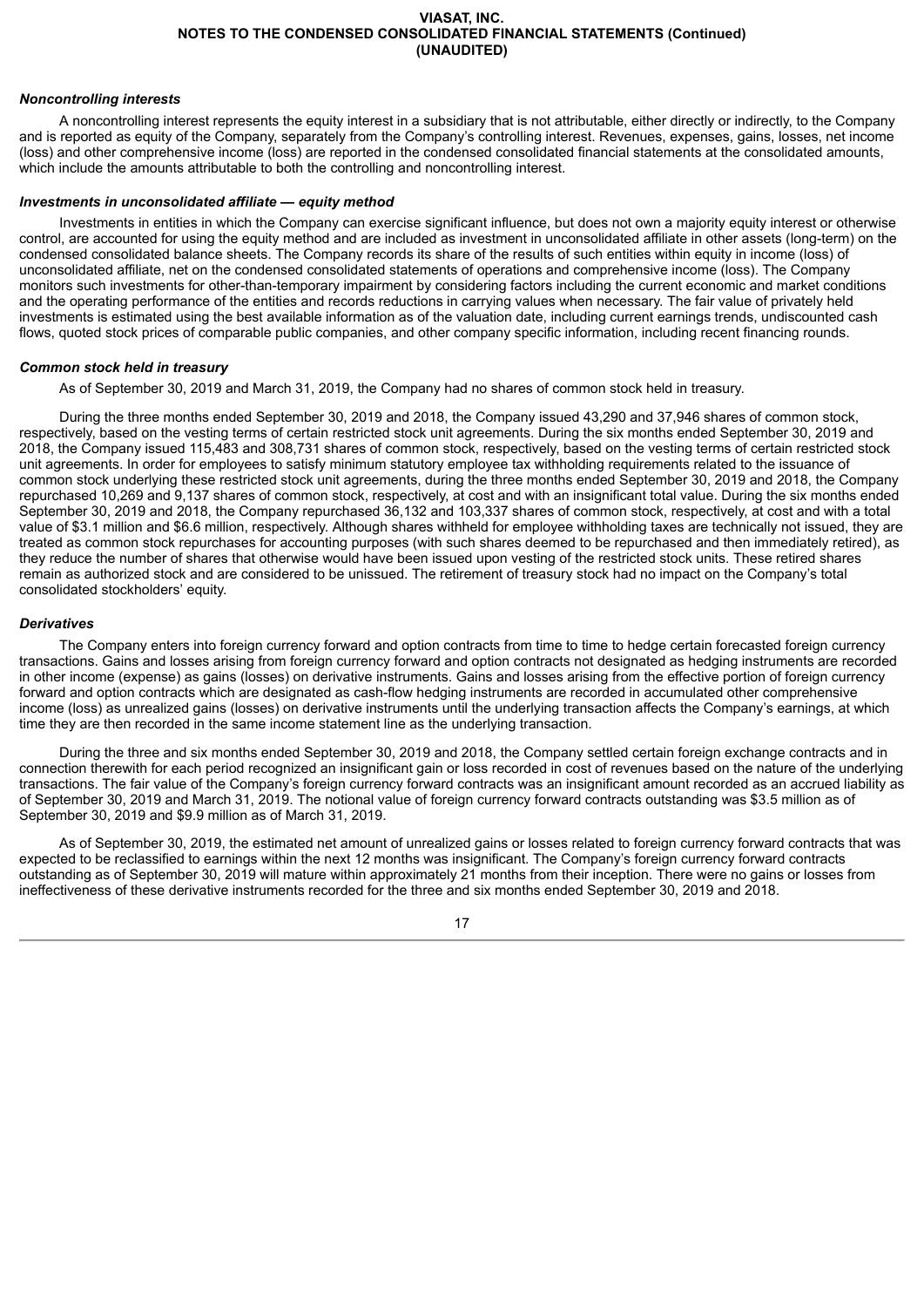***Noncontrolling interests***

A noncontrolling interest represents the equity interest in a subsidiary that is not attributable, either directly or indirectly, to the Company and is reported as equity of the Company, separately from the Company's controlling interest. Revenues, expenses, gains, losses, net income (loss) and other comprehensive income (loss) are reported in the condensed consolidated financial statements at the consolidated amounts, which include the amounts attributable to both the controlling and noncontrolling interest.

***Investments in unconsolidated affiliate — equity method***

Investments in entities in which the Company can exercise significant influence, but does not own a majority equity interest or otherwise control, are accounted for using the equity method and are included as investment in unconsolidated affiliate in other assets (long-term) on the condensed consolidated balance sheets. The Company records its share of the results of such entities within equity in income (loss) of unconsolidated affiliate, net on the condensed consolidated statements of operations and comprehensive income (loss). The Company monitors such investments for other-than-temporary impairment by considering factors including the current economic and market conditions and the operating performance of the entities and records reductions in carrying values when necessary. The fair value of privately held investments is estimated using the best available information as of the valuation date, including current earnings trends, undiscounted cash flows, quoted stock prices of comparable public companies, and other company specific information, including recent financing rounds.

***Common stock held in treasury***

As of September 30, 2019 and March 31, 2019, the Company had no shares of common stock held in treasury.

During the three months ended September 30, 2019 and 2018, the Company issued 43,290 and 37,946 shares of common stock, respectively, based on the vesting terms of certain restricted stock unit agreements. During the six months ended September 30, 2019 and 2018, the Company issued 115,483 and 308,731 shares of common stock, respectively, based on the vesting terms of certain restricted stock unit agreements. In order for employees to satisfy minimum statutory employee tax withholding requirements related to the issuance of common stock underlying these restricted stock unit agreements, during the three months ended September 30, 2019 and 2018, the Company repurchased 10,269 and 9,137 shares of common stock, respectively, at cost and with an insignificant total value. During the six months ended September 30, 2019 and 2018, the Company repurchased 36,132 and 103,337 shares of common stock, respectively, at cost and with a total value of $3.1 million and $6.6 million, respectively. Although shares withheld for employee withholding taxes are technically not issued, they are treated as common stock repurchases for accounting purposes (with such shares deemed to be repurchased and then immediately retired), as they reduce the number of shares that otherwise would have been issued upon vesting of the restricted stock units. These retired shares remain as authorized stock and are considered to be unissued. The retirement of treasury stock had no impact on the Company's total consolidated stockholders' equity.

***Derivatives***

The Company enters into foreign currency forward and option contracts from time to time to hedge certain forecasted foreign currency transactions. Gains and losses arising from foreign currency forward and option contracts not designated as hedging instruments are recorded in other income (expense) as gains (losses) on derivative instruments. Gains and losses arising from the effective portion of foreign currency forward and option contracts which are designated as cash-flow hedging instruments are recorded in accumulated other comprehensive income (loss) as unrealized gains (losses) on derivative instruments until the underlying transaction affects the Company's earnings, at which time they are then recorded in the same income statement line as the underlying transaction.

During the three and six months ended September 30, 2019 and 2018, the Company settled certain foreign exchange contracts and in connection therewith for each period recognized an insignificant gain or loss recorded in cost of revenues based on the nature of the underlying transactions. The fair value of the Company's foreign currency forward contracts was an insignificant amount recorded as an accrued liability as of September 30, 2019 and March 31, 2019. The notional value of foreign currency forward contracts outstanding was $3.5 million as of September 30, 2019 and $9.9 million as of March 31, 2019.

As of September 30, 2019, the estimated net amount of unrealized gains or losses related to foreign currency forward contracts that was expected to be reclassified to earnings within the next 12 months was insignificant. The Company's foreign currency forward contracts outstanding as of September 30, 2019 will mature within approximately 21 months from their inception. There were no gains or losses from ineffectiveness of these derivative instruments recorded for the three and six months ended September 30, 2019 and 2018.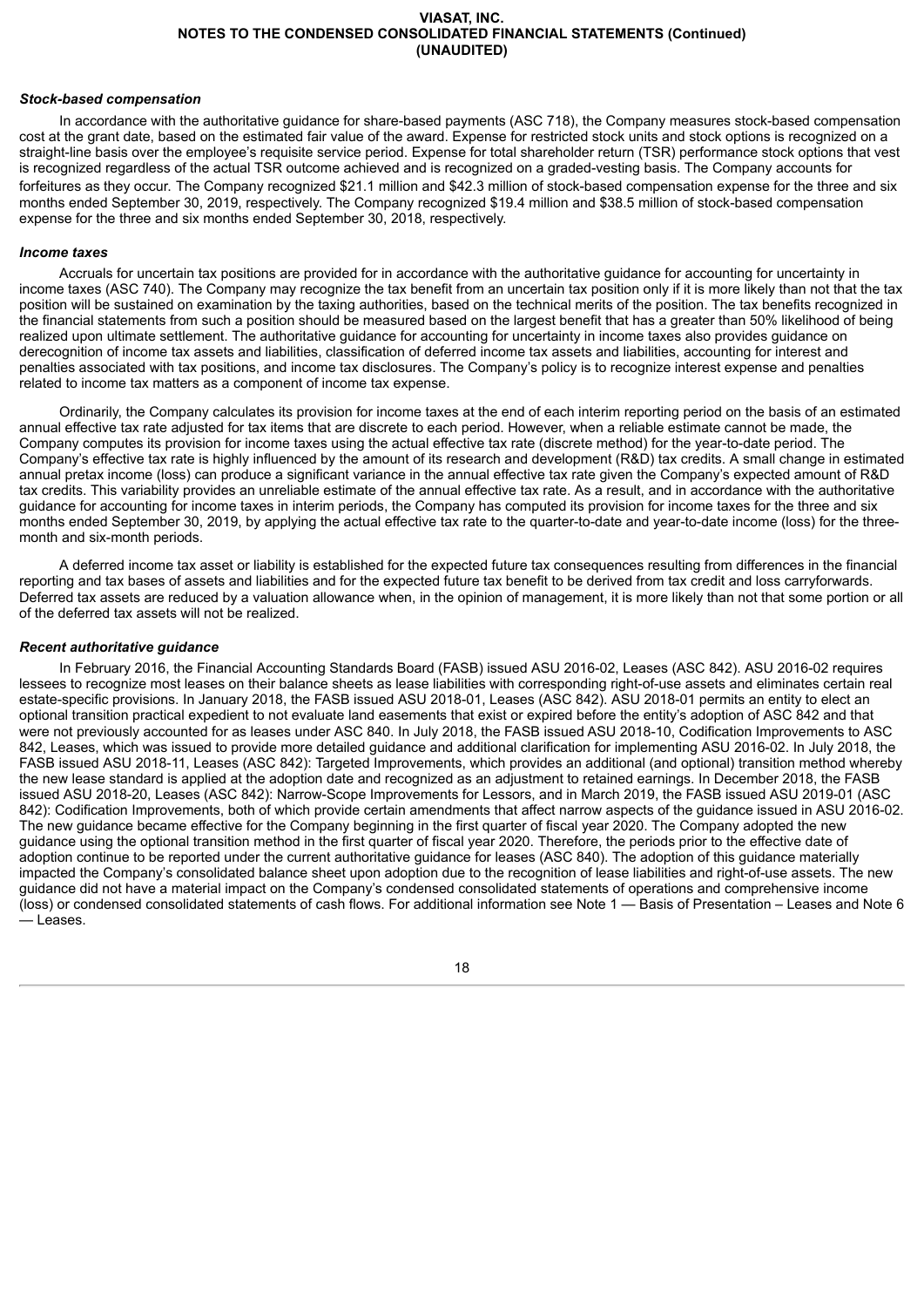### *Stock-based compensation*

In accordance with the authoritative guidance for share-based payments (ASC 718), the Company measures stock-based compensation cost at the grant date, based on the estimated fair value of the award. Expense for restricted stock units and stock options is recognized on a straight-line basis over the employee's requisite service period. Expense for total shareholder return (TSR) performance stock options that vest is recognized regardless of the actual TSR outcome achieved and is recognized on a graded-vesting basis. The Company accounts for forfeitures as they occur. The Company recognized $21.1 million and $42.3 million of stock-based compensation expense for the three and six months ended September 30, 2019, respectively. The Company recognized $19.4 million and $38.5 million of stock-based compensation expense for the three and six months ended September 30, 2018, respectively.

### *Income taxes*

Accruals for uncertain tax positions are provided for in accordance with the authoritative guidance for accounting for uncertainty in income taxes (ASC 740). The Company may recognize the tax benefit from an uncertain tax position only if it is more likely than not that the tax position will be sustained on examination by the taxing authorities, based on the technical merits of the position. The tax benefits recognized in the financial statements from such a position should be measured based on the largest benefit that has a greater than 50% likelihood of being realized upon ultimate settlement. The authoritative guidance for accounting for uncertainty in income taxes also provides guidance on derecognition of income tax assets and liabilities, classification of deferred income tax assets and liabilities, accounting for interest and penalties associated with tax positions, and income tax disclosures. The Company's policy is to recognize interest expense and penalties related to income tax matters as a component of income tax expense.

Ordinarily, the Company calculates its provision for income taxes at the end of each interim reporting period on the basis of an estimated annual effective tax rate adjusted for tax items that are discrete to each period. However, when a reliable estimate cannot be made, the Company computes its provision for income taxes using the actual effective tax rate (discrete method) for the year-to-date period. The Company's effective tax rate is highly influenced by the amount of its research and development (R&D) tax credits. A small change in estimated annual pretax income (loss) can produce a significant variance in the annual effective tax rate given the Company's expected amount of R&D tax credits. This variability provides an unreliable estimate of the annual effective tax rate. As a result, and in accordance with the authoritative guidance for accounting for income taxes in interim periods, the Company has computed its provision for income taxes for the three and six months ended September 30, 2019, by applying the actual effective tax rate to the quarter-to-date and year-to-date income (loss) for the three-month and six-month periods.

A deferred income tax asset or liability is established for the expected future tax consequences resulting from differences in the financial reporting and tax bases of assets and liabilities and for the expected future tax benefit to be derived from tax credit and loss carryforwards. Deferred tax assets are reduced by a valuation allowance when, in the opinion of management, it is more likely than not that some portion or all of the deferred tax assets will not be realized.

### *Recent authoritative guidance*

In February 2016, the Financial Accounting Standards Board (FASB) issued ASU 2016-02, Leases (ASC 842). ASU 2016-02 requires lessees to recognize most leases on their balance sheets as lease liabilities with corresponding right-of-use assets and eliminates certain real estate-specific provisions. In January 2018, the FASB issued ASU 2018-01, Leases (ASC 842). ASU 2018-01 permits an entity to elect an optional transition practical expedient to not evaluate land easements that exist or expired before the entity's adoption of ASC 842 and that were not previously accounted for as leases under ASC 840. In July 2018, the FASB issued ASU 2018-10, Codification Improvements to ASC 842, Leases, which was issued to provide more detailed guidance and additional clarification for implementing ASU 2016-02. In July 2018, the FASB issued ASU 2018-11, Leases (ASC 842): Targeted Improvements, which provides an additional (and optional) transition method whereby the new lease standard is applied at the adoption date and recognized as an adjustment to retained earnings. In December 2018, the FASB issued ASU 2018-20, Leases (ASC 842): Narrow-Scope Improvements for Lessors, and in March 2019, the FASB issued ASU 2019-01 (ASC 842): Codification Improvements, both of which provide certain amendments that affect narrow aspects of the guidance issued in ASU 2016-02. The new guidance became effective for the Company beginning in the first quarter of fiscal year 2020. The Company adopted the new guidance using the optional transition method in the first quarter of fiscal year 2020. Therefore, the periods prior to the effective date of adoption continue to be reported under the current authoritative guidance for leases (ASC 840). The adoption of this guidance materially impacted the Company's consolidated balance sheet upon adoption due to the recognition of lease liabilities and right-of-use assets. The new guidance did not have a material impact on the Company's condensed consolidated statements of operations and comprehensive income (loss) or condensed consolidated statements of cash flows. For additional information see Note 1 — Basis of Presentation – Leases and Note 6 — Leases.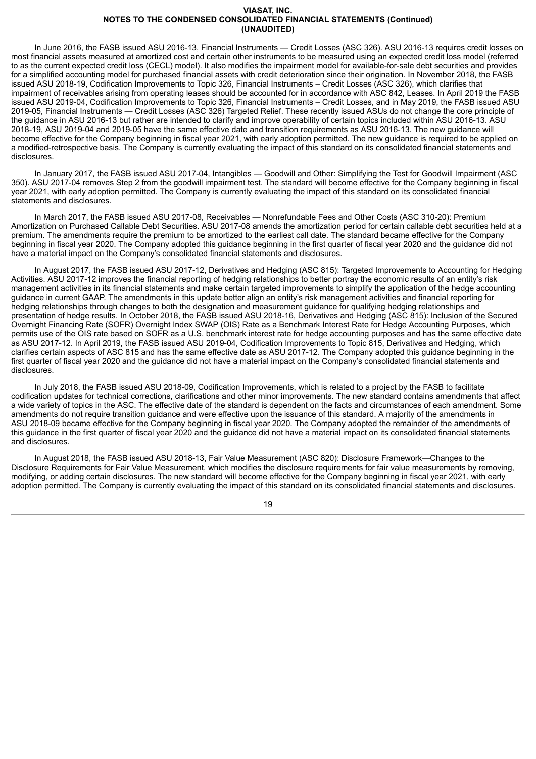In June 2016, the FASB issued ASU 2016-13, Financial Instruments — Credit Losses (ASC 326). ASU 2016-13 requires credit losses on most financial assets measured at amortized cost and certain other instruments to be measured using an expected credit loss model (referred to as the current expected credit loss (CECL) model). It also modifies the impairment model for available-for-sale debt securities and provides for a simplified accounting model for purchased financial assets with credit deterioration since their origination. In November 2018, the FASB issued ASU 2018-19, Codification Improvements to Topic 326, Financial Instruments – Credit Losses (ASC 326), which clarifies that impairment of receivables arising from operating leases should be accounted for in accordance with ASC 842, Leases. In April 2019 the FASB issued ASU 2019-04, Codification Improvements to Topic 326, Financial Instruments – Credit Losses, and in May 2019, the FASB issued ASU 2019-05, Financial Instruments — Credit Losses (ASC 326) Targeted Relief. These recently issued ASUs do not change the core principle of the guidance in ASU 2016-13 but rather are intended to clarify and improve operability of certain topics included within ASU 2016-13. ASU 2018-19, ASU 2019-04 and 2019-05 have the same effective date and transition requirements as ASU 2016-13. The new guidance will become effective for the Company beginning in fiscal year 2021, with early adoption permitted. The new guidance is required to be applied on a modified-retrospective basis. The Company is currently evaluating the impact of this standard on its consolidated financial statements and disclosures.

In January 2017, the FASB issued ASU 2017-04, Intangibles — Goodwill and Other: Simplifying the Test for Goodwill Impairment (ASC 350). ASU 2017-04 removes Step 2 from the goodwill impairment test. The standard will become effective for the Company beginning in fiscal year 2021, with early adoption permitted. The Company is currently evaluating the impact of this standard on its consolidated financial statements and disclosures.

In March 2017, the FASB issued ASU 2017-08, Receivables — Nonrefundable Fees and Other Costs (ASC 310-20): Premium Amortization on Purchased Callable Debt Securities. ASU 2017-08 amends the amortization period for certain callable debt securities held at a premium. The amendments require the premium to be amortized to the earliest call date. The standard became effective for the Company beginning in fiscal year 2020. The Company adopted this guidance beginning in the first quarter of fiscal year 2020 and the guidance did not have a material impact on the Company's consolidated financial statements and disclosures.

In August 2017, the FASB issued ASU 2017-12, Derivatives and Hedging (ASC 815): Targeted Improvements to Accounting for Hedging Activities. ASU 2017-12 improves the financial reporting of hedging relationships to better portray the economic results of an entity's risk management activities in its financial statements and make certain targeted improvements to simplify the application of the hedge accounting guidance in current GAAP. The amendments in this update better align an entity's risk management activities and financial reporting for hedging relationships through changes to both the designation and measurement guidance for qualifying hedging relationships and presentation of hedge results. In October 2018, the FASB issued ASU 2018-16, Derivatives and Hedging (ASC 815): Inclusion of the Secured Overnight Financing Rate (SOFR) Overnight Index SWAP (OIS) Rate as a Benchmark Interest Rate for Hedge Accounting Purposes, which permits use of the OIS rate based on SOFR as a U.S. benchmark interest rate for hedge accounting purposes and has the same effective date as ASU 2017-12. In April 2019, the FASB issued ASU 2019-04, Codification Improvements to Topic 815, Derivatives and Hedging, which clarifies certain aspects of ASC 815 and has the same effective date as ASU 2017-12. The Company adopted this guidance beginning in the first quarter of fiscal year 2020 and the guidance did not have a material impact on the Company's consolidated financial statements and disclosures.

In July 2018, the FASB issued ASU 2018-09, Codification Improvements, which is related to a project by the FASB to facilitate codification updates for technical corrections, clarifications and other minor improvements. The new standard contains amendments that affect a wide variety of topics in the ASC. The effective date of the standard is dependent on the facts and circumstances of each amendment. Some amendments do not require transition guidance and were effective upon the issuance of this standard. A majority of the amendments in ASU 2018-09 became effective for the Company beginning in fiscal year 2020. The Company adopted the remainder of the amendments of this guidance in the first quarter of fiscal year 2020 and the guidance did not have a material impact on its consolidated financial statements and disclosures.

In August 2018, the FASB issued ASU 2018-13, Fair Value Measurement (ASC 820): Disclosure Framework—Changes to the Disclosure Requirements for Fair Value Measurement, which modifies the disclosure requirements for fair value measurements by removing, modifying, or adding certain disclosures. The new standard will become effective for the Company beginning in fiscal year 2021, with early adoption permitted. The Company is currently evaluating the impact of this standard on its consolidated financial statements and disclosures.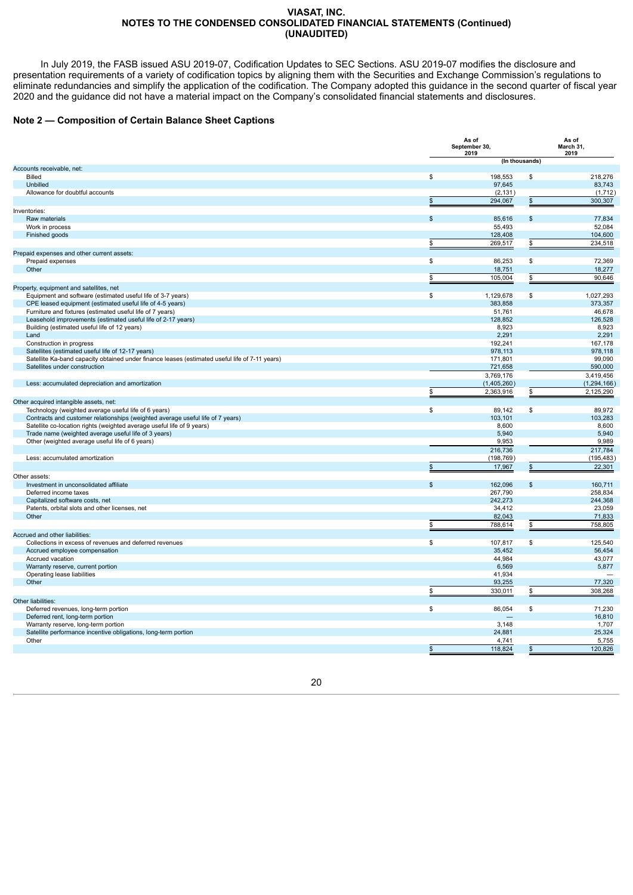In July 2019, the FASB issued ASU 2019-07, Codification Updates to SEC Sections. ASU 2019-07 modifies the disclosure and presentation requirements of a variety of codification topics by aligning them with the Securities and Exchange Commission's regulations to eliminate redundancies and simplify the application of the codification. The Company adopted this guidance in the second quarter of fiscal year 2020 and the guidance did not have a material impact on the Company's consolidated financial statements and disclosures.

## Note 2 — Composition of Certain Balance Sheet Captions

| | As of September 30, 2019 | As of March 31, 2019 |
|---|---|---|
| | (In thousands) | |
| **Accounts receivable, net:** | | |
| Billed | $ 198,553 | $ 218,276 |
| Unbilled | 97,645 | 83,743 |
| Allowance for doubtful accounts | (2,131) | (1,712) |
| | $ 294,067 | $ 300,307 |
| **Inventories:** | | |
| Raw materials | $ 85,616 | $ 77,834 |
| Work in process | 55,493 | 52,084 |
| Finished goods | 128,408 | 104,600 |
| | $ 269,517 | $ 234,518 |
| **Prepaid expenses and other current assets:** | | |
| Prepaid expenses | $ 86,253 | $ 72,369 |
| Other | 18,751 | 18,277 |
| | $ 105,004 | $ 90,646 |
| **Property, equipment and satellites, net** | | |
| Equipment and software (estimated useful life of 3-7 years) | $ 1,129,678 | $ 1,027,293 |
| CPE leased equipment (estimated useful life of 4-5 years) | 383,858 | 373,357 |
| Furniture and fixtures (estimated useful life of 7 years) | 51,761 | 46,678 |
| Leasehold improvements (estimated useful life of 2-17 years) | 128,852 | 126,528 |
| Building (estimated useful life of 12 years) | 8,923 | 8,923 |
| Land | 2,291 | 2,291 |
| Construction in progress | 192,241 | 167,178 |
| Satellites (estimated useful life of 12-17 years) | 978,113 | 978,118 |
| Satellite Ka-band capacity obtained under finance leases (estimated useful life of 7-11 years) | 171,801 | 99,090 |
| Satellites under construction | 721,658 | 590,000 |
| | 3,769,176 | 3,419,456 |
| Less: accumulated depreciation and amortization | (1,405,260) | (1,294,166) |
| | $ 2,363,916 | $ 2,125,290 |
| **Other acquired intangible assets, net:** | | |
| Technology (weighted average useful life of 6 years) | $ 89,142 | $ 89,972 |
| Contracts and customer relationships (weighted average useful life of 7 years) | 103,101 | 103,283 |
| Satellite co-location rights (weighted average useful life of 9 years) | 8,600 | 8,600 |
| Trade name (weighted average useful life of 3 years) | 5,940 | 5,940 |
| Other (weighted average useful life of 6 years) | 9,953 | 9,989 |
| | 216,736 | 217,784 |
| Less: accumulated amortization | (198,769) | (195,483) |
| | $ 17,967 | $ 22,301 |
| **Other assets:** | | |
| Investment in unconsolidated affiliate | $ 162,096 | $ 160,711 |
| Deferred income taxes | 267,790 | 258,834 |
| Capitalized software costs, net | 242,273 | 244,368 |
| Patents, orbital slots and other licenses, net | 34,412 | 23,059 |
| Other | 82,043 | 71,833 |
| | $ 788,614 | $ 758,805 |
| **Accrued and other liabilities:** | | |
| Collections in excess of revenues and deferred revenues | $ 107,817 | $ 125,540 |
| Accrued employee compensation | 35,452 | 56,454 |
| Accrued vacation | 44,984 | 43,077 |
| Warranty reserve, current portion | 6,569 | 5,877 |
| Operating lease liabilities | 41,934 | — |
| Other | 93,255 | 77,320 |
| | $ 330,011 | $ 308,268 |
| **Other liabilities:** | | |
| Deferred revenues, long-term portion | $ 86,054 | $ 71,230 |
| Deferred rent, long-term portion | — | 16,810 |
| Warranty reserve, long-term portion | 3,148 | 1,707 |
| Satellite performance incentive obligations, long-term portion | 24,881 | 25,324 |
| Other | 4,741 | 5,755 |
| | $ 118,824 | $ 120,826 |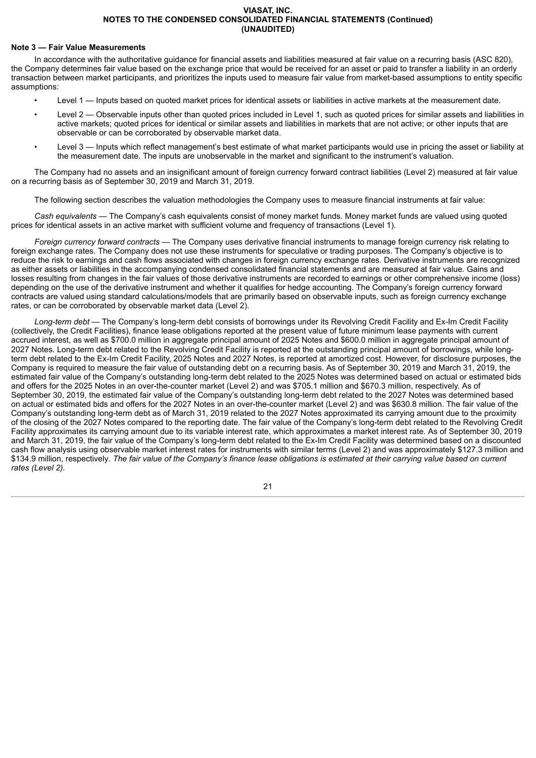**Note 3 — Fair Value Measurements**

In accordance with the authoritative guidance for financial assets and liabilities measured at fair value on a recurring basis (ASC 820), the Company determines fair value based on the exchange price that would be received for an asset or paid to transfer a liability in an orderly transaction between market participants, and prioritizes the inputs used to measure fair value from market-based assumptions to entity specific assumptions:

- Level 1 — Inputs based on quoted market prices for identical assets or liabilities in active markets at the measurement date.
- Level 2 — Observable inputs other than quoted prices included in Level 1, such as quoted prices for similar assets and liabilities in active markets; quoted prices for identical or similar assets and liabilities in markets that are not active; or other inputs that are observable or can be corroborated by observable market data.
- Level 3 — Inputs which reflect management's best estimate of what market participants would use in pricing the asset or liability at the measurement date. The inputs are unobservable in the market and significant to the instrument's valuation.

The Company had no assets and an insignificant amount of foreign currency forward contract liabilities (Level 2) measured at fair value on a recurring basis as of September 30, 2019 and March 31, 2019.

The following section describes the valuation methodologies the Company uses to measure financial instruments at fair value:

*Cash equivalents* — The Company's cash equivalents consist of money market funds. Money market funds are valued using quoted prices for identical assets in an active market with sufficient volume and frequency of transactions (Level 1).

*Foreign currency forward contracts* — The Company uses derivative financial instruments to manage foreign currency risk relating to foreign exchange rates. The Company does not use these instruments for speculative or trading purposes. The Company's objective is to reduce the risk to earnings and cash flows associated with changes in foreign currency exchange rates. Derivative instruments are recognized as either assets or liabilities in the accompanying condensed consolidated financial statements and are measured at fair value. Gains and losses resulting from changes in the fair values of those derivative instruments are recorded to earnings or other comprehensive income (loss) depending on the use of the derivative instrument and whether it qualifies for hedge accounting. The Company's foreign currency forward contracts are valued using standard calculations/models that are primarily based on observable inputs, such as foreign currency exchange rates, or can be corroborated by observable market data (Level 2).

*Long-term debt* — The Company's long-term debt consists of borrowings under its Revolving Credit Facility and Ex-Im Credit Facility (collectively, the Credit Facilities), finance lease obligations reported at the present value of future minimum lease payments with current accrued interest, as well as $700.0 million in aggregate principal amount of 2025 Notes and $600.0 million in aggregate principal amount of 2027 Notes. Long-term debt related to the Revolving Credit Facility is reported at the outstanding principal amount of borrowings, while long-term debt related to the Ex-Im Credit Facility, 2025 Notes and 2027 Notes, is reported at amortized cost. However, for disclosure purposes, the Company is required to measure the fair value of outstanding debt on a recurring basis. As of September 30, 2019 and March 31, 2019, the estimated fair value of the Company's outstanding long-term debt related to the 2025 Notes was determined based on actual or estimated bids and offers for the 2025 Notes in an over-the-counter market (Level 2) and was $705.1 million and $670.3 million, respectively. As of September 30, 2019, the estimated fair value of the Company's outstanding long-term debt related to the 2027 Notes was determined based on actual or estimated bids and offers for the 2027 Notes in an over-the-counter market (Level 2) and was $630.8 million. The fair value of the Company's outstanding long-term debt as of March 31, 2019 related to the 2027 Notes approximated its carrying amount due to the proximity of the closing of the 2027 Notes compared to the reporting date. The fair value of the Company's long-term debt related to the Revolving Credit Facility approximates its carrying amount due to its variable interest rate, which approximates a market interest rate. As of September 30, 2019 and March 31, 2019, the fair value of the Company's long-term debt related to the Ex-Im Credit Facility was determined based on a discounted cash flow analysis using observable market interest rates for instruments with similar terms (Level 2) and was approximately $127.3 million and $134.9 million, respectively. *The fair value of the Company's finance lease obligations is estimated at their carrying value based on current rates (Level 2).*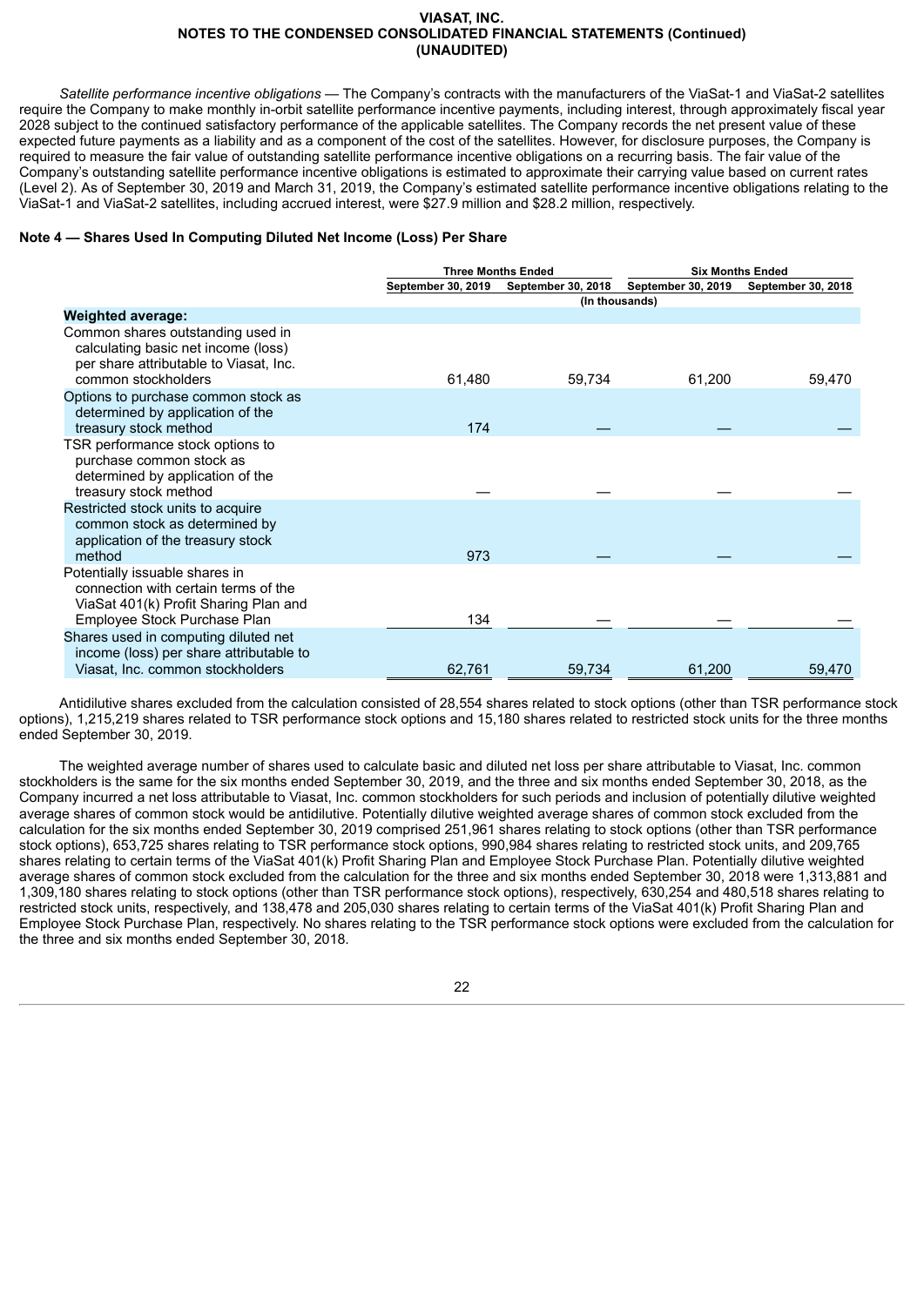*Satellite performance incentive obligations* — The Company's contracts with the manufacturers of the ViaSat-1 and ViaSat-2 satellites require the Company to make monthly in-orbit satellite performance incentive payments, including interest, through approximately fiscal year 2028 subject to the continued satisfactory performance of the applicable satellites. The Company records the net present value of these expected future payments as a liability and as a component of the cost of the satellites. However, for disclosure purposes, the Company is required to measure the fair value of outstanding satellite performance incentive obligations on a recurring basis. The fair value of the Company's outstanding satellite performance incentive obligations is estimated to approximate their carrying value based on current rates (Level 2). As of September 30, 2019 and March 31, 2019, the Company's estimated satellite performance incentive obligations relating to the ViaSat-1 and ViaSat-2 satellites, including accrued interest, were $27.9 million and $28.2 million, respectively.

**Note 4 — Shares Used In Computing Diluted Net Income (Loss) Per Share**

| | Three Months Ended | | Six Months Ended | |
|---|---|---|---|---|
| | September 30, 2019 | September 30, 2018 | September 30, 2019 | September 30, 2018 |
| | (In thousands) | | | |
| **Weighted average:** | | | | |
| Common shares outstanding used in calculating basic net income (loss) per share attributable to Viasat, Inc. common stockholders | 61,480 | 59,734 | 61,200 | 59,470 |
| Options to purchase common stock as determined by application of the treasury stock method | 174 | — | — | — |
| TSR performance stock options to purchase common stock as determined by application of the treasury stock method | — | — | — | — |
| Restricted stock units to acquire common stock as determined by application of the treasury stock method | 973 | — | — | — |
| Potentially issuable shares in connection with certain terms of the ViaSat 401(k) Profit Sharing Plan and Employee Stock Purchase Plan | 134 | — | — | — |
| Shares used in computing diluted net income (loss) per share attributable to Viasat, Inc. common stockholders | 62,761 | 59,734 | 61,200 | 59,470 |

Antidilutive shares excluded from the calculation consisted of 28,554 shares related to stock options (other than TSR performance stock options), 1,215,219 shares related to TSR performance stock options and 15,180 shares related to restricted stock units for the three months ended September 30, 2019.

The weighted average number of shares used to calculate basic and diluted net loss per share attributable to Viasat, Inc. common stockholders is the same for the six months ended September 30, 2019, and the three and six months ended September 30, 2018, as the Company incurred a net loss attributable to Viasat, Inc. common stockholders for such periods and inclusion of potentially dilutive weighted average shares of common stock would be antidilutive. Potentially dilutive weighted average shares of common stock excluded from the calculation for the six months ended September 30, 2019 comprised 251,961 shares relating to stock options (other than TSR performance stock options), 653,725 shares relating to TSR performance stock options, 990,984 shares relating to restricted stock units, and 209,765 shares relating to certain terms of the ViaSat 401(k) Profit Sharing Plan and Employee Stock Purchase Plan. Potentially dilutive weighted average shares of common stock excluded from the calculation for the three and six months ended September 30, 2018 were 1,313,881 and 1,309,180 shares relating to stock options (other than TSR performance stock options), respectively, 630,254 and 480,518 shares relating to restricted stock units, respectively, and 138,478 and 205,030 shares relating to certain terms of the ViaSat 401(k) Profit Sharing Plan and Employee Stock Purchase Plan, respectively. No shares relating to the TSR performance stock options were excluded from the calculation for the three and six months ended September 30, 2018.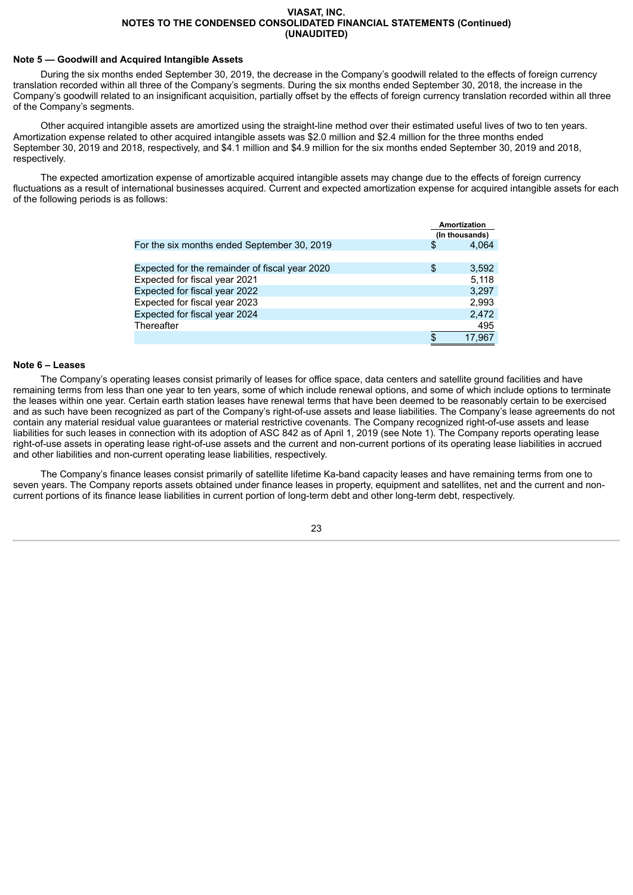## Note 5 — Goodwill and Acquired Intangible Assets

During the six months ended September 30, 2019, the decrease in the Company's goodwill related to the effects of foreign currency translation recorded within all three of the Company's segments. During the six months ended September 30, 2018, the increase in the Company's goodwill related to an insignificant acquisition, partially offset by the effects of foreign currency translation recorded within all three of the Company's segments.

Other acquired intangible assets are amortized using the straight-line method over their estimated useful lives of two to ten years. Amortization expense related to other acquired intangible assets was $2.0 million and $2.4 million for the three months ended September 30, 2019 and 2018, respectively, and $4.1 million and $4.9 million for the six months ended September 30, 2019 and 2018, respectively.

The expected amortization expense of amortizable acquired intangible assets may change due to the effects of foreign currency fluctuations as a result of international businesses acquired. Current and expected amortization expense for acquired intangible assets for each of the following periods is as follows:

| | Amortization (In thousands) |
|---|---|
| For the six months ended September 30, 2019 | $ 4,064 |
| | |
| Expected for the remainder of fiscal year 2020 | $ 3,592 |
| Expected for fiscal year 2021 | 5,118 |
| Expected for fiscal year 2022 | 3,297 |
| Expected for fiscal year 2023 | 2,993 |
| Expected for fiscal year 2024 | 2,472 |
| Thereafter | 495 |
| | $ 17,967 |

## Note 6 – Leases

The Company's operating leases consist primarily of leases for office space, data centers and satellite ground facilities and have remaining terms from less than one year to ten years, some of which include renewal options, and some of which include options to terminate the leases within one year. Certain earth station leases have renewal terms that have been deemed to be reasonably certain to be exercised and as such have been recognized as part of the Company's right-of-use assets and lease liabilities. The Company's lease agreements do not contain any material residual value guarantees or material restrictive covenants. The Company recognized right-of-use assets and lease liabilities for such leases in connection with its adoption of ASC 842 as of April 1, 2019 (see Note 1). The Company reports operating lease right-of-use assets in operating lease right-of-use assets and the current and non-current portions of its operating lease liabilities in accrued and other liabilities and non-current operating lease liabilities, respectively.

The Company's finance leases consist primarily of satellite lifetime Ka-band capacity leases and have remaining terms from one to seven years. The Company reports assets obtained under finance leases in property, equipment and satellites, net and the current and non-current portions of its finance lease liabilities in current portion of long-term debt and other long-term debt, respectively.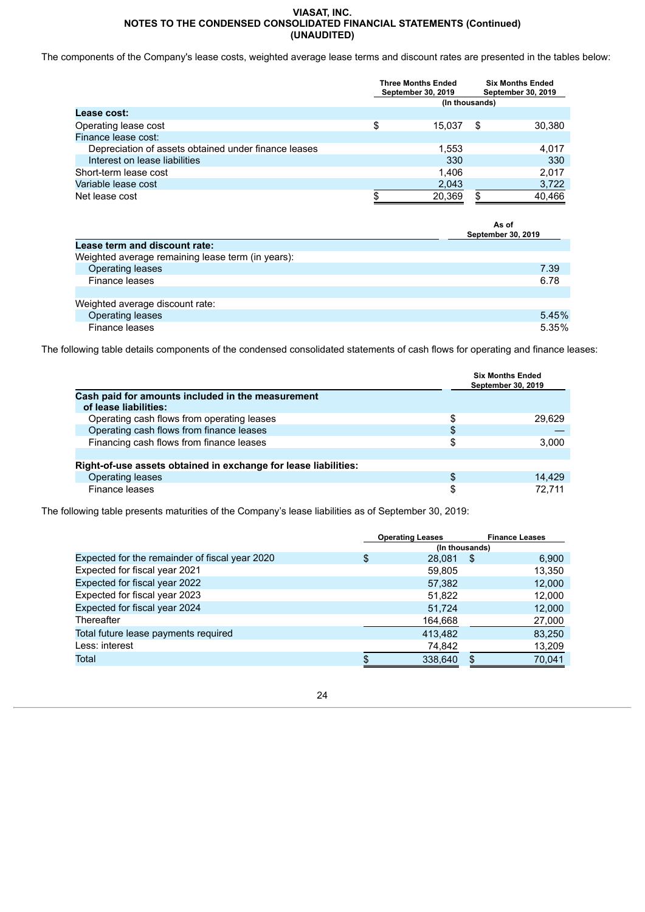The components of the Company's lease costs, weighted average lease terms and discount rates are presented in the tables below:

| | Three Months Ended September 30, 2019 | Six Months Ended September 30, 2019 |
|---|---|---|
| | (In thousands) | |
| **Lease cost:** | | |
| Operating lease cost | $ 15,037 | $ 30,380 |
| Finance lease cost: | | |
| Depreciation of assets obtained under finance leases | 1,553 | 4,017 |
| Interest on lease liabilities | 330 | 330 |
| Short-term lease cost | 1,406 | 2,017 |
| Variable lease cost | 2,043 | 3,722 |
| Net lease cost | $ 20,369 | $ 40,466 |

| | As of September 30, 2019 |
|---|---|
| **Lease term and discount rate:** | |
| Weighted average remaining lease term (in years): | |
| Operating leases | 7.39 |
| Finance leases | 6.78 |
| | |
| Weighted average discount rate: | |
| Operating leases | 5.45% |
| Finance leases | 5.35% |

The following table details components of the condensed consolidated statements of cash flows for operating and finance leases:

| | Six Months Ended September 30, 2019 |
|---|---|
| **Cash paid for amounts included in the measurement of lease liabilities:** | |
| Operating cash flows from operating leases | $ 29,629 |
| Operating cash flows from finance leases | $ — |
| Financing cash flows from finance leases | $ 3,000 |
| | |
| **Right-of-use assets obtained in exchange for lease liabilities:** | |
| Operating leases | $ 14,429 |
| Finance leases | $ 72,711 |

The following table presents maturities of the Company's lease liabilities as of September 30, 2019:

| | Operating Leases | Finance Leases |
|---|---|---|
| | (In thousands) | |
| Expected for the remainder of fiscal year 2020 | $ 28,081 | $ 6,900 |
| Expected for fiscal year 2021 | 59,805 | 13,350 |
| Expected for fiscal year 2022 | 57,382 | 12,000 |
| Expected for fiscal year 2023 | 51,822 | 12,000 |
| Expected for fiscal year 2024 | 51,724 | 12,000 |
| Thereafter | 164,668 | 27,000 |
| Total future lease payments required | 413,482 | 83,250 |
| Less: interest | 74,842 | 13,209 |
| Total | $ 338,640 | $ 70,041 |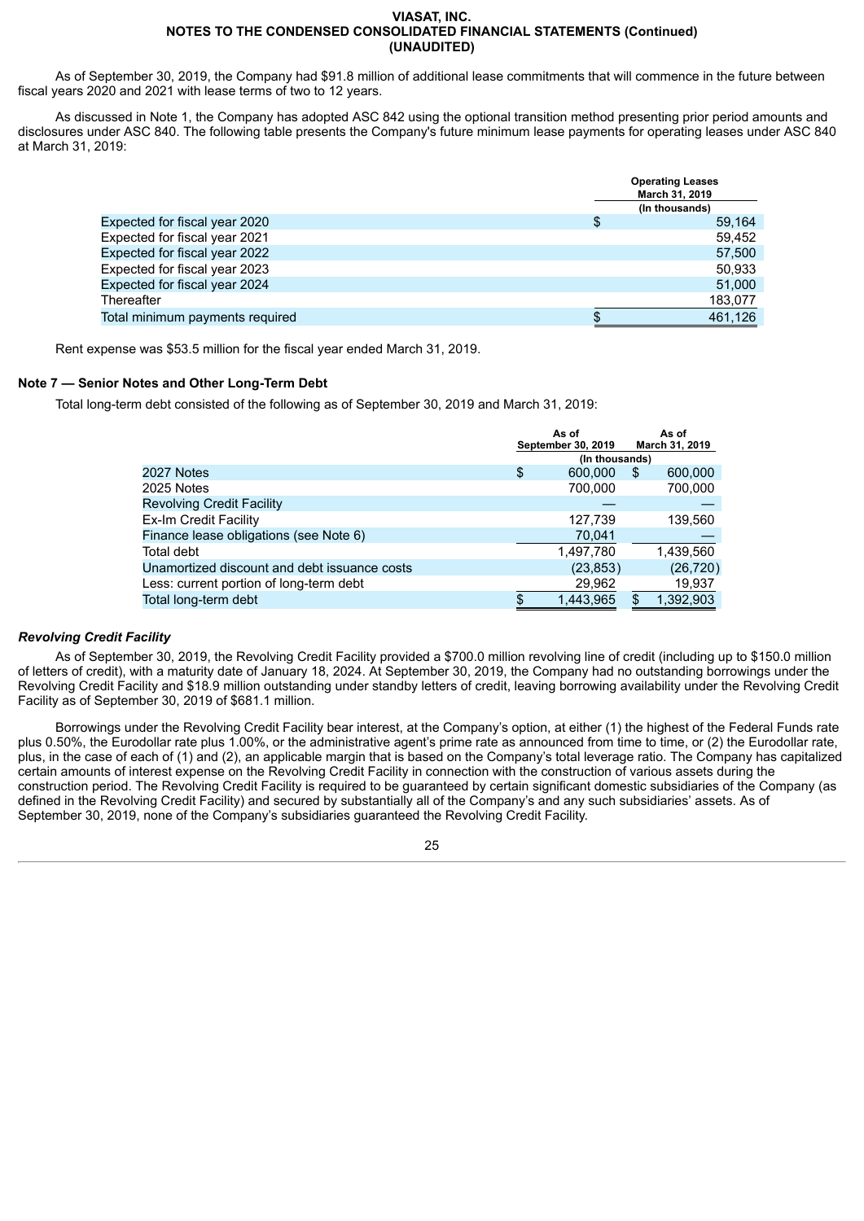As of September 30, 2019, the Company had $91.8 million of additional lease commitments that will commence in the future between fiscal years 2020 and 2021 with lease terms of two to 12 years.

As discussed in Note 1, the Company has adopted ASC 842 using the optional transition method presenting prior period amounts and disclosures under ASC 840. The following table presents the Company's future minimum lease payments for operating leases under ASC 840 at March 31, 2019:

| | Operating Leases March 31, 2019 |
|---|---|
| | (In thousands) |
| Expected for fiscal year 2020 | $ 59,164 |
| Expected for fiscal year 2021 | 59,452 |
| Expected for fiscal year 2022 | 57,500 |
| Expected for fiscal year 2023 | 50,933 |
| Expected for fiscal year 2024 | 51,000 |
| Thereafter | 183,077 |
| Total minimum payments required | $ 461,126 |

Rent expense was $53.5 million for the fiscal year ended March 31, 2019.

### Note 7 — Senior Notes and Other Long-Term Debt

Total long-term debt consisted of the following as of September 30, 2019 and March 31, 2019:

| | As of September 30, 2019 | As of March 31, 2019 |
|---|---|---|
| | (In thousands) | |
| 2027 Notes | $ 600,000 | $ 600,000 |
| 2025 Notes | 700,000 | 700,000 |
| Revolving Credit Facility | — | — |
| Ex-Im Credit Facility | 127,739 | 139,560 |
| Finance lease obligations (see Note 6) | 70,041 | — |
| Total debt | 1,497,780 | 1,439,560 |
| Unamortized discount and debt issuance costs | (23,853) | (26,720) |
| Less: current portion of long-term debt | 29,962 | 19,937 |
| Total long-term debt | $ 1,443,965 | $ 1,392,903 |

#### *Revolving Credit Facility*

As of September 30, 2019, the Revolving Credit Facility provided a $700.0 million revolving line of credit (including up to $150.0 million of letters of credit), with a maturity date of January 18, 2024. At September 30, 2019, the Company had no outstanding borrowings under the Revolving Credit Facility and $18.9 million outstanding under standby letters of credit, leaving borrowing availability under the Revolving Credit Facility as of September 30, 2019 of $681.1 million.

Borrowings under the Revolving Credit Facility bear interest, at the Company's option, at either (1) the highest of the Federal Funds rate plus 0.50%, the Eurodollar rate plus 1.00%, or the administrative agent's prime rate as announced from time to time, or (2) the Eurodollar rate, plus, in the case of each of (1) and (2), an applicable margin that is based on the Company's total leverage ratio. The Company has capitalized certain amounts of interest expense on the Revolving Credit Facility in connection with the construction of various assets during the construction period. The Revolving Credit Facility is required to be guaranteed by certain significant domestic subsidiaries of the Company (as defined in the Revolving Credit Facility) and secured by substantially all of the Company's and any such subsidiaries' assets. As of September 30, 2019, none of the Company's subsidiaries guaranteed the Revolving Credit Facility.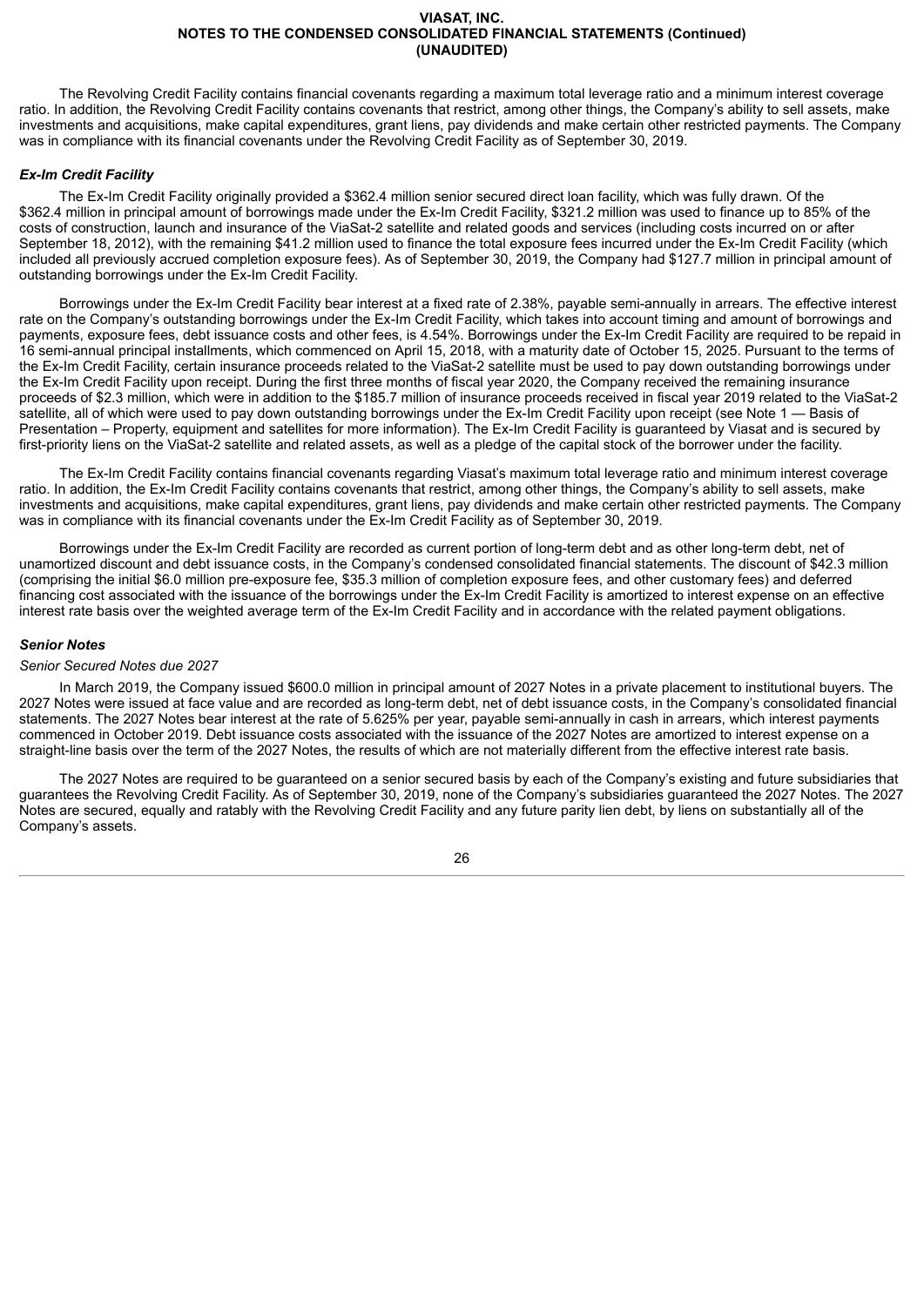The Revolving Credit Facility contains financial covenants regarding a maximum total leverage ratio and a minimum interest coverage ratio. In addition, the Revolving Credit Facility contains covenants that restrict, among other things, the Company's ability to sell assets, make investments and acquisitions, make capital expenditures, grant liens, pay dividends and make certain other restricted payments. The Company was in compliance with its financial covenants under the Revolving Credit Facility as of September 30, 2019.

***Ex-Im Credit Facility***

The Ex-Im Credit Facility originally provided a $362.4 million senior secured direct loan facility, which was fully drawn. Of the $362.4 million in principal amount of borrowings made under the Ex-Im Credit Facility, $321.2 million was used to finance up to 85% of the costs of construction, launch and insurance of the ViaSat-2 satellite and related goods and services (including costs incurred on or after September 18, 2012), with the remaining $41.2 million used to finance the total exposure fees incurred under the Ex-Im Credit Facility (which included all previously accrued completion exposure fees). As of September 30, 2019, the Company had $127.7 million in principal amount of outstanding borrowings under the Ex-Im Credit Facility.

Borrowings under the Ex-Im Credit Facility bear interest at a fixed rate of 2.38%, payable semi-annually in arrears. The effective interest rate on the Company's outstanding borrowings under the Ex-Im Credit Facility, which takes into account timing and amount of borrowings and payments, exposure fees, debt issuance costs and other fees, is 4.54%. Borrowings under the Ex-Im Credit Facility are required to be repaid in 16 semi-annual principal installments, which commenced on April 15, 2018, with a maturity date of October 15, 2025. Pursuant to the terms of the Ex-Im Credit Facility, certain insurance proceeds related to the ViaSat-2 satellite must be used to pay down outstanding borrowings under the Ex-Im Credit Facility upon receipt. During the first three months of fiscal year 2020, the Company received the remaining insurance proceeds of $2.3 million, which were in addition to the $185.7 million of insurance proceeds received in fiscal year 2019 related to the ViaSat-2 satellite, all of which were used to pay down outstanding borrowings under the Ex-Im Credit Facility upon receipt (see Note 1 — Basis of Presentation – Property, equipment and satellites for more information). The Ex-Im Credit Facility is guaranteed by Viasat and is secured by first-priority liens on the ViaSat-2 satellite and related assets, as well as a pledge of the capital stock of the borrower under the facility.

The Ex-Im Credit Facility contains financial covenants regarding Viasat's maximum total leverage ratio and minimum interest coverage ratio. In addition, the Ex-Im Credit Facility contains covenants that restrict, among other things, the Company's ability to sell assets, make investments and acquisitions, make capital expenditures, grant liens, pay dividends and make certain other restricted payments. The Company was in compliance with its financial covenants under the Ex-Im Credit Facility as of September 30, 2019.

Borrowings under the Ex-Im Credit Facility are recorded as current portion of long-term debt and as other long-term debt, net of unamortized discount and debt issuance costs, in the Company's condensed consolidated financial statements. The discount of $42.3 million (comprising the initial $6.0 million pre-exposure fee, $35.3 million of completion exposure fees, and other customary fees) and deferred financing cost associated with the issuance of the borrowings under the Ex-Im Credit Facility is amortized to interest expense on an effective interest rate basis over the weighted average term of the Ex-Im Credit Facility and in accordance with the related payment obligations.

***Senior Notes***

*Senior Secured Notes due 2027*

In March 2019, the Company issued $600.0 million in principal amount of 2027 Notes in a private placement to institutional buyers. The 2027 Notes were issued at face value and are recorded as long-term debt, net of debt issuance costs, in the Company's consolidated financial statements. The 2027 Notes bear interest at the rate of 5.625% per year, payable semi-annually in cash in arrears, which interest payments commenced in October 2019. Debt issuance costs associated with the issuance of the 2027 Notes are amortized to interest expense on a straight-line basis over the term of the 2027 Notes, the results of which are not materially different from the effective interest rate basis.

The 2027 Notes are required to be guaranteed on a senior secured basis by each of the Company's existing and future subsidiaries that guarantees the Revolving Credit Facility. As of September 30, 2019, none of the Company's subsidiaries guaranteed the 2027 Notes. The 2027 Notes are secured, equally and ratably with the Revolving Credit Facility and any future parity lien debt, by liens on substantially all of the Company's assets.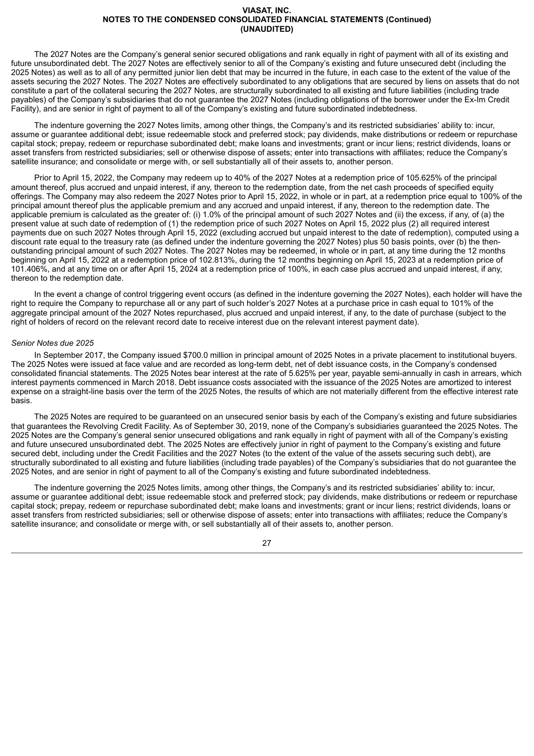The 2027 Notes are the Company's general senior secured obligations and rank equally in right of payment with all of its existing and future unsubordinated debt. The 2027 Notes are effectively senior to all of the Company's existing and future unsecured debt (including the 2025 Notes) as well as to all of any permitted junior lien debt that may be incurred in the future, in each case to the extent of the value of the assets securing the 2027 Notes. The 2027 Notes are effectively subordinated to any obligations that are secured by liens on assets that do not constitute a part of the collateral securing the 2027 Notes, are structurally subordinated to all existing and future liabilities (including trade payables) of the Company's subsidiaries that do not guarantee the 2027 Notes (including obligations of the borrower under the Ex-Im Credit Facility), and are senior in right of payment to all of the Company's existing and future subordinated indebtedness.

The indenture governing the 2027 Notes limits, among other things, the Company's and its restricted subsidiaries' ability to: incur, assume or guarantee additional debt; issue redeemable stock and preferred stock; pay dividends, make distributions or redeem or repurchase capital stock; prepay, redeem or repurchase subordinated debt; make loans and investments; grant or incur liens; restrict dividends, loans or asset transfers from restricted subsidiaries; sell or otherwise dispose of assets; enter into transactions with affiliates; reduce the Company's satellite insurance; and consolidate or merge with, or sell substantially all of their assets to, another person.

Prior to April 15, 2022, the Company may redeem up to 40% of the 2027 Notes at a redemption price of 105.625% of the principal amount thereof, plus accrued and unpaid interest, if any, thereon to the redemption date, from the net cash proceeds of specified equity offerings. The Company may also redeem the 2027 Notes prior to April 15, 2022, in whole or in part, at a redemption price equal to 100% of the principal amount thereof plus the applicable premium and any accrued and unpaid interest, if any, thereon to the redemption date. The applicable premium is calculated as the greater of: (i) 1.0% of the principal amount of such 2027 Notes and (ii) the excess, if any, of (a) the present value at such date of redemption of (1) the redemption price of such 2027 Notes on April 15, 2022 plus (2) all required interest payments due on such 2027 Notes through April 15, 2022 (excluding accrued but unpaid interest to the date of redemption), computed using a discount rate equal to the treasury rate (as defined under the indenture governing the 2027 Notes) plus 50 basis points, over (b) the then-outstanding principal amount of such 2027 Notes. The 2027 Notes may be redeemed, in whole or in part, at any time during the 12 months beginning on April 15, 2022 at a redemption price of 102.813%, during the 12 months beginning on April 15, 2023 at a redemption price of 101.406%, and at any time on or after April 15, 2024 at a redemption price of 100%, in each case plus accrued and unpaid interest, if any, thereon to the redemption date.

In the event a change of control triggering event occurs (as defined in the indenture governing the 2027 Notes), each holder will have the right to require the Company to repurchase all or any part of such holder's 2027 Notes at a purchase price in cash equal to 101% of the aggregate principal amount of the 2027 Notes repurchased, plus accrued and unpaid interest, if any, to the date of purchase (subject to the right of holders of record on the relevant record date to receive interest due on the relevant interest payment date).

*Senior Notes due 2025*

In September 2017, the Company issued $700.0 million in principal amount of 2025 Notes in a private placement to institutional buyers. The 2025 Notes were issued at face value and are recorded as long-term debt, net of debt issuance costs, in the Company's condensed consolidated financial statements. The 2025 Notes bear interest at the rate of 5.625% per year, payable semi-annually in cash in arrears, which interest payments commenced in March 2018. Debt issuance costs associated with the issuance of the 2025 Notes are amortized to interest expense on a straight-line basis over the term of the 2025 Notes, the results of which are not materially different from the effective interest rate basis.

The 2025 Notes are required to be guaranteed on an unsecured senior basis by each of the Company's existing and future subsidiaries that guarantees the Revolving Credit Facility. As of September 30, 2019, none of the Company's subsidiaries guaranteed the 2025 Notes. The 2025 Notes are the Company's general senior unsecured obligations and rank equally in right of payment with all of the Company's existing and future unsecured unsubordinated debt. The 2025 Notes are effectively junior in right of payment to the Company's existing and future secured debt, including under the Credit Facilities and the 2027 Notes (to the extent of the value of the assets securing such debt), are structurally subordinated to all existing and future liabilities (including trade payables) of the Company's subsidiaries that do not guarantee the 2025 Notes, and are senior in right of payment to all of the Company's existing and future subordinated indebtedness.

The indenture governing the 2025 Notes limits, among other things, the Company's and its restricted subsidiaries' ability to: incur, assume or guarantee additional debt; issue redeemable stock and preferred stock; pay dividends, make distributions or redeem or repurchase capital stock; prepay, redeem or repurchase subordinated debt; make loans and investments; grant or incur liens; restrict dividends, loans or asset transfers from restricted subsidiaries; sell or otherwise dispose of assets; enter into transactions with affiliates; reduce the Company's satellite insurance; and consolidate or merge with, or sell substantially all of their assets to, another person.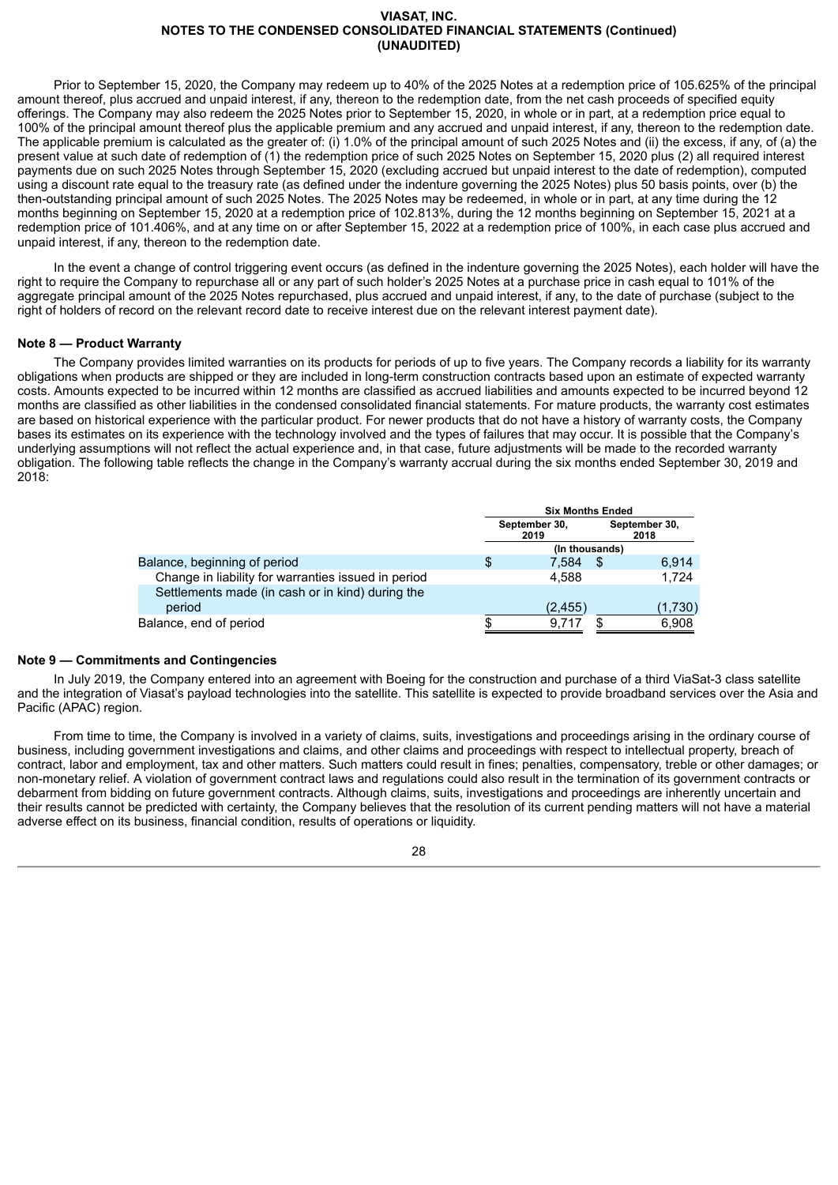Prior to September 15, 2020, the Company may redeem up to 40% of the 2025 Notes at a redemption price of 105.625% of the principal amount thereof, plus accrued and unpaid interest, if any, thereon to the redemption date, from the net cash proceeds of specified equity offerings. The Company may also redeem the 2025 Notes prior to September 15, 2020, in whole or in part, at a redemption price equal to 100% of the principal amount thereof plus the applicable premium and any accrued and unpaid interest, if any, thereon to the redemption date. The applicable premium is calculated as the greater of: (i) 1.0% of the principal amount of such 2025 Notes and (ii) the excess, if any, of (a) the present value at such date of redemption of (1) the redemption price of such 2025 Notes on September 15, 2020 plus (2) all required interest payments due on such 2025 Notes through September 15, 2020 (excluding accrued but unpaid interest to the date of redemption), computed using a discount rate equal to the treasury rate (as defined under the indenture governing the 2025 Notes) plus 50 basis points, over (b) the then-outstanding principal amount of such 2025 Notes. The 2025 Notes may be redeemed, in whole or in part, at any time during the 12 months beginning on September 15, 2020 at a redemption price of 102.813%, during the 12 months beginning on September 15, 2021 at a redemption price of 101.406%, and at any time on or after September 15, 2022 at a redemption price of 100%, in each case plus accrued and unpaid interest, if any, thereon to the redemption date.

In the event a change of control triggering event occurs (as defined in the indenture governing the 2025 Notes), each holder will have the right to require the Company to repurchase all or any part of such holder's 2025 Notes at a purchase price in cash equal to 101% of the aggregate principal amount of the 2025 Notes repurchased, plus accrued and unpaid interest, if any, to the date of purchase (subject to the right of holders of record on the relevant record date to receive interest due on the relevant interest payment date).

**Note 8 — Product Warranty**

The Company provides limited warranties on its products for periods of up to five years. The Company records a liability for its warranty obligations when products are shipped or they are included in long-term construction contracts based upon an estimate of expected warranty costs. Amounts expected to be incurred within 12 months are classified as accrued liabilities and amounts expected to be incurred beyond 12 months are classified as other liabilities in the condensed consolidated financial statements. For mature products, the warranty cost estimates are based on historical experience with the particular product. For newer products that do not have a history of warranty costs, the Company bases its estimates on its experience with the technology involved and the types of failures that may occur. It is possible that the Company's underlying assumptions will not reflect the actual experience and, in that case, future adjustments will be made to the recorded warranty obligation. The following table reflects the change in the Company's warranty accrual during the six months ended September 30, 2019 and 2018:

| | Six Months Ended | |
|---|---|---|
| | September 30, 2019 | September 30, 2018 |
| | (In thousands) | |
| Balance, beginning of period | $ 7,584 | $ 6,914 |
| Change in liability for warranties issued in period | 4,588 | 1,724 |
| Settlements made (in cash or in kind) during the period | (2,455) | (1,730) |
| Balance, end of period | $ 9,717 | $ 6,908 |

**Note 9 — Commitments and Contingencies**

In July 2019, the Company entered into an agreement with Boeing for the construction and purchase of a third ViaSat-3 class satellite and the integration of Viasat's payload technologies into the satellite. This satellite is expected to provide broadband services over the Asia and Pacific (APAC) region.

From time to time, the Company is involved in a variety of claims, suits, investigations and proceedings arising in the ordinary course of business, including government investigations and claims, and other claims and proceedings with respect to intellectual property, breach of contract, labor and employment, tax and other matters. Such matters could result in fines; penalties, compensatory, treble or other damages; or non-monetary relief. A violation of government contract laws and regulations could also result in the termination of its government contracts or debarment from bidding on future government contracts. Although claims, suits, investigations and proceedings are inherently uncertain and their results cannot be predicted with certainty, the Company believes that the resolution of its current pending matters will not have a material adverse effect on its business, financial condition, results of operations or liquidity.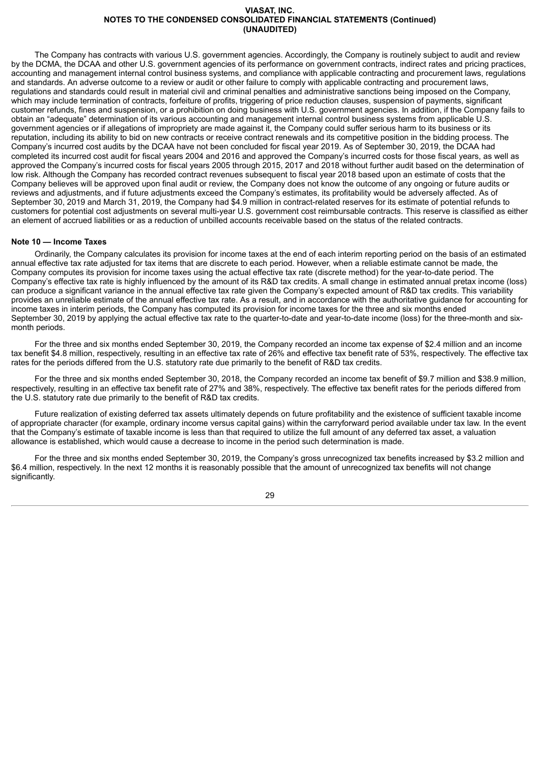The Company has contracts with various U.S. government agencies. Accordingly, the Company is routinely subject to audit and review by the DCMA, the DCAA and other U.S. government agencies of its performance on government contracts, indirect rates and pricing practices, accounting and management internal control business systems, and compliance with applicable contracting and procurement laws, regulations and standards. An adverse outcome to a review or audit or other failure to comply with applicable contracting and procurement laws, regulations and standards could result in material civil and criminal penalties and administrative sanctions being imposed on the Company, which may include termination of contracts, forfeiture of profits, triggering of price reduction clauses, suspension of payments, significant customer refunds, fines and suspension, or a prohibition on doing business with U.S. government agencies. In addition, if the Company fails to obtain an "adequate" determination of its various accounting and management internal control business systems from applicable U.S. government agencies or if allegations of impropriety are made against it, the Company could suffer serious harm to its business or its reputation, including its ability to bid on new contracts or receive contract renewals and its competitive position in the bidding process. The Company's incurred cost audits by the DCAA have not been concluded for fiscal year 2019. As of September 30, 2019, the DCAA had completed its incurred cost audit for fiscal years 2004 and 2016 and approved the Company's incurred costs for those fiscal years, as well as approved the Company's incurred costs for fiscal years 2005 through 2015, 2017 and 2018 without further audit based on the determination of low risk. Although the Company has recorded contract revenues subsequent to fiscal year 2018 based upon an estimate of costs that the Company believes will be approved upon final audit or review, the Company does not know the outcome of any ongoing or future audits or reviews and adjustments, and if future adjustments exceed the Company's estimates, its profitability would be adversely affected. As of September 30, 2019 and March 31, 2019, the Company had $4.9 million in contract-related reserves for its estimate of potential refunds to customers for potential cost adjustments on several multi-year U.S. government cost reimbursable contracts. This reserve is classified as either an element of accrued liabilities or as a reduction of unbilled accounts receivable based on the status of the related contracts.

**Note 10 — Income Taxes**

Ordinarily, the Company calculates its provision for income taxes at the end of each interim reporting period on the basis of an estimated annual effective tax rate adjusted for tax items that are discrete to each period. However, when a reliable estimate cannot be made, the Company computes its provision for income taxes using the actual effective tax rate (discrete method) for the year-to-date period. The Company's effective tax rate is highly influenced by the amount of its R&D tax credits. A small change in estimated annual pretax income (loss) can produce a significant variance in the annual effective tax rate given the Company's expected amount of R&D tax credits. This variability provides an unreliable estimate of the annual effective tax rate. As a result, and in accordance with the authoritative guidance for accounting for income taxes in interim periods, the Company has computed its provision for income taxes for the three and six months ended September 30, 2019 by applying the actual effective tax rate to the quarter-to-date and year-to-date income (loss) for the three-month and six-month periods.

For the three and six months ended September 30, 2019, the Company recorded an income tax expense of $2.4 million and an income tax benefit $4.8 million, respectively, resulting in an effective tax rate of 26% and effective tax benefit rate of 53%, respectively. The effective tax rates for the periods differed from the U.S. statutory rate due primarily to the benefit of R&D tax credits.

For the three and six months ended September 30, 2018, the Company recorded an income tax benefit of $9.7 million and $38.9 million, respectively, resulting in an effective tax benefit rate of 27% and 38%, respectively. The effective tax benefit rates for the periods differed from the U.S. statutory rate due primarily to the benefit of R&D tax credits.

Future realization of existing deferred tax assets ultimately depends on future profitability and the existence of sufficient taxable income of appropriate character (for example, ordinary income versus capital gains) within the carryforward period available under tax law. In the event that the Company's estimate of taxable income is less than that required to utilize the full amount of any deferred tax asset, a valuation allowance is established, which would cause a decrease to income in the period such determination is made.

For the three and six months ended September 30, 2019, the Company's gross unrecognized tax benefits increased by $3.2 million and $6.4 million, respectively. In the next 12 months it is reasonably possible that the amount of unrecognized tax benefits will not change significantly.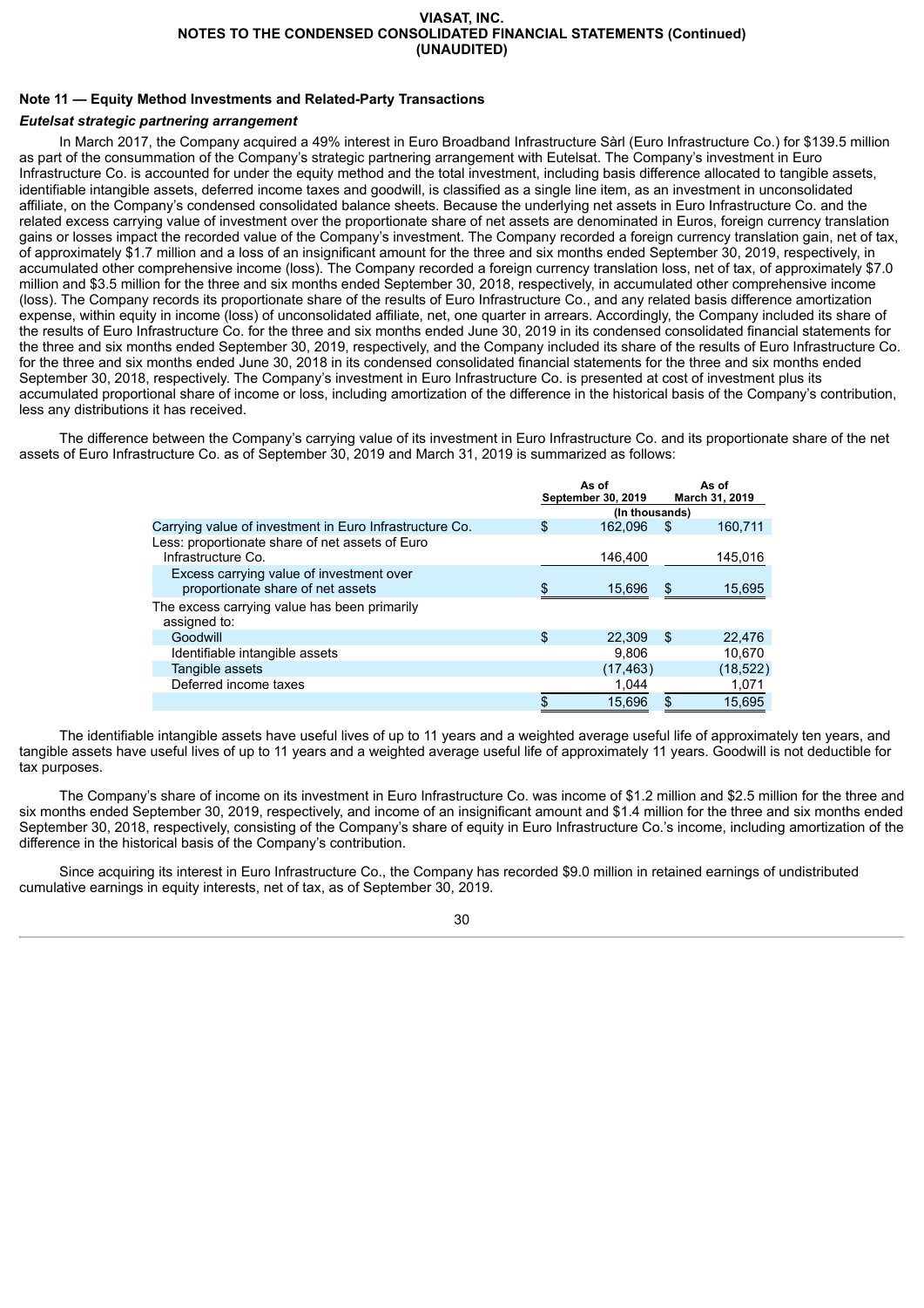## Note 11 — Equity Method Investments and Related-Party Transactions

### *Eutelsat strategic partnering arrangement*

In March 2017, the Company acquired a 49% interest in Euro Broadband Infrastructure Sàrl (Euro Infrastructure Co.) for $139.5 million as part of the consummation of the Company's strategic partnering arrangement with Eutelsat. The Company's investment in Euro Infrastructure Co. is accounted for under the equity method and the total investment, including basis difference allocated to tangible assets, identifiable intangible assets, deferred income taxes and goodwill, is classified as a single line item, as an investment in unconsolidated affiliate, on the Company's condensed consolidated balance sheets. Because the underlying net assets in Euro Infrastructure Co. and the related excess carrying value of investment over the proportionate share of net assets are denominated in Euros, foreign currency translation gains or losses impact the recorded value of the Company's investment. The Company recorded a foreign currency translation gain, net of tax, of approximately $1.7 million and a loss of an insignificant amount for the three and six months ended September 30, 2019, respectively, in accumulated other comprehensive income (loss). The Company recorded a foreign currency translation loss, net of tax, of approximately $7.0 million and $3.5 million for the three and six months ended September 30, 2018, respectively, in accumulated other comprehensive income (loss). The Company records its proportionate share of the results of Euro Infrastructure Co., and any related basis difference amortization expense, within equity in income (loss) of unconsolidated affiliate, net, one quarter in arrears. Accordingly, the Company included its share of the results of Euro Infrastructure Co. for the three and six months ended June 30, 2019 in its condensed consolidated financial statements for the three and six months ended September 30, 2019, respectively, and the Company included its share of the results of Euro Infrastructure Co. for the three and six months ended June 30, 2018 in its condensed consolidated financial statements for the three and six months ended September 30, 2018, respectively. The Company's investment in Euro Infrastructure Co. is presented at cost of investment plus its accumulated proportional share of income or loss, including amortization of the difference in the historical basis of the Company's contribution, less any distributions it has received.

The difference between the Company's carrying value of its investment in Euro Infrastructure Co. and its proportionate share of the net assets of Euro Infrastructure Co. as of September 30, 2019 and March 31, 2019 is summarized as follows:

| | As of September 30, 2019 | As of March 31, 2019 |
|---|---|---|
| | (In thousands) | |
| Carrying value of investment in Euro Infrastructure Co. | $ 162,096 | $ 160,711 |
| Less: proportionate share of net assets of Euro Infrastructure Co. | 146,400 | 145,016 |
| Excess carrying value of investment over proportionate share of net assets | $ 15,696 | $ 15,695 |
| The excess carrying value has been primarily assigned to: | | |
| Goodwill | $ 22,309 | $ 22,476 |
| Identifiable intangible assets | 9,806 | 10,670 |
| Tangible assets | (17,463) | (18,522) |
| Deferred income taxes | 1,044 | 1,071 |
| | $ 15,696 | $ 15,695 |

The identifiable intangible assets have useful lives of up to 11 years and a weighted average useful life of approximately ten years, and tangible assets have useful lives of up to 11 years and a weighted average useful life of approximately 11 years. Goodwill is not deductible for tax purposes.

The Company's share of income on its investment in Euro Infrastructure Co. was income of $1.2 million and $2.5 million for the three and six months ended September 30, 2019, respectively, and income of an insignificant amount and $1.4 million for the three and six months ended September 30, 2018, respectively, consisting of the Company's share of equity in Euro Infrastructure Co.'s income, including amortization of the difference in the historical basis of the Company's contribution.

Since acquiring its interest in Euro Infrastructure Co., the Company has recorded $9.0 million in retained earnings of undistributed cumulative earnings in equity interests, net of tax, as of September 30, 2019.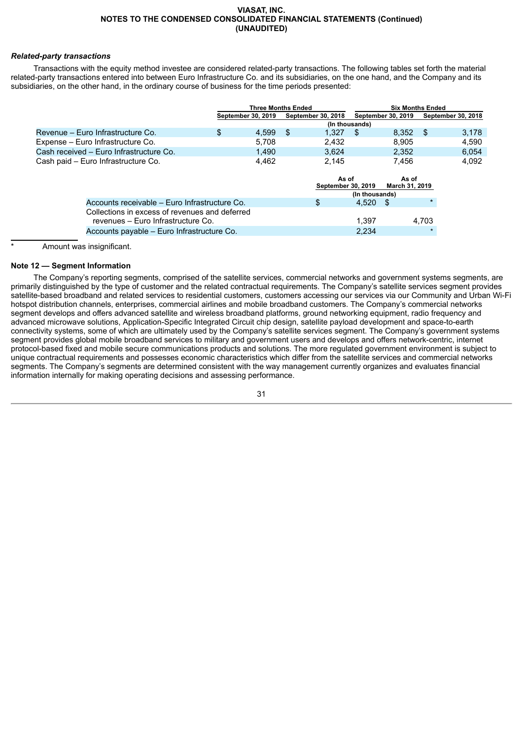### *Related-party transactions*

Transactions with the equity method investee are considered related-party transactions. The following tables set forth the material related-party transactions entered into between Euro Infrastructure Co. and its subsidiaries, on the one hand, and the Company and its subsidiaries, on the other hand, in the ordinary course of business for the time periods presented:

| | Three Months Ended | | Six Months Ended | |
|---|---|---|---|---|
| | September 30, 2019 | September 30, 2018 | September 30, 2019 | September 30, 2018 |
| | (In thousands) | | | |
| Revenue – Euro Infrastructure Co. | $ 4,599 | $ 1,327 | $ 8,352 | $ 3,178 |
| Expense – Euro Infrastructure Co. | 5,708 | 2,432 | 8,905 | 4,590 |
| Cash received – Euro Infrastructure Co. | 1,490 | 3,624 | 2,352 | 6,054 |
| Cash paid – Euro Infrastructure Co. | 4,462 | 2,145 | 7,456 | 4,092 |

| | As of September 30, 2019 | As of March 31, 2019 |
|---|---|---|
| | (In thousands) | |
| Accounts receivable – Euro Infrastructure Co. | $ 4,520 | $ * |
| Collections in excess of revenues and deferred revenues – Euro Infrastructure Co. | 1,397 | 4,703 |
| Accounts payable – Euro Infrastructure Co. | 2,234 | * |

\* Amount was insignificant.

## Note 12 — Segment Information

The Company's reporting segments, comprised of the satellite services, commercial networks and government systems segments, are primarily distinguished by the type of customer and the related contractual requirements. The Company's satellite services segment provides satellite-based broadband and related services to residential customers, customers accessing our services via our Community and Urban Wi-Fi hotspot distribution channels, enterprises, commercial airlines and mobile broadband customers. The Company's commercial networks segment develops and offers advanced satellite and wireless broadband platforms, ground networking equipment, radio frequency and advanced microwave solutions, Application-Specific Integrated Circuit chip design, satellite payload development and space-to-earth connectivity systems, some of which are ultimately used by the Company's satellite services segment. The Company's government systems segment provides global mobile broadband services to military and government users and develops and offers network-centric, internet protocol-based fixed and mobile secure communications products and solutions. The more regulated government environment is subject to unique contractual requirements and possesses economic characteristics which differ from the satellite services and commercial networks segments. The Company's segments are determined consistent with the way management currently organizes and evaluates financial information internally for making operating decisions and assessing performance.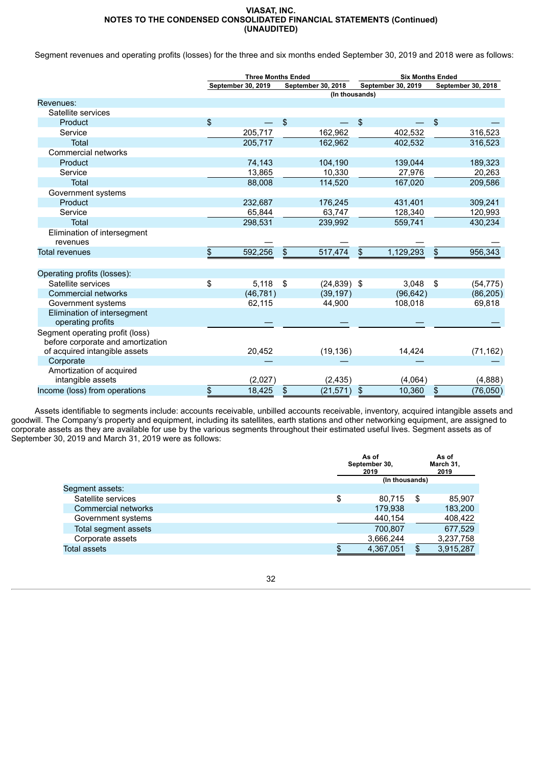VIASAT, INC.
NOTES TO THE CONDENSED CONSOLIDATED FINANCIAL STATEMENTS (Continued)
(UNAUDITED)

Segment revenues and operating profits (losses) for the three and six months ended September 30, 2019 and 2018 were as follows:

| | Three Months Ended | | Six Months Ended | |
|---|---|---|---|---|
| | September 30, 2019 | September 30, 2018 | September 30, 2019 | September 30, 2018 |
| | (In thousands) | | | |
| Revenues: | | | | |
| Satellite services | | | | |
| Product | $ — | $ — | $ — | $ — |
| Service | 205,717 | 162,962 | 402,532 | 316,523 |
| Total | 205,717 | 162,962 | 402,532 | 316,523 |
| Commercial networks | | | | |
| Product | 74,143 | 104,190 | 139,044 | 189,323 |
| Service | 13,865 | 10,330 | 27,976 | 20,263 |
| Total | 88,008 | 114,520 | 167,020 | 209,586 |
| Government systems | | | | |
| Product | 232,687 | 176,245 | 431,401 | 309,241 |
| Service | 65,844 | 63,747 | 128,340 | 120,993 |
| Total | 298,531 | 239,992 | 559,741 | 430,234 |
| Elimination of intersegment revenues | — | — | — | — |
| Total revenues | $ 592,256 | $ 517,474 | $ 1,129,293 | $ 956,343 |
| | | | | |
| Operating profits (losses): | | | | |
| Satellite services | $ 5,118 | $ (24,839) | $ 3,048 | $ (54,775) |
| Commercial networks | (46,781) | (39,197) | (96,642) | (86,205) |
| Government systems | 62,115 | 44,900 | 108,018 | 69,818 |
| Elimination of intersegment operating profits | — | — | — | — |
| Segment operating profit (loss) before corporate and amortization of acquired intangible assets | 20,452 | (19,136) | 14,424 | (71,162) |
| Corporate | — | — | — | — |
| Amortization of acquired intangible assets | (2,027) | (2,435) | (4,064) | (4,888) |
| Income (loss) from operations | $ 18,425 | $ (21,571) | $ 10,360 | $ (76,050) |

Assets identifiable to segments include: accounts receivable, unbilled accounts receivable, inventory, acquired intangible assets and goodwill. The Company's property and equipment, including its satellites, earth stations and other networking equipment, are assigned to corporate assets as they are available for use by the various segments throughout their estimated useful lives. Segment assets as of September 30, 2019 and March 31, 2019 were as follows:

| | As of September 30, 2019 | As of March 31, 2019 |
|---|---|---|
| | (In thousands) | |
| Segment assets: | | |
| Satellite services | $ 80,715 | $ 85,907 |
| Commercial networks | 179,938 | 183,200 |
| Government systems | 440,154 | 408,422 |
| Total segment assets | 700,807 | 677,529 |
| Corporate assets | 3,666,244 | 3,237,758 |
| Total assets | $ 4,367,051 | $ 3,915,287 |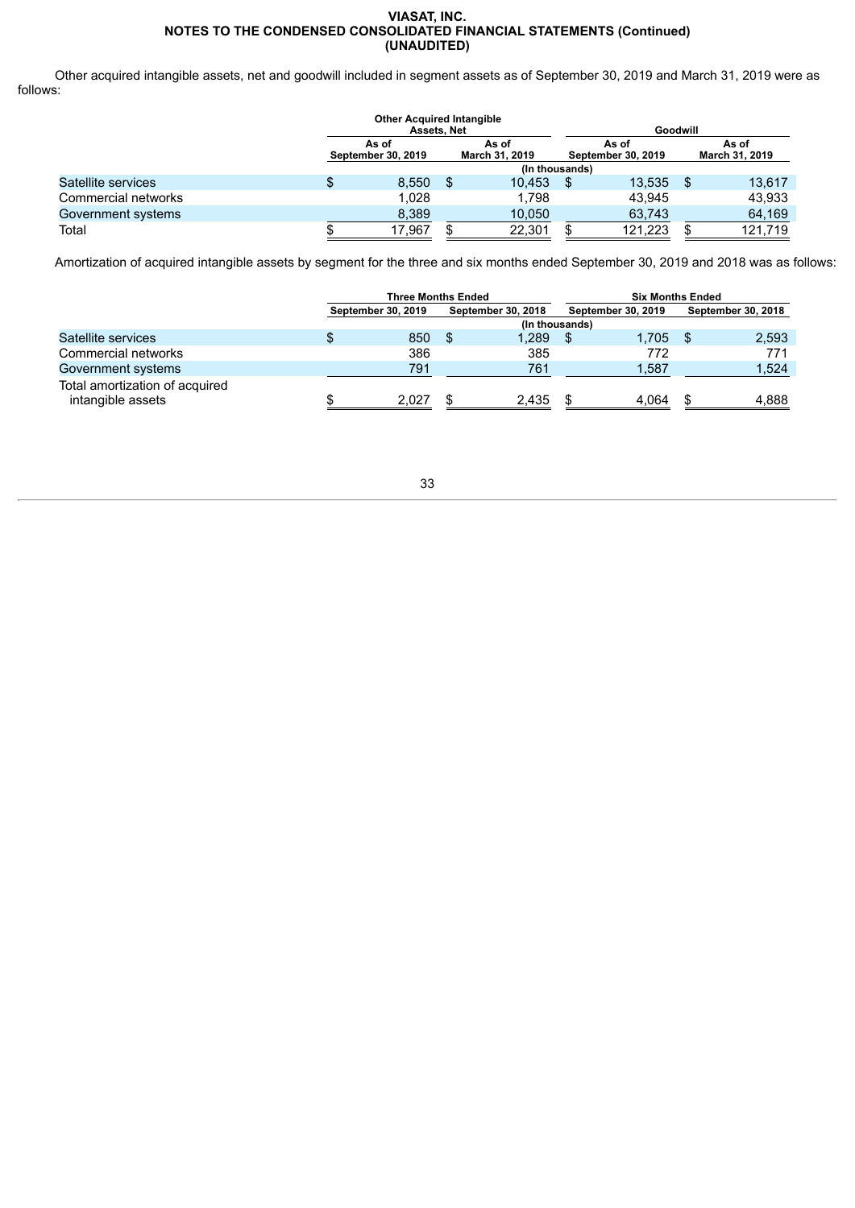**VIASAT, INC.**
**NOTES TO THE CONDENSED CONSOLIDATED FINANCIAL STATEMENTS (Continued)**
**(UNAUDITED)**

Other acquired intangible assets, net and goodwill included in segment assets as of September 30, 2019 and March 31, 2019 were as follows:

| | Other Acquired Intangible Assets, Net | | Goodwill | |
|---|---|---|---|---|
| | As of September 30, 2019 | As of March 31, 2019 | As of September 30, 2019 | As of March 31, 2019 |
| | (In thousands) | | | |
| Satellite services | $ 8,550 | $ 10,453 | $ 13,535 | $ 13,617 |
| Commercial networks | 1,028 | 1,798 | 43,945 | 43,933 |
| Government systems | 8,389 | 10,050 | 63,743 | 64,169 |
| Total | $ 17,967 | $ 22,301 | $ 121,223 | $ 121,719 |

Amortization of acquired intangible assets by segment for the three and six months ended September 30, 2019 and 2018 was as follows:

| | Three Months Ended | | Six Months Ended | |
|---|---|---|---|---|
| | September 30, 2019 | September 30, 2018 | September 30, 2019 | September 30, 2018 |
| | (In thousands) | | | |
| Satellite services | $ 850 | $ 1,289 | $ 1,705 | $ 2,593 |
| Commercial networks | 386 | 385 | 772 | 771 |
| Government systems | 791 | 761 | 1,587 | 1,524 |
| Total amortization of acquired intangible assets | $ 2,027 | $ 2,435 | $ 4,064 | $ 4,888 |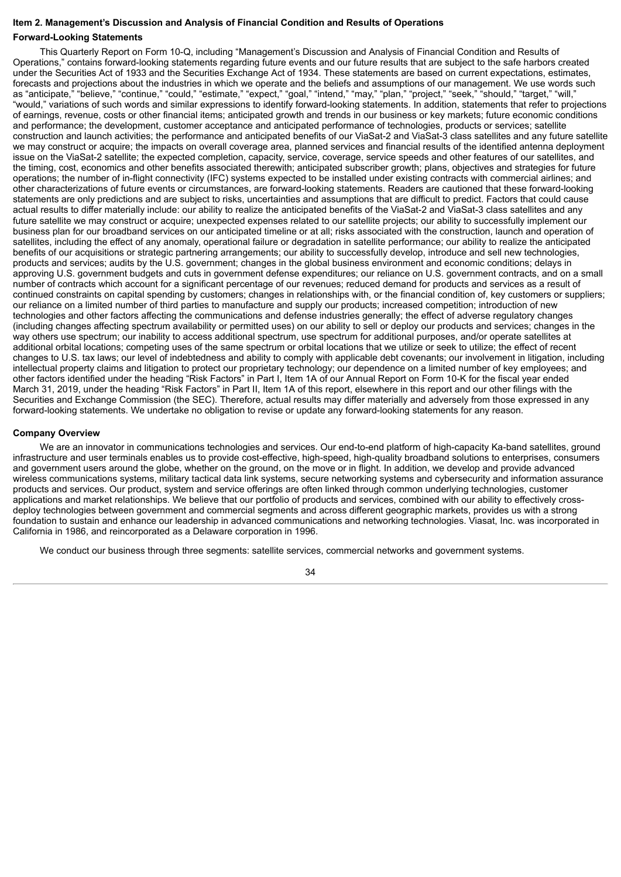## Item 2. Management's Discussion and Analysis of Financial Condition and Results of Operations

### Forward-Looking Statements

This Quarterly Report on Form 10-Q, including "Management's Discussion and Analysis of Financial Condition and Results of Operations," contains forward-looking statements regarding future events and our future results that are subject to the safe harbors created under the Securities Act of 1933 and the Securities Exchange Act of 1934. These statements are based on current expectations, estimates, forecasts and projections about the industries in which we operate and the beliefs and assumptions of our management. We use words such as "anticipate," "believe," "continue," "could," "estimate," "expect," "goal," "intend," "may," "plan," "project," "seek," "should," "target," "will," "would," variations of such words and similar expressions to identify forward-looking statements. In addition, statements that refer to projections of earnings, revenue, costs or other financial items; anticipated growth and trends in our business or key markets; future economic conditions and performance; the development, customer acceptance and anticipated performance of technologies, products or services; satellite construction and launch activities; the performance and anticipated benefits of our ViaSat-2 and ViaSat-3 class satellites and any future satellite we may construct or acquire; the impacts on overall coverage area, planned services and financial results of the identified antenna deployment issue on the ViaSat-2 satellite; the expected completion, capacity, service, coverage, service speeds and other features of our satellites, and the timing, cost, economics and other benefits associated therewith; anticipated subscriber growth; plans, objectives and strategies for future operations; the number of in-flight connectivity (IFC) systems expected to be installed under existing contracts with commercial airlines; and other characterizations of future events or circumstances, are forward-looking statements. Readers are cautioned that these forward-looking statements are only predictions and are subject to risks, uncertainties and assumptions that are difficult to predict. Factors that could cause actual results to differ materially include: our ability to realize the anticipated benefits of the ViaSat-2 and ViaSat-3 class satellites and any future satellite we may construct or acquire; unexpected expenses related to our satellite projects; our ability to successfully implement our business plan for our broadband services on our anticipated timeline or at all; risks associated with the construction, launch and operation of satellites, including the effect of any anomaly, operational failure or degradation in satellite performance; our ability to realize the anticipated benefits of our acquisitions or strategic partnering arrangements; our ability to successfully develop, introduce and sell new technologies, products and services; audits by the U.S. government; changes in the global business environment and economic conditions; delays in approving U.S. government budgets and cuts in government defense expenditures; our reliance on U.S. government contracts, and on a small number of contracts which account for a significant percentage of our revenues; reduced demand for products and services as a result of continued constraints on capital spending by customers; changes in relationships with, or the financial condition of, key customers or suppliers; our reliance on a limited number of third parties to manufacture and supply our products; increased competition; introduction of new technologies and other factors affecting the communications and defense industries generally; the effect of adverse regulatory changes (including changes affecting spectrum availability or permitted uses) on our ability to sell or deploy our products and services; changes in the way others use spectrum; our inability to access additional spectrum, use spectrum for additional purposes, and/or operate satellites at additional orbital locations; competing uses of the same spectrum or orbital locations that we utilize or seek to utilize; the effect of recent changes to U.S. tax laws; our level of indebtedness and ability to comply with applicable debt covenants; our involvement in litigation, including intellectual property claims and litigation to protect our proprietary technology; our dependence on a limited number of key employees; and other factors identified under the heading "Risk Factors" in Part I, Item 1A of our Annual Report on Form 10-K for the fiscal year ended March 31, 2019, under the heading "Risk Factors" in Part II, Item 1A of this report, elsewhere in this report and our other filings with the Securities and Exchange Commission (the SEC). Therefore, actual results may differ materially and adversely from those expressed in any forward-looking statements. We undertake no obligation to revise or update any forward-looking statements for any reason.

### Company Overview

We are an innovator in communications technologies and services. Our end-to-end platform of high-capacity Ka-band satellites, ground infrastructure and user terminals enables us to provide cost-effective, high-speed, high-quality broadband solutions to enterprises, consumers and government users around the globe, whether on the ground, on the move or in flight. In addition, we develop and provide advanced wireless communications systems, military tactical data link systems, secure networking systems and cybersecurity and information assurance products and services. Our product, system and service offerings are often linked through common underlying technologies, customer applications and market relationships. We believe that our portfolio of products and services, combined with our ability to effectively cross-deploy technologies between government and commercial segments and across different geographic markets, provides us with a strong foundation to sustain and enhance our leadership in advanced communications and networking technologies. Viasat, Inc. was incorporated in California in 1986, and reincorporated as a Delaware corporation in 1996.

We conduct our business through three segments: satellite services, commercial networks and government systems.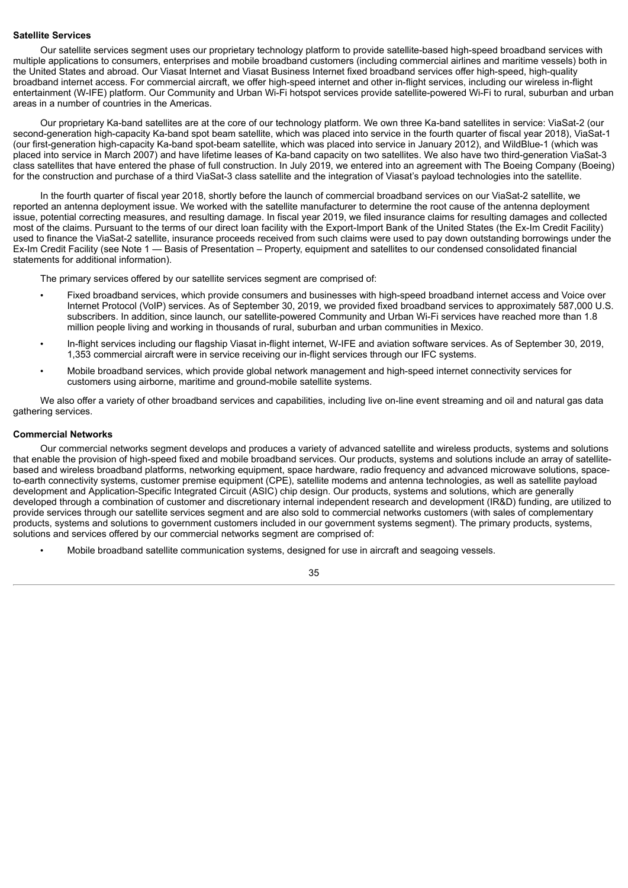**Satellite Services**

Our satellite services segment uses our proprietary technology platform to provide satellite-based high-speed broadband services with multiple applications to consumers, enterprises and mobile broadband customers (including commercial airlines and maritime vessels) both in the United States and abroad. Our Viasat Internet and Viasat Business Internet fixed broadband services offer high-speed, high-quality broadband internet access. For commercial aircraft, we offer high-speed internet and other in-flight services, including our wireless in-flight entertainment (W-IFE) platform. Our Community and Urban Wi-Fi hotspot services provide satellite-powered Wi-Fi to rural, suburban and urban areas in a number of countries in the Americas.

Our proprietary Ka-band satellites are at the core of our technology platform. We own three Ka-band satellites in service: ViaSat-2 (our second-generation high-capacity Ka-band spot beam satellite, which was placed into service in the fourth quarter of fiscal year 2018), ViaSat-1 (our first-generation high-capacity Ka-band spot-beam satellite, which was placed into service in January 2012), and WildBlue-1 (which was placed into service in March 2007) and have lifetime leases of Ka-band capacity on two satellites. We also have two third-generation ViaSat-3 class satellites that have entered the phase of full construction. In July 2019, we entered into an agreement with The Boeing Company (Boeing) for the construction and purchase of a third ViaSat-3 class satellite and the integration of Viasat's payload technologies into the satellite.

In the fourth quarter of fiscal year 2018, shortly before the launch of commercial broadband services on our ViaSat-2 satellite, we reported an antenna deployment issue. We worked with the satellite manufacturer to determine the root cause of the antenna deployment issue, potential correcting measures, and resulting damage. In fiscal year 2019, we filed insurance claims for resulting damages and collected most of the claims. Pursuant to the terms of our direct loan facility with the Export-Import Bank of the United States (the Ex-Im Credit Facility) used to finance the ViaSat-2 satellite, insurance proceeds received from such claims were used to pay down outstanding borrowings under the Ex-Im Credit Facility (see Note 1 — Basis of Presentation – Property, equipment and satellites to our condensed consolidated financial statements for additional information).

The primary services offered by our satellite services segment are comprised of:

- Fixed broadband services, which provide consumers and businesses with high-speed broadband internet access and Voice over Internet Protocol (VoIP) services. As of September 30, 2019, we provided fixed broadband services to approximately 587,000 U.S. subscribers. In addition, since launch, our satellite-powered Community and Urban Wi-Fi services have reached more than 1.8 million people living and working in thousands of rural, suburban and urban communities in Mexico.
- In-flight services including our flagship Viasat in-flight internet, W-IFE and aviation software services. As of September 30, 2019, 1,353 commercial aircraft were in service receiving our in-flight services through our IFC systems.
- Mobile broadband services, which provide global network management and high-speed internet connectivity services for customers using airborne, maritime and ground-mobile satellite systems.

We also offer a variety of other broadband services and capabilities, including live on-line event streaming and oil and natural gas data gathering services.

**Commercial Networks**

Our commercial networks segment develops and produces a variety of advanced satellite and wireless products, systems and solutions that enable the provision of high-speed fixed and mobile broadband services. Our products, systems and solutions include an array of satellite-based and wireless broadband platforms, networking equipment, space hardware, radio frequency and advanced microwave solutions, space-to-earth connectivity systems, customer premise equipment (CPE), satellite modems and antenna technologies, as well as satellite payload development and Application-Specific Integrated Circuit (ASIC) chip design. Our products, systems and solutions, which are generally developed through a combination of customer and discretionary internal independent research and development (IR&D) funding, are utilized to provide services through our satellite services segment and are also sold to commercial networks customers (with sales of complementary products, systems and solutions to government customers included in our government systems segment). The primary products, systems, solutions and services offered by our commercial networks segment are comprised of:

- Mobile broadband satellite communication systems, designed for use in aircraft and seagoing vessels.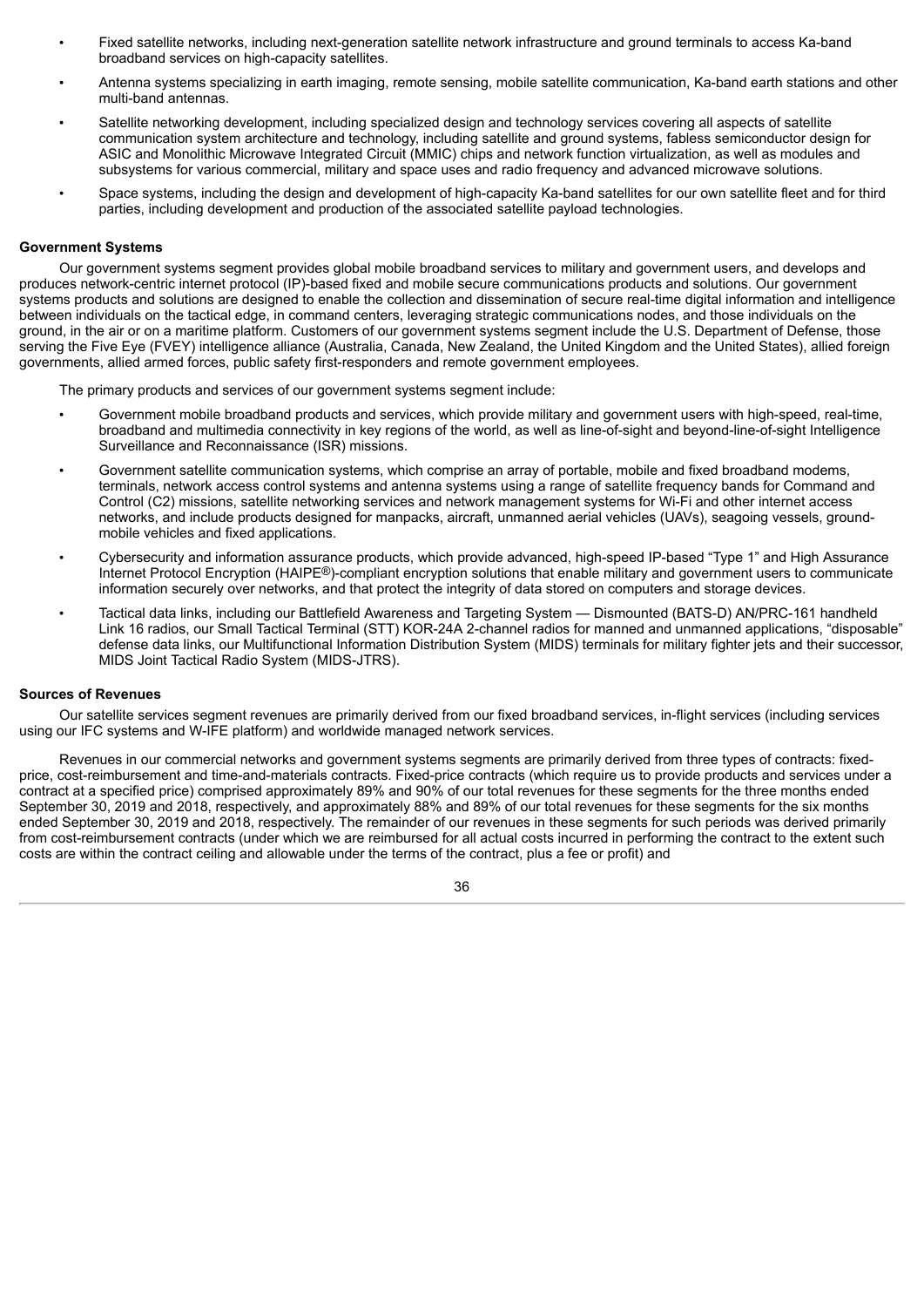- Fixed satellite networks, including next-generation satellite network infrastructure and ground terminals to access Ka-band broadband services on high-capacity satellites.
- Antenna systems specializing in earth imaging, remote sensing, mobile satellite communication, Ka-band earth stations and other multi-band antennas.
- Satellite networking development, including specialized design and technology services covering all aspects of satellite communication system architecture and technology, including satellite and ground systems, fabless semiconductor design for ASIC and Monolithic Microwave Integrated Circuit (MMIC) chips and network function virtualization, as well as modules and subsystems for various commercial, military and space uses and radio frequency and advanced microwave solutions.
- Space systems, including the design and development of high-capacity Ka-band satellites for our own satellite fleet and for third parties, including development and production of the associated satellite payload technologies.

**Government Systems**

Our government systems segment provides global mobile broadband services to military and government users, and develops and produces network-centric internet protocol (IP)-based fixed and mobile secure communications products and solutions. Our government systems products and solutions are designed to enable the collection and dissemination of secure real-time digital information and intelligence between individuals on the tactical edge, in command centers, leveraging strategic communications nodes, and those individuals on the ground, in the air or on a maritime platform. Customers of our government systems segment include the U.S. Department of Defense, those serving the Five Eye (FVEY) intelligence alliance (Australia, Canada, New Zealand, the United Kingdom and the United States), allied foreign governments, allied armed forces, public safety first-responders and remote government employees.

The primary products and services of our government systems segment include:

- Government mobile broadband products and services, which provide military and government users with high-speed, real-time, broadband and multimedia connectivity in key regions of the world, as well as line-of-sight and beyond-line-of-sight Intelligence Surveillance and Reconnaissance (ISR) missions.
- Government satellite communication systems, which comprise an array of portable, mobile and fixed broadband modems, terminals, network access control systems and antenna systems using a range of satellite frequency bands for Command and Control (C2) missions, satellite networking services and network management systems for Wi-Fi and other internet access networks, and include products designed for manpacks, aircraft, unmanned aerial vehicles (UAVs), seagoing vessels, ground-mobile vehicles and fixed applications.
- Cybersecurity and information assurance products, which provide advanced, high-speed IP-based "Type 1" and High Assurance Internet Protocol Encryption (HAIPE®)-compliant encryption solutions that enable military and government users to communicate information securely over networks, and that protect the integrity of data stored on computers and storage devices.
- Tactical data links, including our Battlefield Awareness and Targeting System — Dismounted (BATS-D) AN/PRC-161 handheld Link 16 radios, our Small Tactical Terminal (STT) KOR-24A 2-channel radios for manned and unmanned applications, "disposable" defense data links, our Multifunctional Information Distribution System (MIDS) terminals for military fighter jets and their successor, MIDS Joint Tactical Radio System (MIDS-JTRS).

**Sources of Revenues**

Our satellite services segment revenues are primarily derived from our fixed broadband services, in-flight services (including services using our IFC systems and W-IFE platform) and worldwide managed network services.

Revenues in our commercial networks and government systems segments are primarily derived from three types of contracts: fixed-price, cost-reimbursement and time-and-materials contracts. Fixed-price contracts (which require us to provide products and services under a contract at a specified price) comprised approximately 89% and 90% of our total revenues for these segments for the three months ended September 30, 2019 and 2018, respectively, and approximately 88% and 89% of our total revenues for these segments for the six months ended September 30, 2019 and 2018, respectively. The remainder of our revenues in these segments for such periods was derived primarily from cost-reimbursement contracts (under which we are reimbursed for all actual costs incurred in performing the contract to the extent such costs are within the contract ceiling and allowable under the terms of the contract, plus a fee or profit) and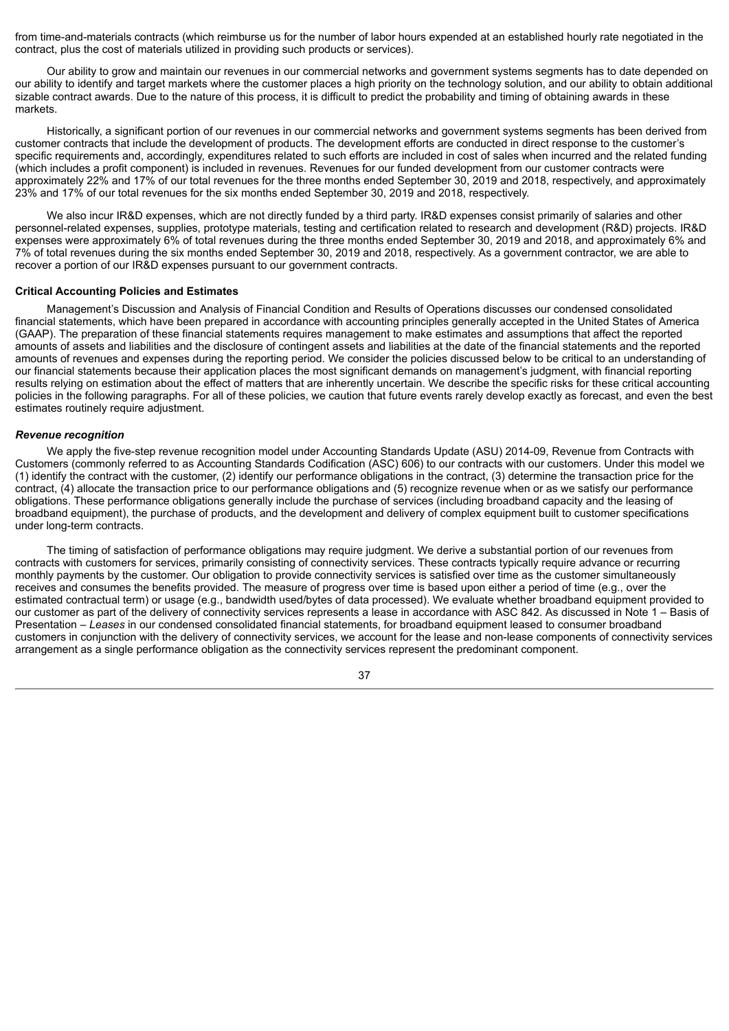from time-and-materials contracts (which reimburse us for the number of labor hours expended at an established hourly rate negotiated in the contract, plus the cost of materials utilized in providing such products or services).

Our ability to grow and maintain our revenues in our commercial networks and government systems segments has to date depended on our ability to identify and target markets where the customer places a high priority on the technology solution, and our ability to obtain additional sizable contract awards. Due to the nature of this process, it is difficult to predict the probability and timing of obtaining awards in these markets.

Historically, a significant portion of our revenues in our commercial networks and government systems segments has been derived from customer contracts that include the development of products. The development efforts are conducted in direct response to the customer's specific requirements and, accordingly, expenditures related to such efforts are included in cost of sales when incurred and the related funding (which includes a profit component) is included in revenues. Revenues for our funded development from our customer contracts were approximately 22% and 17% of our total revenues for the three months ended September 30, 2019 and 2018, respectively, and approximately 23% and 17% of our total revenues for the six months ended September 30, 2019 and 2018, respectively.

We also incur IR&D expenses, which are not directly funded by a third party. IR&D expenses consist primarily of salaries and other personnel-related expenses, supplies, prototype materials, testing and certification related to research and development (R&D) projects. IR&D expenses were approximately 6% of total revenues during the three months ended September 30, 2019 and 2018, and approximately 6% and 7% of total revenues during the six months ended September 30, 2019 and 2018, respectively. As a government contractor, we are able to recover a portion of our IR&D expenses pursuant to our government contracts.

**Critical Accounting Policies and Estimates**

Management's Discussion and Analysis of Financial Condition and Results of Operations discusses our condensed consolidated financial statements, which have been prepared in accordance with accounting principles generally accepted in the United States of America (GAAP). The preparation of these financial statements requires management to make estimates and assumptions that affect the reported amounts of assets and liabilities and the disclosure of contingent assets and liabilities at the date of the financial statements and the reported amounts of revenues and expenses during the reporting period. We consider the policies discussed below to be critical to an understanding of our financial statements because their application places the most significant demands on management's judgment, with financial reporting results relying on estimation about the effect of matters that are inherently uncertain. We describe the specific risks for these critical accounting policies in the following paragraphs. For all of these policies, we caution that future events rarely develop exactly as forecast, and even the best estimates routinely require adjustment.

***Revenue recognition***

We apply the five-step revenue recognition model under Accounting Standards Update (ASU) 2014-09, Revenue from Contracts with Customers (commonly referred to as Accounting Standards Codification (ASC) 606) to our contracts with our customers. Under this model we (1) identify the contract with the customer, (2) identify our performance obligations in the contract, (3) determine the transaction price for the contract, (4) allocate the transaction price to our performance obligations and (5) recognize revenue when or as we satisfy our performance obligations. These performance obligations generally include the purchase of services (including broadband capacity and the leasing of broadband equipment), the purchase of products, and the development and delivery of complex equipment built to customer specifications under long-term contracts.

The timing of satisfaction of performance obligations may require judgment. We derive a substantial portion of our revenues from contracts with customers for services, primarily consisting of connectivity services. These contracts typically require advance or recurring monthly payments by the customer. Our obligation to provide connectivity services is satisfied over time as the customer simultaneously receives and consumes the benefits provided. The measure of progress over time is based upon either a period of time (e.g., over the estimated contractual term) or usage (e.g., bandwidth used/bytes of data processed). We evaluate whether broadband equipment provided to our customer as part of the delivery of connectivity services represents a lease in accordance with ASC 842. As discussed in Note 1 – Basis of Presentation – *Leases* in our condensed consolidated financial statements, for broadband equipment leased to consumer broadband customers in conjunction with the delivery of connectivity services, we account for the lease and non-lease components of connectivity services arrangement as a single performance obligation as the connectivity services represent the predominant component.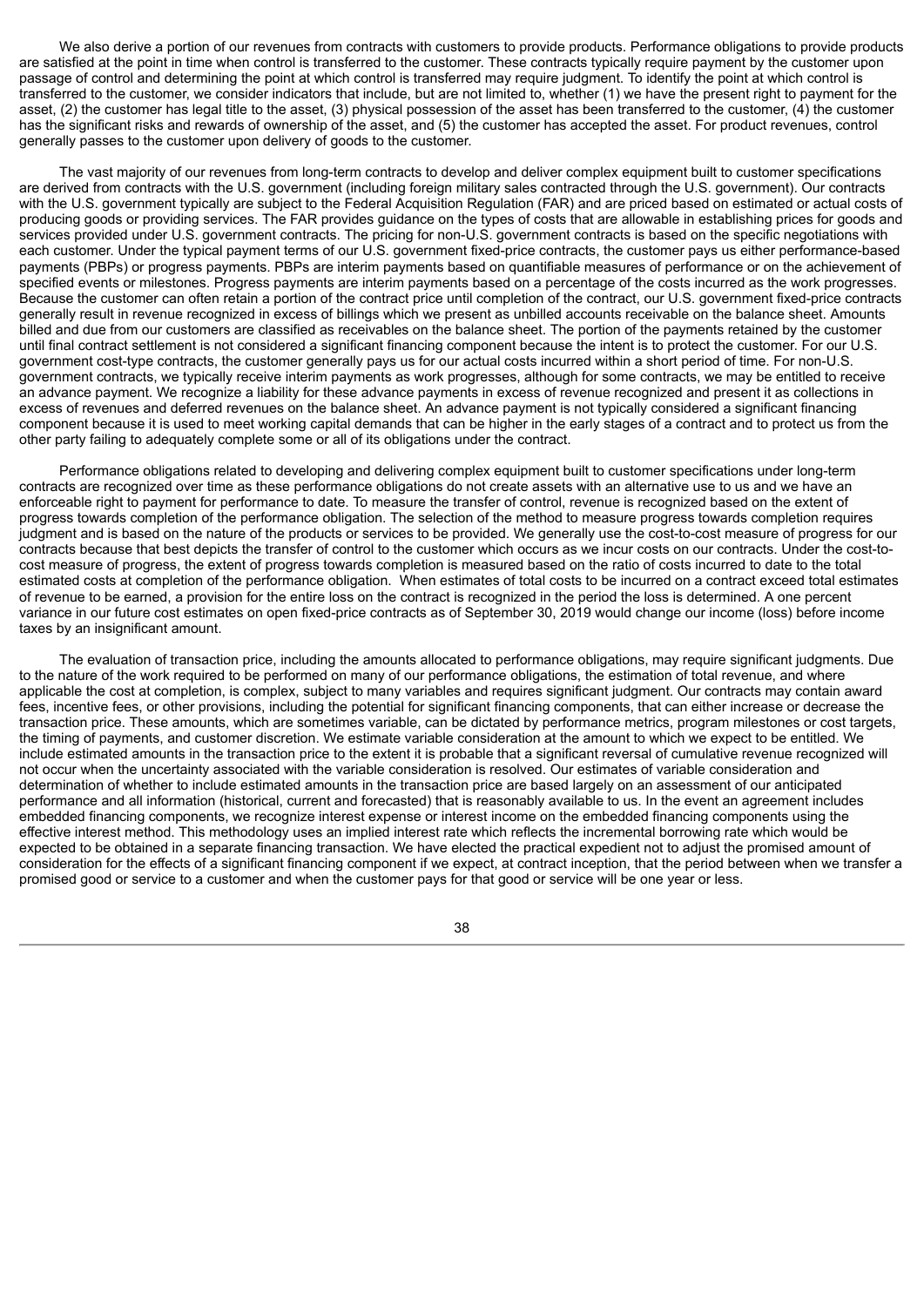We also derive a portion of our revenues from contracts with customers to provide products. Performance obligations to provide products are satisfied at the point in time when control is transferred to the customer. These contracts typically require payment by the customer upon passage of control and determining the point at which control is transferred may require judgment. To identify the point at which control is transferred to the customer, we consider indicators that include, but are not limited to, whether (1) we have the present right to payment for the asset, (2) the customer has legal title to the asset, (3) physical possession of the asset has been transferred to the customer, (4) the customer has the significant risks and rewards of ownership of the asset, and (5) the customer has accepted the asset. For product revenues, control generally passes to the customer upon delivery of goods to the customer.

The vast majority of our revenues from long-term contracts to develop and deliver complex equipment built to customer specifications are derived from contracts with the U.S. government (including foreign military sales contracted through the U.S. government). Our contracts with the U.S. government typically are subject to the Federal Acquisition Regulation (FAR) and are priced based on estimated or actual costs of producing goods or providing services. The FAR provides guidance on the types of costs that are allowable in establishing prices for goods and services provided under U.S. government contracts. The pricing for non-U.S. government contracts is based on the specific negotiations with each customer. Under the typical payment terms of our U.S. government fixed-price contracts, the customer pays us either performance-based payments (PBPs) or progress payments. PBPs are interim payments based on quantifiable measures of performance or on the achievement of specified events or milestones. Progress payments are interim payments based on a percentage of the costs incurred as the work progresses. Because the customer can often retain a portion of the contract price until completion of the contract, our U.S. government fixed-price contracts generally result in revenue recognized in excess of billings which we present as unbilled accounts receivable on the balance sheet. Amounts billed and due from our customers are classified as receivables on the balance sheet. The portion of the payments retained by the customer until final contract settlement is not considered a significant financing component because the intent is to protect the customer. For our U.S. government cost-type contracts, the customer generally pays us for our actual costs incurred within a short period of time. For non-U.S. government contracts, we typically receive interim payments as work progresses, although for some contracts, we may be entitled to receive an advance payment. We recognize a liability for these advance payments in excess of revenue recognized and present it as collections in excess of revenues and deferred revenues on the balance sheet. An advance payment is not typically considered a significant financing component because it is used to meet working capital demands that can be higher in the early stages of a contract and to protect us from the other party failing to adequately complete some or all of its obligations under the contract.

Performance obligations related to developing and delivering complex equipment built to customer specifications under long-term contracts are recognized over time as these performance obligations do not create assets with an alternative use to us and we have an enforceable right to payment for performance to date. To measure the transfer of control, revenue is recognized based on the extent of progress towards completion of the performance obligation. The selection of the method to measure progress towards completion requires judgment and is based on the nature of the products or services to be provided. We generally use the cost-to-cost measure of progress for our contracts because that best depicts the transfer of control to the customer which occurs as we incur costs on our contracts. Under the cost-to-cost measure of progress, the extent of progress towards completion is measured based on the ratio of costs incurred to date to the total estimated costs at completion of the performance obligation. When estimates of total costs to be incurred on a contract exceed total estimates of revenue to be earned, a provision for the entire loss on the contract is recognized in the period the loss is determined. A one percent variance in our future cost estimates on open fixed-price contracts as of September 30, 2019 would change our income (loss) before income taxes by an insignificant amount.

The evaluation of transaction price, including the amounts allocated to performance obligations, may require significant judgments. Due to the nature of the work required to be performed on many of our performance obligations, the estimation of total revenue, and where applicable the cost at completion, is complex, subject to many variables and requires significant judgment. Our contracts may contain award fees, incentive fees, or other provisions, including the potential for significant financing components, that can either increase or decrease the transaction price. These amounts, which are sometimes variable, can be dictated by performance metrics, program milestones or cost targets, the timing of payments, and customer discretion. We estimate variable consideration at the amount to which we expect to be entitled. We include estimated amounts in the transaction price to the extent it is probable that a significant reversal of cumulative revenue recognized will not occur when the uncertainty associated with the variable consideration is resolved. Our estimates of variable consideration and determination of whether to include estimated amounts in the transaction price are based largely on an assessment of our anticipated performance and all information (historical, current and forecasted) that is reasonably available to us. In the event an agreement includes embedded financing components, we recognize interest expense or interest income on the embedded financing components using the effective interest method. This methodology uses an implied interest rate which reflects the incremental borrowing rate which would be expected to be obtained in a separate financing transaction. We have elected the practical expedient not to adjust the promised amount of consideration for the effects of a significant financing component if we expect, at contract inception, that the period between when we transfer a promised good or service to a customer and when the customer pays for that good or service will be one year or less.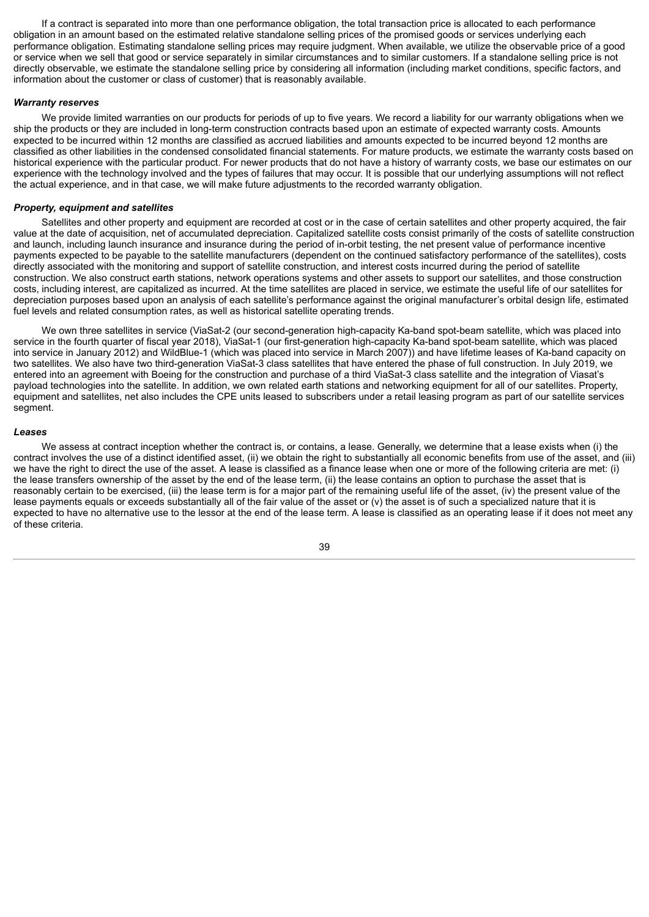If a contract is separated into more than one performance obligation, the total transaction price is allocated to each performance obligation in an amount based on the estimated relative standalone selling prices of the promised goods or services underlying each performance obligation. Estimating standalone selling prices may require judgment. When available, we utilize the observable price of a good or service when we sell that good or service separately in similar circumstances and to similar customers. If a standalone selling price is not directly observable, we estimate the standalone selling price by considering all information (including market conditions, specific factors, and information about the customer or class of customer) that is reasonably available.

***Warranty reserves***

We provide limited warranties on our products for periods of up to five years. We record a liability for our warranty obligations when we ship the products or they are included in long-term construction contracts based upon an estimate of expected warranty costs. Amounts expected to be incurred within 12 months are classified as accrued liabilities and amounts expected to be incurred beyond 12 months are classified as other liabilities in the condensed consolidated financial statements. For mature products, we estimate the warranty costs based on historical experience with the particular product. For newer products that do not have a history of warranty costs, we base our estimates on our experience with the technology involved and the types of failures that may occur. It is possible that our underlying assumptions will not reflect the actual experience, and in that case, we will make future adjustments to the recorded warranty obligation.

***Property, equipment and satellites***

Satellites and other property and equipment are recorded at cost or in the case of certain satellites and other property acquired, the fair value at the date of acquisition, net of accumulated depreciation. Capitalized satellite costs consist primarily of the costs of satellite construction and launch, including launch insurance and insurance during the period of in-orbit testing, the net present value of performance incentive payments expected to be payable to the satellite manufacturers (dependent on the continued satisfactory performance of the satellites), costs directly associated with the monitoring and support of satellite construction, and interest costs incurred during the period of satellite construction. We also construct earth stations, network operations systems and other assets to support our satellites, and those construction costs, including interest, are capitalized as incurred. At the time satellites are placed in service, we estimate the useful life of our satellites for depreciation purposes based upon an analysis of each satellite's performance against the original manufacturer's orbital design life, estimated fuel levels and related consumption rates, as well as historical satellite operating trends.

We own three satellites in service (ViaSat-2 (our second-generation high-capacity Ka-band spot-beam satellite, which was placed into service in the fourth quarter of fiscal year 2018), ViaSat-1 (our first-generation high-capacity Ka-band spot-beam satellite, which was placed into service in January 2012) and WildBlue-1 (which was placed into service in March 2007)) and have lifetime leases of Ka-band capacity on two satellites. We also have two third-generation ViaSat-3 class satellites that have entered the phase of full construction. In July 2019, we entered into an agreement with Boeing for the construction and purchase of a third ViaSat-3 class satellite and the integration of Viasat's payload technologies into the satellite. In addition, we own related earth stations and networking equipment for all of our satellites. Property, equipment and satellites, net also includes the CPE units leased to subscribers under a retail leasing program as part of our satellite services segment.

***Leases***

We assess at contract inception whether the contract is, or contains, a lease. Generally, we determine that a lease exists when (i) the contract involves the use of a distinct identified asset, (ii) we obtain the right to substantially all economic benefits from use of the asset, and (iii) we have the right to direct the use of the asset. A lease is classified as a finance lease when one or more of the following criteria are met: (i) the lease transfers ownership of the asset by the end of the lease term, (ii) the lease contains an option to purchase the asset that is reasonably certain to be exercised, (iii) the lease term is for a major part of the remaining useful life of the asset, (iv) the present value of the lease payments equals or exceeds substantially all of the fair value of the asset or (v) the asset is of such a specialized nature that it is expected to have no alternative use to the lessor at the end of the lease term. A lease is classified as an operating lease if it does not meet any of these criteria.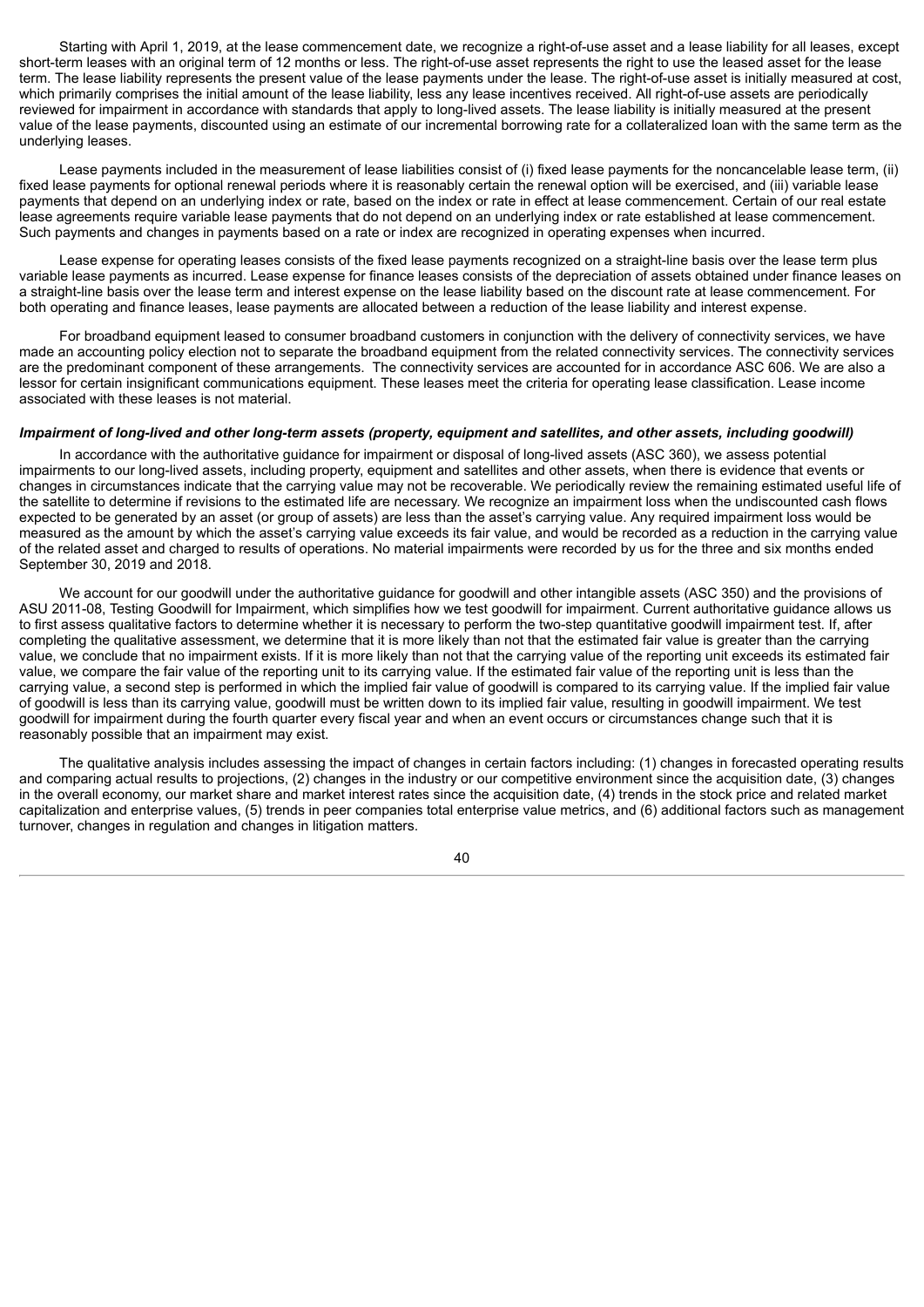Starting with April 1, 2019, at the lease commencement date, we recognize a right-of-use asset and a lease liability for all leases, except short-term leases with an original term of 12 months or less. The right-of-use asset represents the right to use the leased asset for the lease term. The lease liability represents the present value of the lease payments under the lease. The right-of-use asset is initially measured at cost, which primarily comprises the initial amount of the lease liability, less any lease incentives received. All right-of-use assets are periodically reviewed for impairment in accordance with standards that apply to long-lived assets. The lease liability is initially measured at the present value of the lease payments, discounted using an estimate of our incremental borrowing rate for a collateralized loan with the same term as the underlying leases.

Lease payments included in the measurement of lease liabilities consist of (i) fixed lease payments for the noncancelable lease term, (ii) fixed lease payments for optional renewal periods where it is reasonably certain the renewal option will be exercised, and (iii) variable lease payments that depend on an underlying index or rate, based on the index or rate in effect at lease commencement. Certain of our real estate lease agreements require variable lease payments that do not depend on an underlying index or rate established at lease commencement. Such payments and changes in payments based on a rate or index are recognized in operating expenses when incurred.

Lease expense for operating leases consists of the fixed lease payments recognized on a straight-line basis over the lease term plus variable lease payments as incurred. Lease expense for finance leases consists of the depreciation of assets obtained under finance leases on a straight-line basis over the lease term and interest expense on the lease liability based on the discount rate at lease commencement. For both operating and finance leases, lease payments are allocated between a reduction of the lease liability and interest expense.

For broadband equipment leased to consumer broadband customers in conjunction with the delivery of connectivity services, we have made an accounting policy election not to separate the broadband equipment from the related connectivity services. The connectivity services are the predominant component of these arrangements. The connectivity services are accounted for in accordance ASC 606. We are also a lessor for certain insignificant communications equipment. These leases meet the criteria for operating lease classification. Lease income associated with these leases is not material.

***Impairment of long-lived and other long-term assets (property, equipment and satellites, and other assets, including goodwill)***

In accordance with the authoritative guidance for impairment or disposal of long-lived assets (ASC 360), we assess potential impairments to our long-lived assets, including property, equipment and satellites and other assets, when there is evidence that events or changes in circumstances indicate that the carrying value may not be recoverable. We periodically review the remaining estimated useful life of the satellite to determine if revisions to the estimated life are necessary. We recognize an impairment loss when the undiscounted cash flows expected to be generated by an asset (or group of assets) are less than the asset's carrying value. Any required impairment loss would be measured as the amount by which the asset's carrying value exceeds its fair value, and would be recorded as a reduction in the carrying value of the related asset and charged to results of operations. No material impairments were recorded by us for the three and six months ended September 30, 2019 and 2018.

We account for our goodwill under the authoritative guidance for goodwill and other intangible assets (ASC 350) and the provisions of ASU 2011-08, Testing Goodwill for Impairment, which simplifies how we test goodwill for impairment. Current authoritative guidance allows us to first assess qualitative factors to determine whether it is necessary to perform the two-step quantitative goodwill impairment test. If, after completing the qualitative assessment, we determine that it is more likely than not that the estimated fair value is greater than the carrying value, we conclude that no impairment exists. If it is more likely than not that the carrying value of the reporting unit exceeds its estimated fair value, we compare the fair value of the reporting unit to its carrying value. If the estimated fair value of the reporting unit is less than the carrying value, a second step is performed in which the implied fair value of goodwill is compared to its carrying value. If the implied fair value of goodwill is less than its carrying value, goodwill must be written down to its implied fair value, resulting in goodwill impairment. We test goodwill for impairment during the fourth quarter every fiscal year and when an event occurs or circumstances change such that it is reasonably possible that an impairment may exist.

The qualitative analysis includes assessing the impact of changes in certain factors including: (1) changes in forecasted operating results and comparing actual results to projections, (2) changes in the industry or our competitive environment since the acquisition date, (3) changes in the overall economy, our market share and market interest rates since the acquisition date, (4) trends in the stock price and related market capitalization and enterprise values, (5) trends in peer companies total enterprise value metrics, and (6) additional factors such as management turnover, changes in regulation and changes in litigation matters.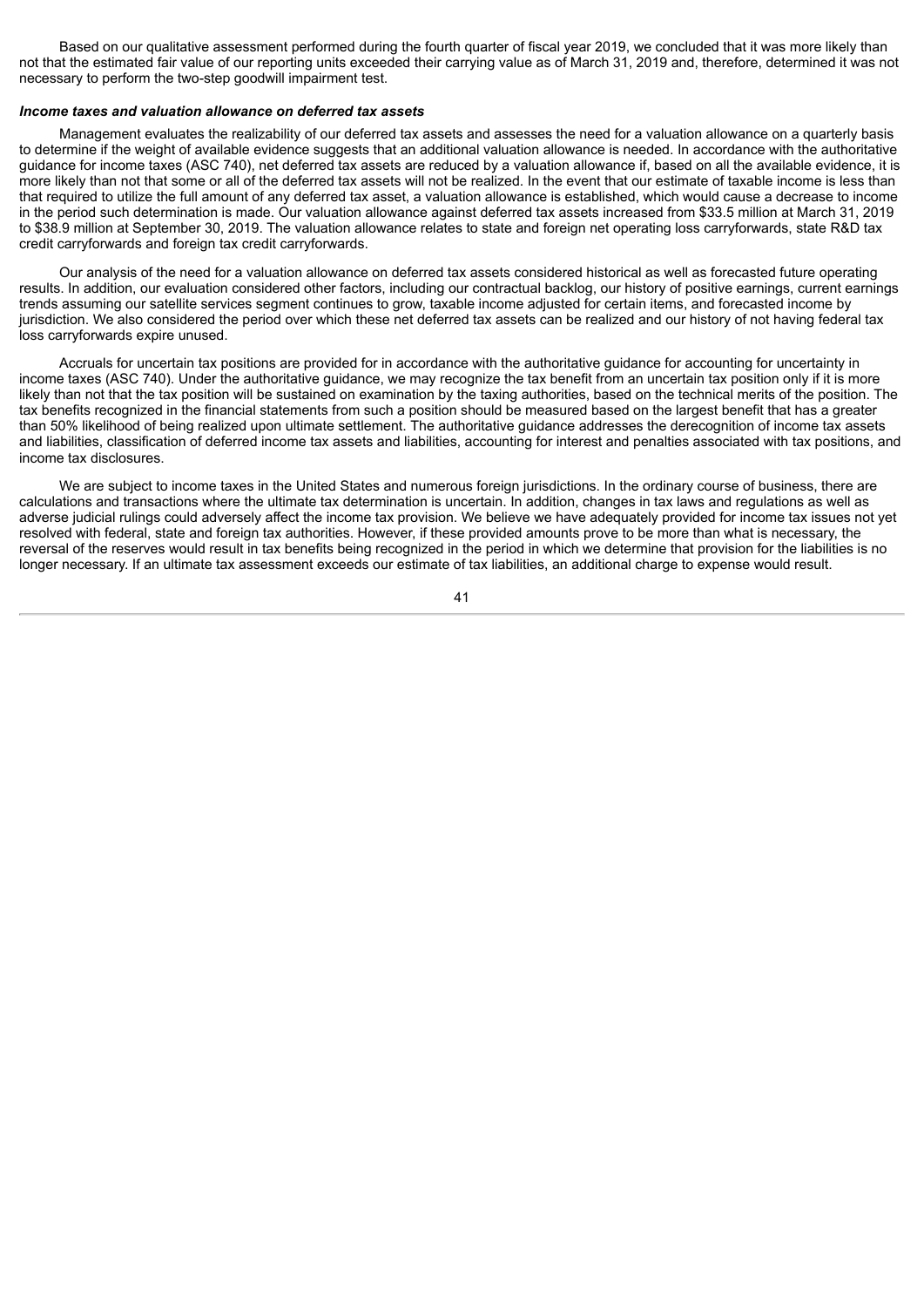Based on our qualitative assessment performed during the fourth quarter of fiscal year 2019, we concluded that it was more likely than not that the estimated fair value of our reporting units exceeded their carrying value as of March 31, 2019 and, therefore, determined it was not necessary to perform the two-step goodwill impairment test.

***Income taxes and valuation allowance on deferred tax assets***

Management evaluates the realizability of our deferred tax assets and assesses the need for a valuation allowance on a quarterly basis to determine if the weight of available evidence suggests that an additional valuation allowance is needed. In accordance with the authoritative guidance for income taxes (ASC 740), net deferred tax assets are reduced by a valuation allowance if, based on all the available evidence, it is more likely than not that some or all of the deferred tax assets will not be realized. In the event that our estimate of taxable income is less than that required to utilize the full amount of any deferred tax asset, a valuation allowance is established, which would cause a decrease to income in the period such determination is made. Our valuation allowance against deferred tax assets increased from $33.5 million at March 31, 2019 to $38.9 million at September 30, 2019. The valuation allowance relates to state and foreign net operating loss carryforwards, state R&D tax credit carryforwards and foreign tax credit carryforwards.

Our analysis of the need for a valuation allowance on deferred tax assets considered historical as well as forecasted future operating results. In addition, our evaluation considered other factors, including our contractual backlog, our history of positive earnings, current earnings trends assuming our satellite services segment continues to grow, taxable income adjusted for certain items, and forecasted income by jurisdiction. We also considered the period over which these net deferred tax assets can be realized and our history of not having federal tax loss carryforwards expire unused.

Accruals for uncertain tax positions are provided for in accordance with the authoritative guidance for accounting for uncertainty in income taxes (ASC 740). Under the authoritative guidance, we may recognize the tax benefit from an uncertain tax position only if it is more likely than not that the tax position will be sustained on examination by the taxing authorities, based on the technical merits of the position. The tax benefits recognized in the financial statements from such a position should be measured based on the largest benefit that has a greater than 50% likelihood of being realized upon ultimate settlement. The authoritative guidance addresses the derecognition of income tax assets and liabilities, classification of deferred income tax assets and liabilities, accounting for interest and penalties associated with tax positions, and income tax disclosures.

We are subject to income taxes in the United States and numerous foreign jurisdictions. In the ordinary course of business, there are calculations and transactions where the ultimate tax determination is uncertain. In addition, changes in tax laws and regulations as well as adverse judicial rulings could adversely affect the income tax provision. We believe we have adequately provided for income tax issues not yet resolved with federal, state and foreign tax authorities. However, if these provided amounts prove to be more than what is necessary, the reversal of the reserves would result in tax benefits being recognized in the period in which we determine that provision for the liabilities is no longer necessary. If an ultimate tax assessment exceeds our estimate of tax liabilities, an additional charge to expense would result.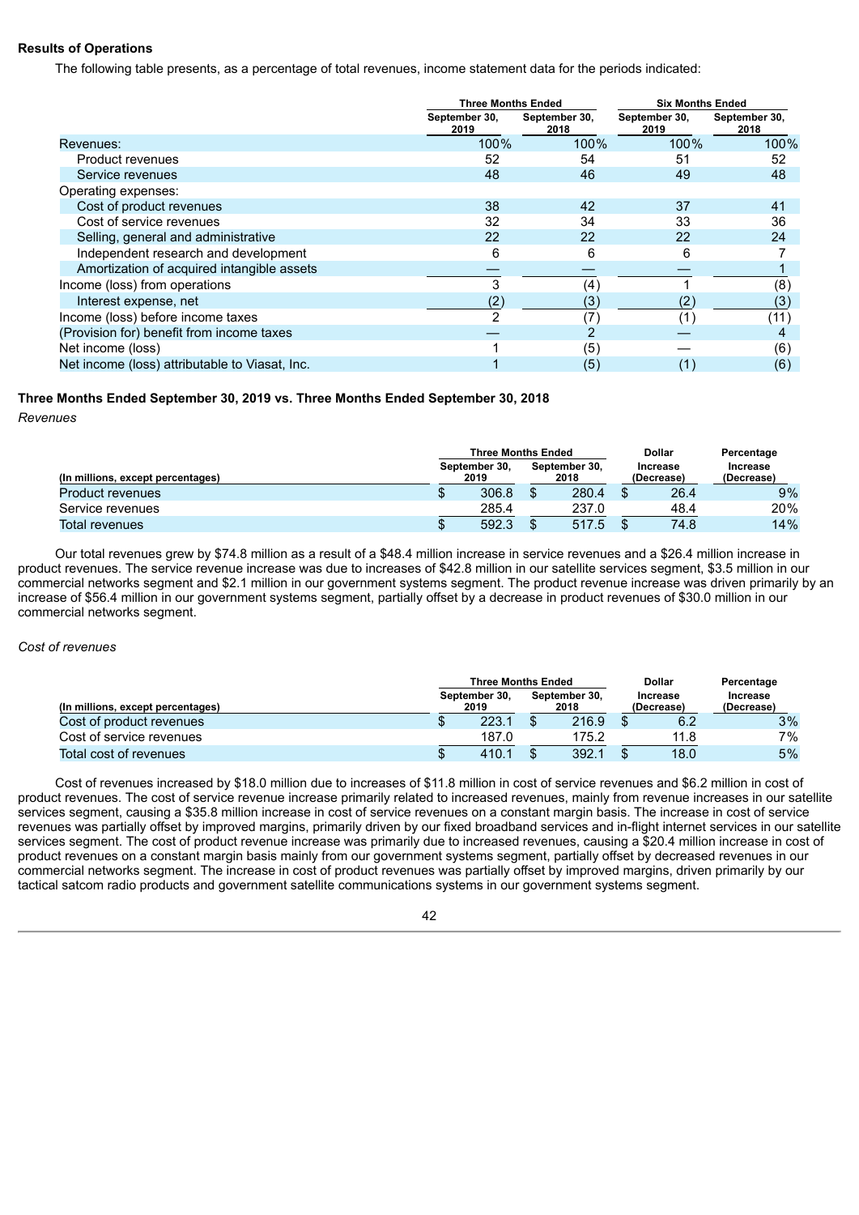### Results of Operations

The following table presents, as a percentage of total revenues, income statement data for the periods indicated:

| | Three Months Ended | | Six Months Ended | |
|---|---|---|---|---|
| | September 30, 2019 | September 30, 2018 | September 30, 2019 | September 30, 2018 |
| Revenues: | 100% | 100% | 100% | 100% |
| Product revenues | 52 | 54 | 51 | 52 |
| Service revenues | 48 | 46 | 49 | 48 |
| Operating expenses: | | | | |
| Cost of product revenues | 38 | 42 | 37 | 41 |
| Cost of service revenues | 32 | 34 | 33 | 36 |
| Selling, general and administrative | 22 | 22 | 22 | 24 |
| Independent research and development | 6 | 6 | 6 | 7 |
| Amortization of acquired intangible assets | — | — | — | 1 |
| Income (loss) from operations | 3 | (4) | 1 | (8) |
| Interest expense, net | (2) | (3) | (2) | (3) |
| Income (loss) before income taxes | 2 | (7) | (1) | (11) |
| (Provision for) benefit from income taxes | — | 2 | — | 4 |
| Net income (loss) | 1 | (5) | — | (6) |
| Net income (loss) attributable to Viasat, Inc. | 1 | (5) | (1) | (6) |

### Three Months Ended September 30, 2019 vs. Three Months Ended September 30, 2018

*Revenues*

| (In millions, except percentages) | Three Months Ended September 30, 2019 | Three Months Ended September 30, 2018 | Dollar Increase (Decrease) | Percentage Increase (Decrease) |
|---|---|---|---|---|
| Product revenues | $ 306.8 | $ 280.4 | $ 26.4 | 9% |
| Service revenues | 285.4 | 237.0 | 48.4 | 20% |
| Total revenues | $ 592.3 | $ 517.5 | $ 74.8 | 14% |

Our total revenues grew by $74.8 million as a result of a $48.4 million increase in service revenues and a $26.4 million increase in product revenues. The service revenue increase was due to increases of $42.8 million in our satellite services segment, $3.5 million in our commercial networks segment and $2.1 million in our government systems segment. The product revenue increase was driven primarily by an increase of $56.4 million in our government systems segment, partially offset by a decrease in product revenues of $30.0 million in our commercial networks segment.

*Cost of revenues*

| (In millions, except percentages) | Three Months Ended September 30, 2019 | Three Months Ended September 30, 2018 | Dollar Increase (Decrease) | Percentage Increase (Decrease) |
|---|---|---|---|---|
| Cost of product revenues | $ 223.1 | $ 216.9 | $ 6.2 | 3% |
| Cost of service revenues | 187.0 | 175.2 | 11.8 | 7% |
| Total cost of revenues | $ 410.1 | $ 392.1 | $ 18.0 | 5% |

Cost of revenues increased by $18.0 million due to increases of $11.8 million in cost of service revenues and $6.2 million in cost of product revenues. The cost of service revenue increase primarily related to increased revenues, mainly from revenue increases in our satellite services segment, causing a $35.8 million increase in cost of service revenues on a constant margin basis. The increase in cost of service revenues was partially offset by improved margins, primarily driven by our fixed broadband services and in-flight internet services in our satellite services segment. The cost of product revenue increase was primarily due to increased revenues, causing a $20.4 million increase in cost of product revenues on a constant margin basis mainly from our government systems segment, partially offset by decreased revenues in our commercial networks segment. The increase in cost of product revenues was partially offset by improved margins, driven primarily by our tactical satcom radio products and government satellite communications systems in our government systems segment.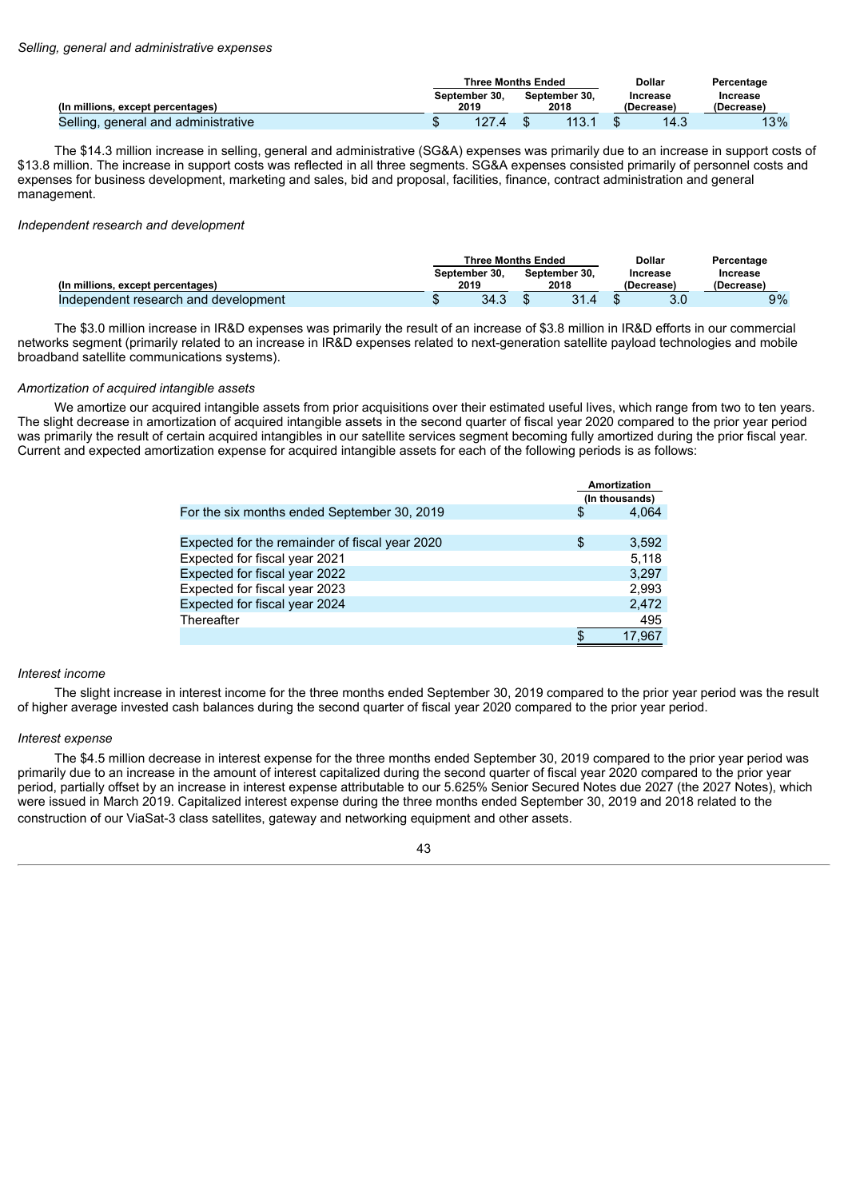*Selling, general and administrative expenses*

| (In millions, except percentages) | Three Months Ended September 30, 2019 | Three Months Ended September 30, 2018 | Dollar Increase (Decrease) | Percentage Increase (Decrease) |
|---|---|---|---|---|
| Selling, general and administrative | $ 127.4 | $ 113.1 | $ 14.3 | 13% |

The $14.3 million increase in selling, general and administrative (SG&A) expenses was primarily due to an increase in support costs of $13.8 million. The increase in support costs was reflected in all three segments. SG&A expenses consisted primarily of personnel costs and expenses for business development, marketing and sales, bid and proposal, facilities, finance, contract administration and general management.

*Independent research and development*

| (In millions, except percentages) | Three Months Ended September 30, 2019 | Three Months Ended September 30, 2018 | Dollar Increase (Decrease) | Percentage Increase (Decrease) |
|---|---|---|---|---|
| Independent research and development | $ 34.3 | $ 31.4 | $ 3.0 | 9% |

The $3.0 million increase in IR&D expenses was primarily the result of an increase of $3.8 million in IR&D efforts in our commercial networks segment (primarily related to an increase in IR&D expenses related to next-generation satellite payload technologies and mobile broadband satellite communications systems).

*Amortization of acquired intangible assets*

We amortize our acquired intangible assets from prior acquisitions over their estimated useful lives, which range from two to ten years. The slight decrease in amortization of acquired intangible assets in the second quarter of fiscal year 2020 compared to the prior year period was primarily the result of certain acquired intangibles in our satellite services segment becoming fully amortized during the prior fiscal year. Current and expected amortization expense for acquired intangible assets for each of the following periods is as follows:

| | Amortization (In thousands) |
|---|---|
| For the six months ended September 30, 2019 | $ 4,064 |
| | |
| Expected for the remainder of fiscal year 2020 | $ 3,592 |
| Expected for fiscal year 2021 | 5,118 |
| Expected for fiscal year 2022 | 3,297 |
| Expected for fiscal year 2023 | 2,993 |
| Expected for fiscal year 2024 | 2,472 |
| Thereafter | 495 |
| | $ 17,967 |

*Interest income*

The slight increase in interest income for the three months ended September 30, 2019 compared to the prior year period was the result of higher average invested cash balances during the second quarter of fiscal year 2020 compared to the prior year period.

*Interest expense*

The $4.5 million decrease in interest expense for the three months ended September 30, 2019 compared to the prior year period was primarily due to an increase in the amount of interest capitalized during the second quarter of fiscal year 2020 compared to the prior year period, partially offset by an increase in interest expense attributable to our 5.625% Senior Secured Notes due 2027 (the 2027 Notes), which were issued in March 2019. Capitalized interest expense during the three months ended September 30, 2019 and 2018 related to the construction of our ViaSat-3 class satellites, gateway and networking equipment and other assets.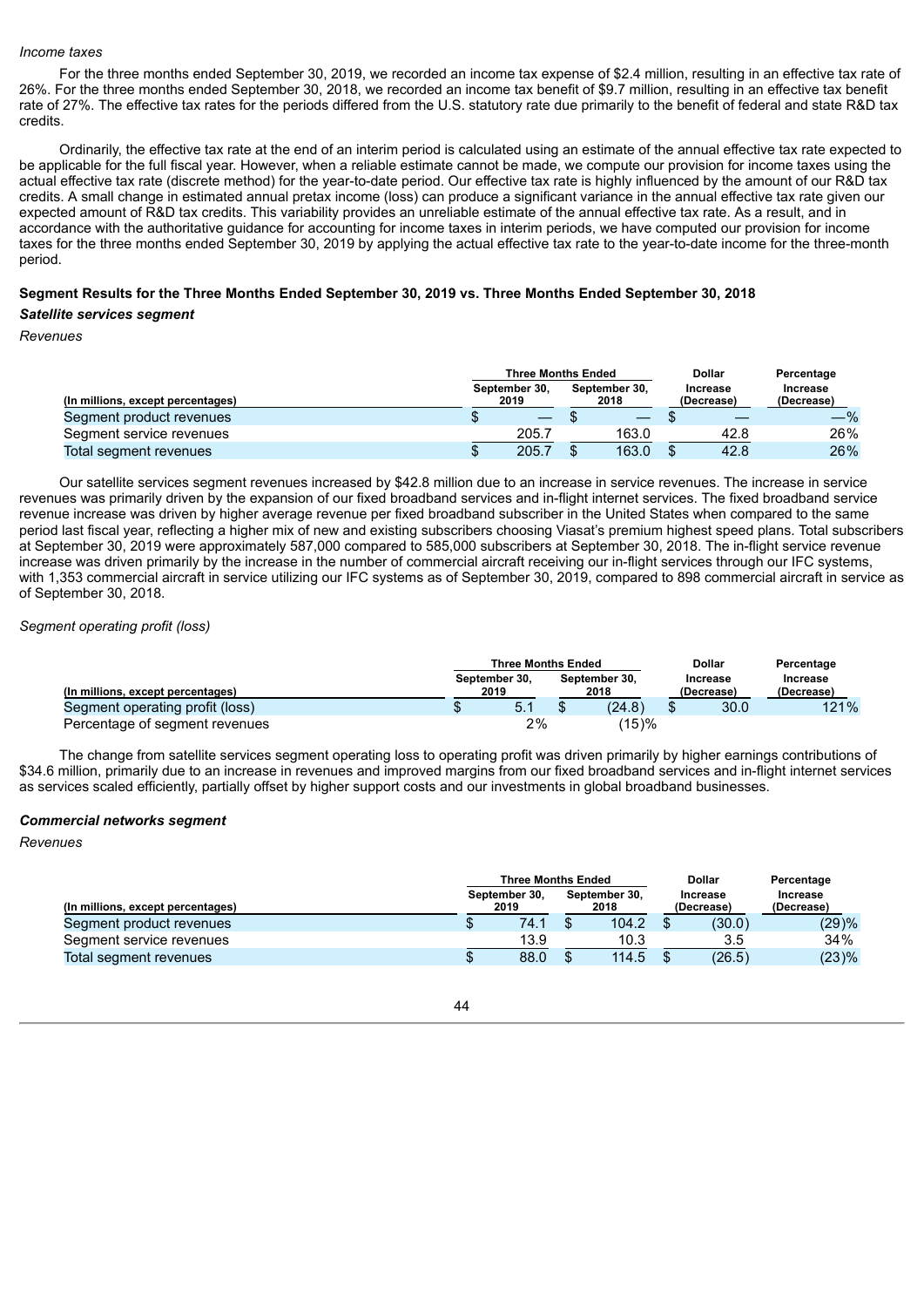*Income taxes*

For the three months ended September 30, 2019, we recorded an income tax expense of $2.4 million, resulting in an effective tax rate of 26%. For the three months ended September 30, 2018, we recorded an income tax benefit of $9.7 million, resulting in an effective tax benefit rate of 27%. The effective tax rates for the periods differed from the U.S. statutory rate due primarily to the benefit of federal and state R&D tax credits.

Ordinarily, the effective tax rate at the end of an interim period is calculated using an estimate of the annual effective tax rate expected to be applicable for the full fiscal year. However, when a reliable estimate cannot be made, we compute our provision for income taxes using the actual effective tax rate (discrete method) for the year-to-date period. Our effective tax rate is highly influenced by the amount of our R&D tax credits. A small change in estimated annual pretax income (loss) can produce a significant variance in the annual effective tax rate given our expected amount of R&D tax credits. This variability provides an unreliable estimate of the annual effective tax rate. As a result, and in accordance with the authoritative guidance for accounting for income taxes in interim periods, we have computed our provision for income taxes for the three months ended September 30, 2019 by applying the actual effective tax rate to the year-to-date income for the three-month period.

**Segment Results for the Three Months Ended September 30, 2019 vs. Three Months Ended September 30, 2018**

***Satellite services segment***

*Revenues*

| (In millions, except percentages) | Three Months Ended September 30, 2019 | Three Months Ended September 30, 2018 | Dollar Increase (Decrease) | Percentage Increase (Decrease) |
|---|---|---|---|---|
| Segment product revenues | $ — | $ — | $ — | —% |
| Segment service revenues | 205.7 | 163.0 | 42.8 | 26% |
| Total segment revenues | $ 205.7 | $ 163.0 | $ 42.8 | 26% |

Our satellite services segment revenues increased by $42.8 million due to an increase in service revenues. The increase in service revenues was primarily driven by the expansion of our fixed broadband services and in-flight internet services. The fixed broadband service revenue increase was driven by higher average revenue per fixed broadband subscriber in the United States when compared to the same period last fiscal year, reflecting a higher mix of new and existing subscribers choosing Viasat's premium highest speed plans. Total subscribers at September 30, 2019 were approximately 587,000 compared to 585,000 subscribers at September 30, 2018. The in-flight service revenue increase was driven primarily by the increase in the number of commercial aircraft receiving our in-flight services through our IFC systems, with 1,353 commercial aircraft in service utilizing our IFC systems as of September 30, 2019, compared to 898 commercial aircraft in service as of September 30, 2018.

*Segment operating profit (loss)*

| (In millions, except percentages) | Three Months Ended September 30, 2019 | Three Months Ended September 30, 2018 | Dollar Increase (Decrease) | Percentage Increase (Decrease) |
|---|---|---|---|---|
| Segment operating profit (loss) | $ 5.1 | $ (24.8) | $ 30.0 | 121% |
| Percentage of segment revenues | 2% | (15)% | | |

The change from satellite services segment operating loss to operating profit was driven primarily by higher earnings contributions of $34.6 million, primarily due to an increase in revenues and improved margins from our fixed broadband services and in-flight internet services as services scaled efficiently, partially offset by higher support costs and our investments in global broadband businesses.

***Commercial networks segment***

*Revenues*

| (In millions, except percentages) | Three Months Ended September 30, 2019 | Three Months Ended September 30, 2018 | Dollar Increase (Decrease) | Percentage Increase (Decrease) |
|---|---|---|---|---|
| Segment product revenues | $ 74.1 | $ 104.2 | $ (30.0) | (29)% |
| Segment service revenues | 13.9 | 10.3 | 3.5 | 34% |
| Total segment revenues | $ 88.0 | $ 114.5 | $ (26.5) | (23)% |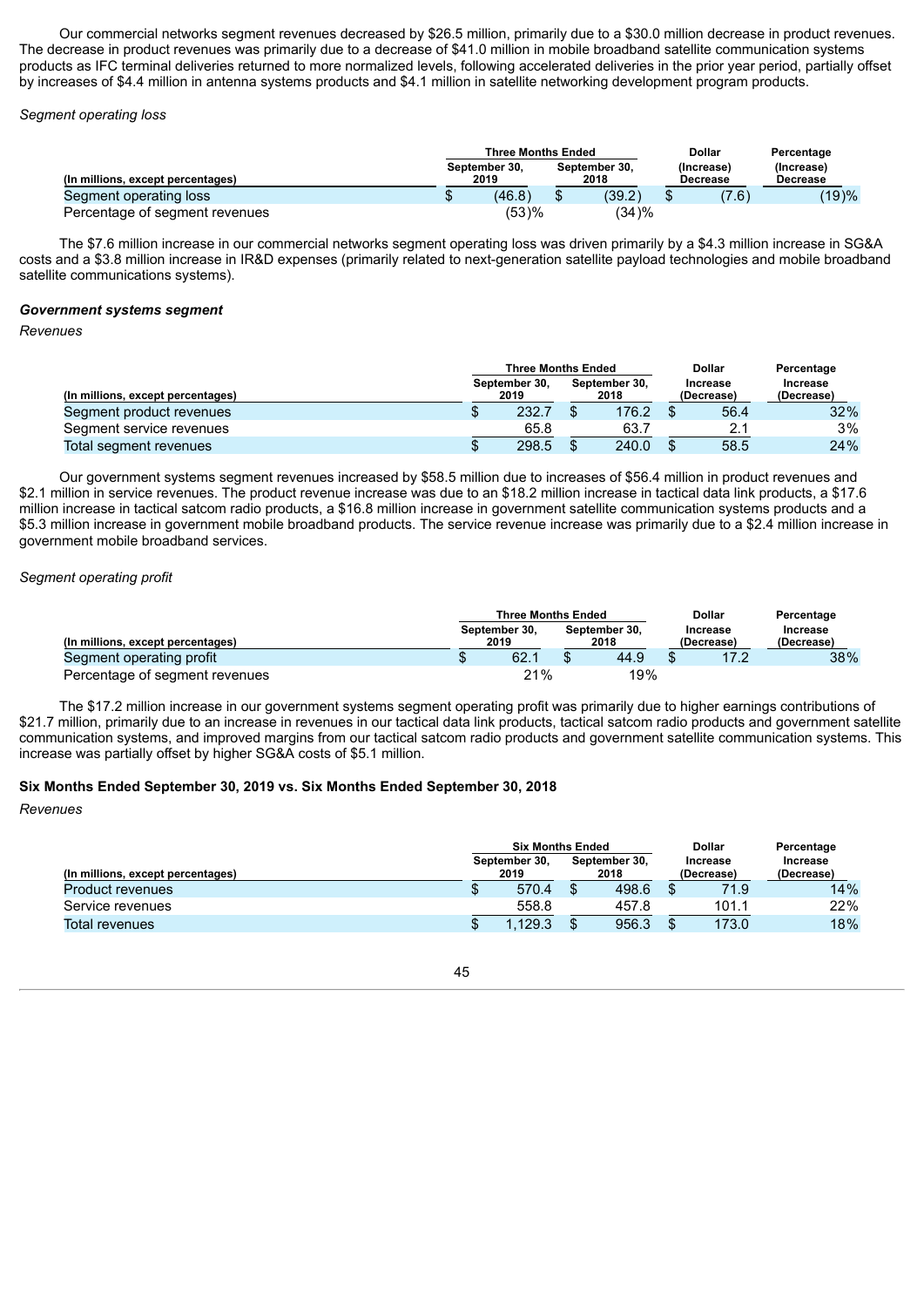Our commercial networks segment revenues decreased by $26.5 million, primarily due to a $30.0 million decrease in product revenues. The decrease in product revenues was primarily due to a decrease of $41.0 million in mobile broadband satellite communication systems products as IFC terminal deliveries returned to more normalized levels, following accelerated deliveries in the prior year period, partially offset by increases of $4.4 million in antenna systems products and $4.1 million in satellite networking development program products.

*Segment operating loss*

| (In millions, except percentages) | Three Months Ended September 30, 2019 | Three Months Ended September 30, 2018 | Dollar (Increase) Decrease | Percentage (Increase) Decrease |
|---|---|---|---|---|
| Segment operating loss | $ (46.8) | $ (39.2) | $ (7.6) | (19)% |
| Percentage of segment revenues | (53)% | (34)% | | |

The $7.6 million increase in our commercial networks segment operating loss was driven primarily by a $4.3 million increase in SG&A costs and a $3.8 million increase in IR&D expenses (primarily related to next-generation satellite payload technologies and mobile broadband satellite communications systems).

***Government systems segment***

*Revenues*

| (In millions, except percentages) | Three Months Ended September 30, 2019 | Three Months Ended September 30, 2018 | Dollar Increase (Decrease) | Percentage Increase (Decrease) |
|---|---|---|---|---|
| Segment product revenues | $ 232.7 | $ 176.2 | $ 56.4 | 32% |
| Segment service revenues | 65.8 | 63.7 | 2.1 | 3% |
| Total segment revenues | $ 298.5 | $ 240.0 | $ 58.5 | 24% |

Our government systems segment revenues increased by $58.5 million due to increases of $56.4 million in product revenues and $2.1 million in service revenues. The product revenue increase was due to an $18.2 million increase in tactical data link products, a $17.6 million increase in tactical satcom radio products, a $16.8 million increase in government satellite communication systems products and a $5.3 million increase in government mobile broadband products. The service revenue increase was primarily due to a $2.4 million increase in government mobile broadband services.

*Segment operating profit*

| (In millions, except percentages) | Three Months Ended September 30, 2019 | Three Months Ended September 30, 2018 | Dollar Increase (Decrease) | Percentage Increase (Decrease) |
|---|---|---|---|---|
| Segment operating profit | $ 62.1 | $ 44.9 | $ 17.2 | 38% |
| Percentage of segment revenues | 21% | 19% | | |

The $17.2 million increase in our government systems segment operating profit was primarily due to higher earnings contributions of $21.7 million, primarily due to an increase in revenues in our tactical data link products, tactical satcom radio products and government satellite communication systems, and improved margins from our tactical satcom radio products and government satellite communication systems. This increase was partially offset by higher SG&A costs of $5.1 million.

**Six Months Ended September 30, 2019 vs. Six Months Ended September 30, 2018**

*Revenues*

| (In millions, except percentages) | Six Months Ended September 30, 2019 | Six Months Ended September 30, 2018 | Dollar Increase (Decrease) | Percentage Increase (Decrease) |
|---|---|---|---|---|
| Product revenues | $ 570.4 | $ 498.6 | $ 71.9 | 14% |
| Service revenues | 558.8 | 457.8 | 101.1 | 22% |
| Total revenues | $ 1,129.3 | $ 956.3 | $ 173.0 | 18% |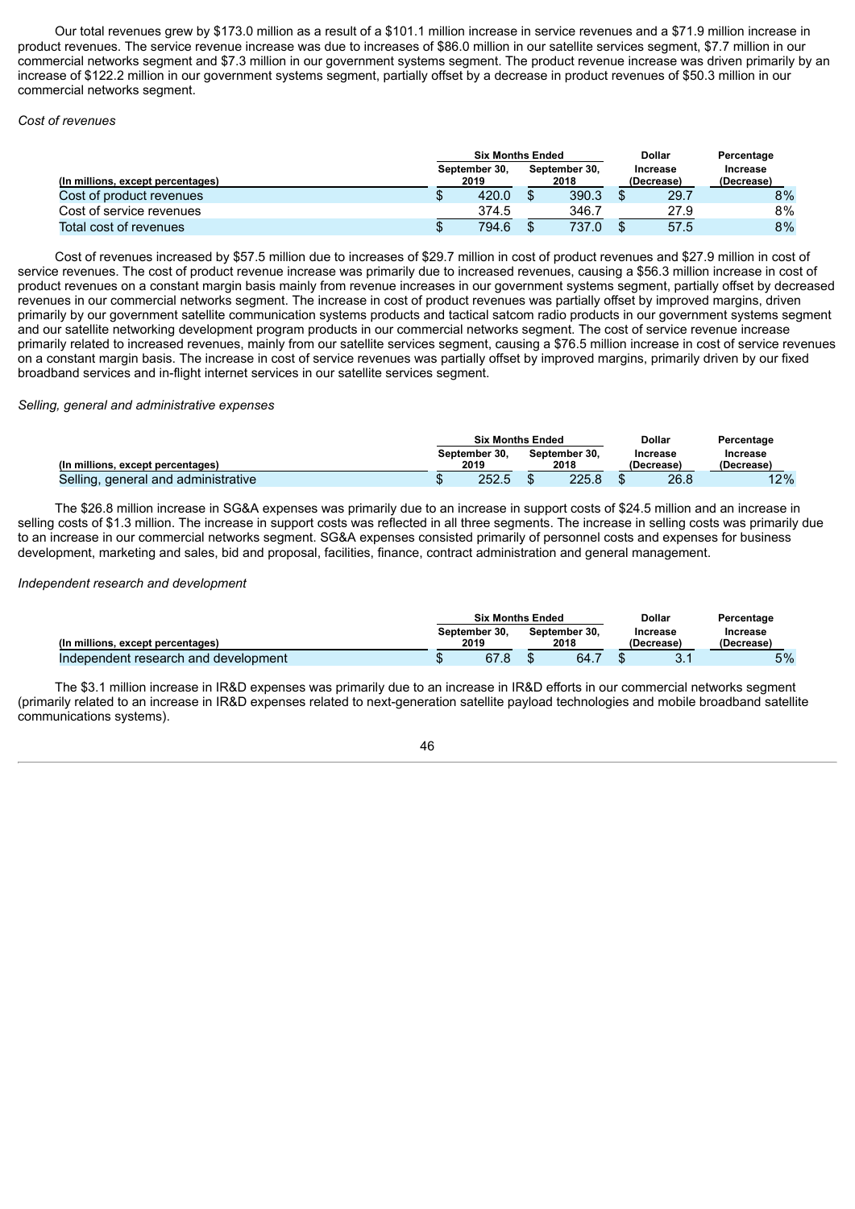Our total revenues grew by $173.0 million as a result of a $101.1 million increase in service revenues and a $71.9 million increase in product revenues. The service revenue increase was due to increases of $86.0 million in our satellite services segment, $7.7 million in our commercial networks segment and $7.3 million in our government systems segment. The product revenue increase was driven primarily by an increase of $122.2 million in our government systems segment, partially offset by a decrease in product revenues of $50.3 million in our commercial networks segment.

*Cost of revenues*

| (In millions, except percentages) | Six Months Ended September 30, 2019 | Six Months Ended September 30, 2018 | Dollar Increase (Decrease) | Percentage Increase (Decrease) |
|---|---|---|---|---|
| Cost of product revenues | $ 420.0 | $ 390.3 | $ 29.7 | 8% |
| Cost of service revenues | 374.5 | 346.7 | 27.9 | 8% |
| Total cost of revenues | $ 794.6 | $ 737.0 | $ 57.5 | 8% |

Cost of revenues increased by $57.5 million due to increases of $29.7 million in cost of product revenues and $27.9 million in cost of service revenues. The cost of product revenue increase was primarily due to increased revenues, causing a $56.3 million increase in cost of product revenues on a constant margin basis mainly from revenue increases in our government systems segment, partially offset by decreased revenues in our commercial networks segment. The increase in cost of product revenues was partially offset by improved margins, driven primarily by our government satellite communication systems products and tactical satcom radio products in our government systems segment and our satellite networking development program products in our commercial networks segment. The cost of service revenue increase primarily related to increased revenues, mainly from our satellite services segment, causing a $76.5 million increase in cost of service revenues on a constant margin basis. The increase in cost of service revenues was partially offset by improved margins, primarily driven by our fixed broadband services and in-flight internet services in our satellite services segment.

*Selling, general and administrative expenses*

| (In millions, except percentages) | Six Months Ended September 30, 2019 | Six Months Ended September 30, 2018 | Dollar Increase (Decrease) | Percentage Increase (Decrease) |
|---|---|---|---|---|
| Selling, general and administrative | $ 252.5 | $ 225.8 | $ 26.8 | 12% |

The $26.8 million increase in SG&A expenses was primarily due to an increase in support costs of $24.5 million and an increase in selling costs of $1.3 million. The increase in support costs was reflected in all three segments. The increase in selling costs was primarily due to an increase in our commercial networks segment. SG&A expenses consisted primarily of personnel costs and expenses for business development, marketing and sales, bid and proposal, facilities, finance, contract administration and general management.

*Independent research and development*

| (In millions, except percentages) | Six Months Ended September 30, 2019 | Six Months Ended September 30, 2018 | Dollar Increase (Decrease) | Percentage Increase (Decrease) |
|---|---|---|---|---|
| Independent research and development | $ 67.8 | $ 64.7 | $ 3.1 | 5% |

The $3.1 million increase in IR&D expenses was primarily due to an increase in IR&D efforts in our commercial networks segment (primarily related to an increase in IR&D expenses related to next-generation satellite payload technologies and mobile broadband satellite communications systems).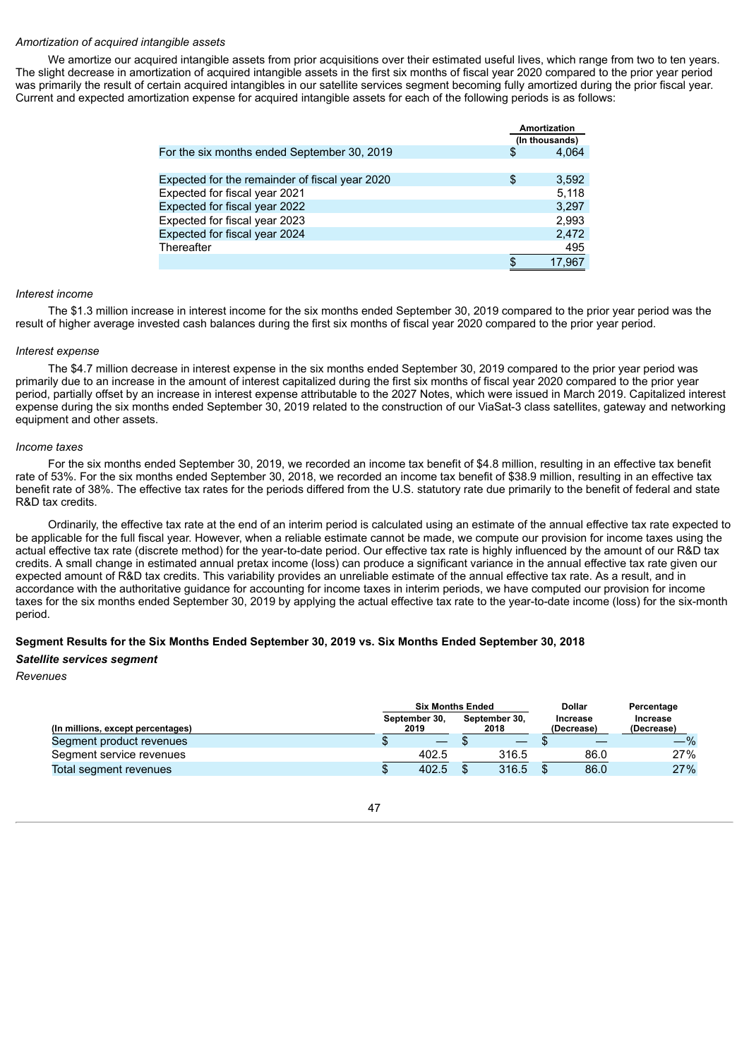*Amortization of acquired intangible assets*

We amortize our acquired intangible assets from prior acquisitions over their estimated useful lives, which range from two to ten years. The slight decrease in amortization of acquired intangible assets in the first six months of fiscal year 2020 compared to the prior year period was primarily the result of certain acquired intangibles in our satellite services segment becoming fully amortized during the prior fiscal year. Current and expected amortization expense for acquired intangible assets for each of the following periods is as follows:

| | Amortization (In thousands) |
|---|---|
| For the six months ended September 30, 2019 | $ 4,064 |
| | |
| Expected for the remainder of fiscal year 2020 | $ 3,592 |
| Expected for fiscal year 2021 | 5,118 |
| Expected for fiscal year 2022 | 3,297 |
| Expected for fiscal year 2023 | 2,993 |
| Expected for fiscal year 2024 | 2,472 |
| Thereafter | 495 |
| | $ 17,967 |

*Interest income*

The $1.3 million increase in interest income for the six months ended September 30, 2019 compared to the prior year period was the result of higher average invested cash balances during the first six months of fiscal year 2020 compared to the prior year period.

*Interest expense*

The $4.7 million decrease in interest expense in the six months ended September 30, 2019 compared to the prior year period was primarily due to an increase in the amount of interest capitalized during the first six months of fiscal year 2020 compared to the prior year period, partially offset by an increase in interest expense attributable to the 2027 Notes, which were issued in March 2019. Capitalized interest expense during the six months ended September 30, 2019 related to the construction of our ViaSat-3 class satellites, gateway and networking equipment and other assets.

*Income taxes*

For the six months ended September 30, 2019, we recorded an income tax benefit of $4.8 million, resulting in an effective tax benefit rate of 53%. For the six months ended September 30, 2018, we recorded an income tax benefit of $38.9 million, resulting in an effective tax benefit rate of 38%. The effective tax rates for the periods differed from the U.S. statutory rate due primarily to the benefit of federal and state R&D tax credits.

Ordinarily, the effective tax rate at the end of an interim period is calculated using an estimate of the annual effective tax rate expected to be applicable for the full fiscal year. However, when a reliable estimate cannot be made, we compute our provision for income taxes using the actual effective tax rate (discrete method) for the year-to-date period. Our effective tax rate is highly influenced by the amount of our R&D tax credits. A small change in estimated annual pretax income (loss) can produce a significant variance in the annual effective tax rate given our expected amount of R&D tax credits. This variability provides an unreliable estimate of the annual effective tax rate. As a result, and in accordance with the authoritative guidance for accounting for income taxes in interim periods, we have computed our provision for income taxes for the six months ended September 30, 2019 by applying the actual effective tax rate to the year-to-date income (loss) for the six-month period.

### Segment Results for the Six Months Ended September 30, 2019 vs. Six Months Ended September 30, 2018

#### *Satellite services segment*

*Revenues*

| | Six Months Ended | | Dollar | Percentage |
|---|---|---|---|---|
| (In millions, except percentages) | September 30, 2019 | September 30, 2018 | Increase (Decrease) | Increase (Decrease) |
| Segment product revenues | $ — | $ — | $ — | —% |
| Segment service revenues | 402.5 | 316.5 | 86.0 | 27% |
| Total segment revenues | $ 402.5 | $ 316.5 | $ 86.0 | 27% |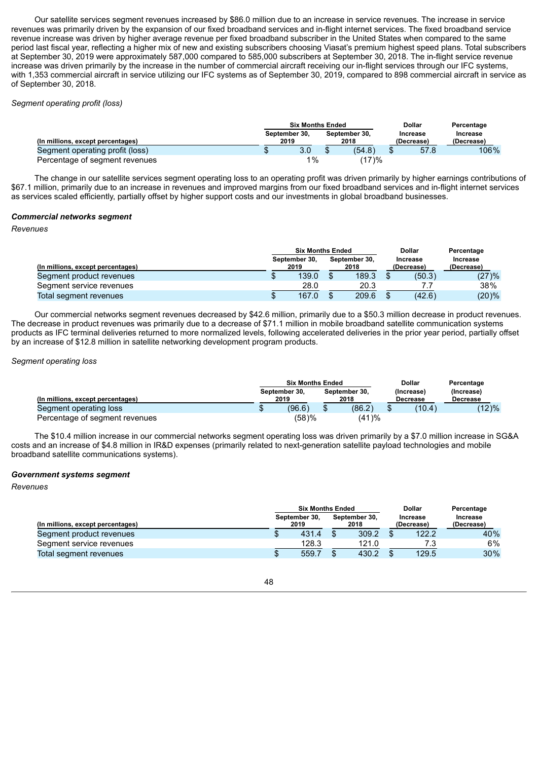Our satellite services segment revenues increased by $86.0 million due to an increase in service revenues. The increase in service revenues was primarily driven by the expansion of our fixed broadband services and in-flight internet services. The fixed broadband service revenue increase was driven by higher average revenue per fixed broadband subscriber in the United States when compared to the same period last fiscal year, reflecting a higher mix of new and existing subscribers choosing Viasat's premium highest speed plans. Total subscribers at September 30, 2019 were approximately 587,000 compared to 585,000 subscribers at September 30, 2018. The in-flight service revenue increase was driven primarily by the increase in the number of commercial aircraft receiving our in-flight services through our IFC systems, with 1,353 commercial aircraft in service utilizing our IFC systems as of September 30, 2019, compared to 898 commercial aircraft in service as of September 30, 2018.

*Segment operating profit (loss)*

| (In millions, except percentages) | Six Months Ended September 30, 2019 | Six Months Ended September 30, 2018 | Dollar Increase (Decrease) | Percentage Increase (Decrease) |
|---|---|---|---|---|
| Segment operating profit (loss) | $ 3.0 | $ (54.8) | $ 57.8 | 106% |
| Percentage of segment revenues | 1% | (17)% | | |

The change in our satellite services segment operating loss to an operating profit was driven primarily by higher earnings contributions of $67.1 million, primarily due to an increase in revenues and improved margins from our fixed broadband services and in-flight internet services as services scaled efficiently, partially offset by higher support costs and our investments in global broadband businesses.

***Commercial networks segment***

*Revenues*

| (In millions, except percentages) | Six Months Ended September 30, 2019 | Six Months Ended September 30, 2018 | Dollar Increase (Decrease) | Percentage Increase (Decrease) |
|---|---|---|---|---|
| Segment product revenues | $ 139.0 | $ 189.3 | $ (50.3) | (27)% |
| Segment service revenues | 28.0 | 20.3 | 7.7 | 38% |
| Total segment revenues | $ 167.0 | $ 209.6 | $ (42.6) | (20)% |

Our commercial networks segment revenues decreased by $42.6 million, primarily due to a $50.3 million decrease in product revenues. The decrease in product revenues was primarily due to a decrease of $71.1 million in mobile broadband satellite communication systems products as IFC terminal deliveries returned to more normalized levels, following accelerated deliveries in the prior year period, partially offset by an increase of $12.8 million in satellite networking development program products.

*Segment operating loss*

| (In millions, except percentages) | Six Months Ended September 30, 2019 | Six Months Ended September 30, 2018 | Dollar (Increase) Decrease | Percentage (Increase) Decrease |
|---|---|---|---|---|
| Segment operating loss | $ (96.6) | $ (86.2) | $ (10.4) | (12)% |
| Percentage of segment revenues | (58)% | (41)% | | |

The $10.4 million increase in our commercial networks segment operating loss was driven primarily by a $7.0 million increase in SG&A costs and an increase of $4.8 million in IR&D expenses (primarily related to next-generation satellite payload technologies and mobile broadband satellite communications systems).

***Government systems segment***

*Revenues*

| (In millions, except percentages) | Six Months Ended September 30, 2019 | Six Months Ended September 30, 2018 | Dollar Increase (Decrease) | Percentage Increase (Decrease) |
|---|---|---|---|---|
| Segment product revenues | $ 431.4 | $ 309.2 | $ 122.2 | 40% |
| Segment service revenues | 128.3 | 121.0 | 7.3 | 6% |
| Total segment revenues | $ 559.7 | $ 430.2 | $ 129.5 | 30% |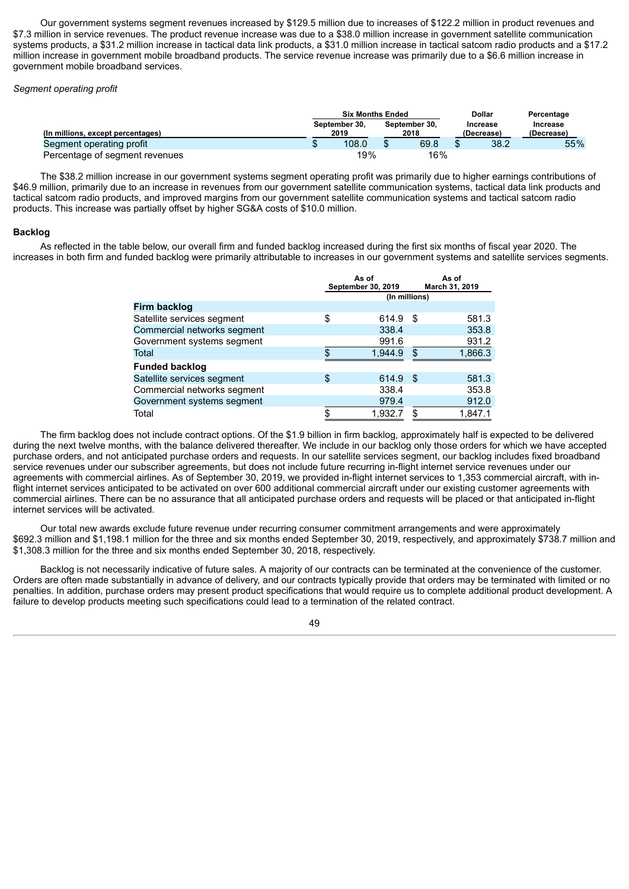Our government systems segment revenues increased by $129.5 million due to increases of $122.2 million in product revenues and $7.3 million in service revenues. The product revenue increase was due to a $38.0 million increase in government satellite communication systems products, a $31.2 million increase in tactical data link products, a $31.0 million increase in tactical satcom radio products and a $17.2 million increase in government mobile broadband products. The service revenue increase was primarily due to a $6.6 million increase in government mobile broadband services.

*Segment operating profit*

| (In millions, except percentages) | Six Months Ended September 30, 2019 | Six Months Ended September 30, 2018 | Dollar Increase (Decrease) | Percentage Increase (Decrease) |
|---|---|---|---|---|
| Segment operating profit | $ 108.0 | $ 69.8 | $ 38.2 | 55% |
| Percentage of segment revenues | 19% | 16% | | |

The $38.2 million increase in our government systems segment operating profit was primarily due to higher earnings contributions of $46.9 million, primarily due to an increase in revenues from our government satellite communication systems, tactical data link products and tactical satcom radio products, and improved margins from our government satellite communication systems and tactical satcom radio products. This increase was partially offset by higher SG&A costs of $10.0 million.

### Backlog

As reflected in the table below, our overall firm and funded backlog increased during the first six months of fiscal year 2020. The increases in both firm and funded backlog were primarily attributable to increases in our government systems and satellite services segments.

| | As of September 30, 2019 | As of March 31, 2019 |
|---|---|---|
| | (In millions) | |
| **Firm backlog** | | |
| Satellite services segment | $ 614.9 | $ 581.3 |
| Commercial networks segment | 338.4 | 353.8 |
| Government systems segment | 991.6 | 931.2 |
| Total | $ 1,944.9 | $ 1,866.3 |
| **Funded backlog** | | |
| Satellite services segment | $ 614.9 | $ 581.3 |
| Commercial networks segment | 338.4 | 353.8 |
| Government systems segment | 979.4 | 912.0 |
| Total | $ 1,932.7 | $ 1,847.1 |

The firm backlog does not include contract options. Of the $1.9 billion in firm backlog, approximately half is expected to be delivered during the next twelve months, with the balance delivered thereafter. We include in our backlog only those orders for which we have accepted purchase orders, and not anticipated purchase orders and requests. In our satellite services segment, our backlog includes fixed broadband service revenues under our subscriber agreements, but does not include future recurring in-flight internet service revenues under our agreements with commercial airlines. As of September 30, 2019, we provided in-flight internet services to 1,353 commercial aircraft, with in-flight internet services anticipated to be activated on over 600 additional commercial aircraft under our existing customer agreements with commercial airlines. There can be no assurance that all anticipated purchase orders and requests will be placed or that anticipated in-flight internet services will be activated.

Our total new awards exclude future revenue under recurring consumer commitment arrangements and were approximately $692.3 million and $1,198.1 million for the three and six months ended September 30, 2019, respectively, and approximately $738.7 million and $1,308.3 million for the three and six months ended September 30, 2018, respectively.

Backlog is not necessarily indicative of future sales. A majority of our contracts can be terminated at the convenience of the customer. Orders are often made substantially in advance of delivery, and our contracts typically provide that orders may be terminated with limited or no penalties. In addition, purchase orders may present product specifications that would require us to complete additional product development. A failure to develop products meeting such specifications could lead to a termination of the related contract.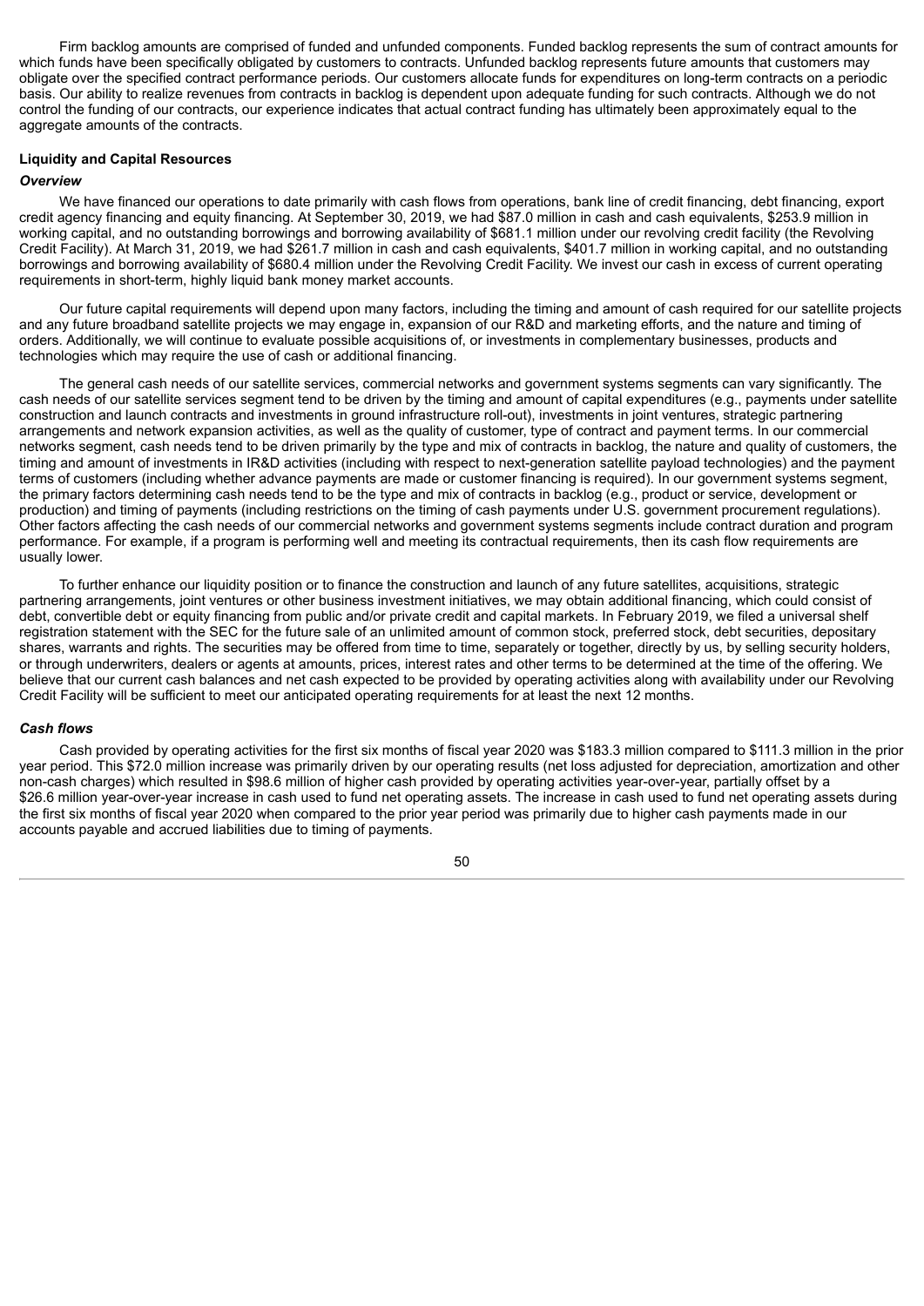Firm backlog amounts are comprised of funded and unfunded components. Funded backlog represents the sum of contract amounts for which funds have been specifically obligated by customers to contracts. Unfunded backlog represents future amounts that customers may obligate over the specified contract performance periods. Our customers allocate funds for expenditures on long-term contracts on a periodic basis. Our ability to realize revenues from contracts in backlog is dependent upon adequate funding for such contracts. Although we do not control the funding of our contracts, our experience indicates that actual contract funding has ultimately been approximately equal to the aggregate amounts of the contracts.

**Liquidity and Capital Resources**

***Overview***

We have financed our operations to date primarily with cash flows from operations, bank line of credit financing, debt financing, export credit agency financing and equity financing. At September 30, 2019, we had $87.0 million in cash and cash equivalents, $253.9 million in working capital, and no outstanding borrowings and borrowing availability of $681.1 million under our revolving credit facility (the Revolving Credit Facility). At March 31, 2019, we had $261.7 million in cash and cash equivalents, $401.7 million in working capital, and no outstanding borrowings and borrowing availability of $680.4 million under the Revolving Credit Facility. We invest our cash in excess of current operating requirements in short-term, highly liquid bank money market accounts.

Our future capital requirements will depend upon many factors, including the timing and amount of cash required for our satellite projects and any future broadband satellite projects we may engage in, expansion of our R&D and marketing efforts, and the nature and timing of orders. Additionally, we will continue to evaluate possible acquisitions of, or investments in complementary businesses, products and technologies which may require the use of cash or additional financing.

The general cash needs of our satellite services, commercial networks and government systems segments can vary significantly. The cash needs of our satellite services segment tend to be driven by the timing and amount of capital expenditures (e.g., payments under satellite construction and launch contracts and investments in ground infrastructure roll-out), investments in joint ventures, strategic partnering arrangements and network expansion activities, as well as the quality of customer, type of contract and payment terms. In our commercial networks segment, cash needs tend to be driven primarily by the type and mix of contracts in backlog, the nature and quality of customers, the timing and amount of investments in IR&D activities (including with respect to next-generation satellite payload technologies) and the payment terms of customers (including whether advance payments are made or customer financing is required). In our government systems segment, the primary factors determining cash needs tend to be the type and mix of contracts in backlog (e.g., product or service, development or production) and timing of payments (including restrictions on the timing of cash payments under U.S. government procurement regulations). Other factors affecting the cash needs of our commercial networks and government systems segments include contract duration and program performance. For example, if a program is performing well and meeting its contractual requirements, then its cash flow requirements are usually lower.

To further enhance our liquidity position or to finance the construction and launch of any future satellites, acquisitions, strategic partnering arrangements, joint ventures or other business investment initiatives, we may obtain additional financing, which could consist of debt, convertible debt or equity financing from public and/or private credit and capital markets. In February 2019, we filed a universal shelf registration statement with the SEC for the future sale of an unlimited amount of common stock, preferred stock, debt securities, depositary shares, warrants and rights. The securities may be offered from time to time, separately or together, directly by us, by selling security holders, or through underwriters, dealers or agents at amounts, prices, interest rates and other terms to be determined at the time of the offering. We believe that our current cash balances and net cash expected to be provided by operating activities along with availability under our Revolving Credit Facility will be sufficient to meet our anticipated operating requirements for at least the next 12 months.

***Cash flows***

Cash provided by operating activities for the first six months of fiscal year 2020 was $183.3 million compared to $111.3 million in the prior year period. This $72.0 million increase was primarily driven by our operating results (net loss adjusted for depreciation, amortization and other non-cash charges) which resulted in $98.6 million of higher cash provided by operating activities year-over-year, partially offset by a $26.6 million year-over-year increase in cash used to fund net operating assets. The increase in cash used to fund net operating assets during the first six months of fiscal year 2020 when compared to the prior year period was primarily due to higher cash payments made in our accounts payable and accrued liabilities due to timing of payments.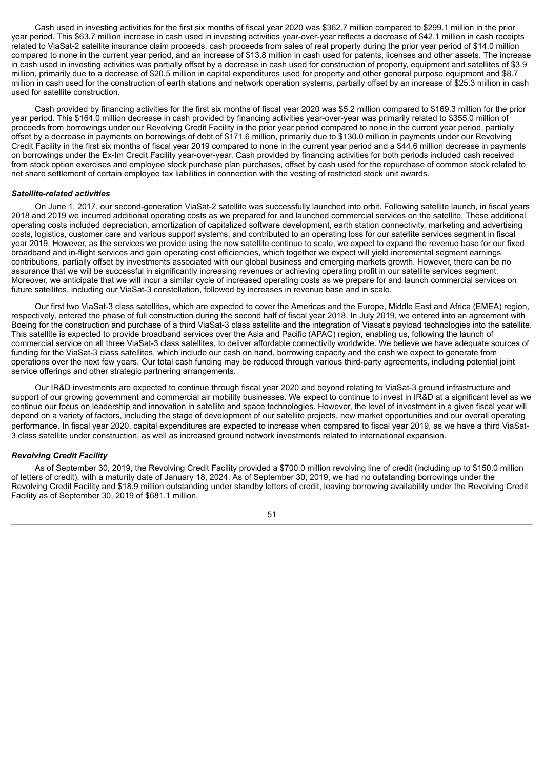Cash used in investing activities for the first six months of fiscal year 2020 was $362.7 million compared to $299.1 million in the prior year period. This $63.7 million increase in cash used in investing activities year-over-year reflects a decrease of $42.1 million in cash receipts related to ViaSat-2 satellite insurance claim proceeds, cash proceeds from sales of real property during the prior year period of $14.0 million compared to none in the current year period, and an increase of $13.8 million in cash used for patents, licenses and other assets. The increase in cash used in investing activities was partially offset by a decrease in cash used for construction of property, equipment and satellites of $3.9 million, primarily due to a decrease of $20.5 million in capital expenditures used for property and other general purpose equipment and $8.7 million in cash used for the construction of earth stations and network operation systems, partially offset by an increase of $25.3 million in cash used for satellite construction.

Cash provided by financing activities for the first six months of fiscal year 2020 was $5.2 million compared to $169.3 million for the prior year period. This $164.0 million decrease in cash provided by financing activities year-over-year was primarily related to $355.0 million of proceeds from borrowings under our Revolving Credit Facility in the prior year period compared to none in the current year period, partially offset by a decrease in payments on borrowings of debt of $171.6 million, primarily due to $130.0 million in payments under our Revolving Credit Facility in the first six months of fiscal year 2019 compared to none in the current year period and a $44.6 million decrease in payments on borrowings under the Ex-Im Credit Facility year-over-year. Cash provided by financing activities for both periods included cash received from stock option exercises and employee stock purchase plan purchases, offset by cash used for the repurchase of common stock related to net share settlement of certain employee tax liabilities in connection with the vesting of restricted stock unit awards.

***Satellite-related activities***

On June 1, 2017, our second-generation ViaSat-2 satellite was successfully launched into orbit. Following satellite launch, in fiscal years 2018 and 2019 we incurred additional operating costs as we prepared for and launched commercial services on the satellite. These additional operating costs included depreciation, amortization of capitalized software development, earth station connectivity, marketing and advertising costs, logistics, customer care and various support systems, and contributed to an operating loss for our satellite services segment in fiscal year 2019. However, as the services we provide using the new satellite continue to scale, we expect to expand the revenue base for our fixed broadband and in-flight services and gain operating cost efficiencies, which together we expect will yield incremental segment earnings contributions, partially offset by investments associated with our global business and emerging markets growth. However, there can be no assurance that we will be successful in significantly increasing revenues or achieving operating profit in our satellite services segment. Moreover, we anticipate that we will incur a similar cycle of increased operating costs as we prepare for and launch commercial services on future satellites, including our ViaSat-3 constellation, followed by increases in revenue base and in scale.

Our first two ViaSat-3 class satellites, which are expected to cover the Americas and the Europe, Middle East and Africa (EMEA) region, respectively, entered the phase of full construction during the second half of fiscal year 2018. In July 2019, we entered into an agreement with Boeing for the construction and purchase of a third ViaSat-3 class satellite and the integration of Viasat's payload technologies into the satellite. This satellite is expected to provide broadband services over the Asia and Pacific (APAC) region, enabling us, following the launch of commercial service on all three ViaSat-3 class satellites, to deliver affordable connectivity worldwide. We believe we have adequate sources of funding for the ViaSat-3 class satellites, which include our cash on hand, borrowing capacity and the cash we expect to generate from operations over the next few years. Our total cash funding may be reduced through various third-party agreements, including potential joint service offerings and other strategic partnering arrangements.

Our IR&D investments are expected to continue through fiscal year 2020 and beyond relating to ViaSat-3 ground infrastructure and support of our growing government and commercial air mobility businesses. We expect to continue to invest in IR&D at a significant level as we continue our focus on leadership and innovation in satellite and space technologies. However, the level of investment in a given fiscal year will depend on a variety of factors, including the stage of development of our satellite projects, new market opportunities and our overall operating performance. In fiscal year 2020, capital expenditures are expected to increase when compared to fiscal year 2019, as we have a third ViaSat-3 class satellite under construction, as well as increased ground network investments related to international expansion.

***Revolving Credit Facility***

As of September 30, 2019, the Revolving Credit Facility provided a $700.0 million revolving line of credit (including up to $150.0 million of letters of credit), with a maturity date of January 18, 2024. As of September 30, 2019, we had no outstanding borrowings under the Revolving Credit Facility and $18.9 million outstanding under standby letters of credit, leaving borrowing availability under the Revolving Credit Facility as of September 30, 2019 of $681.1 million.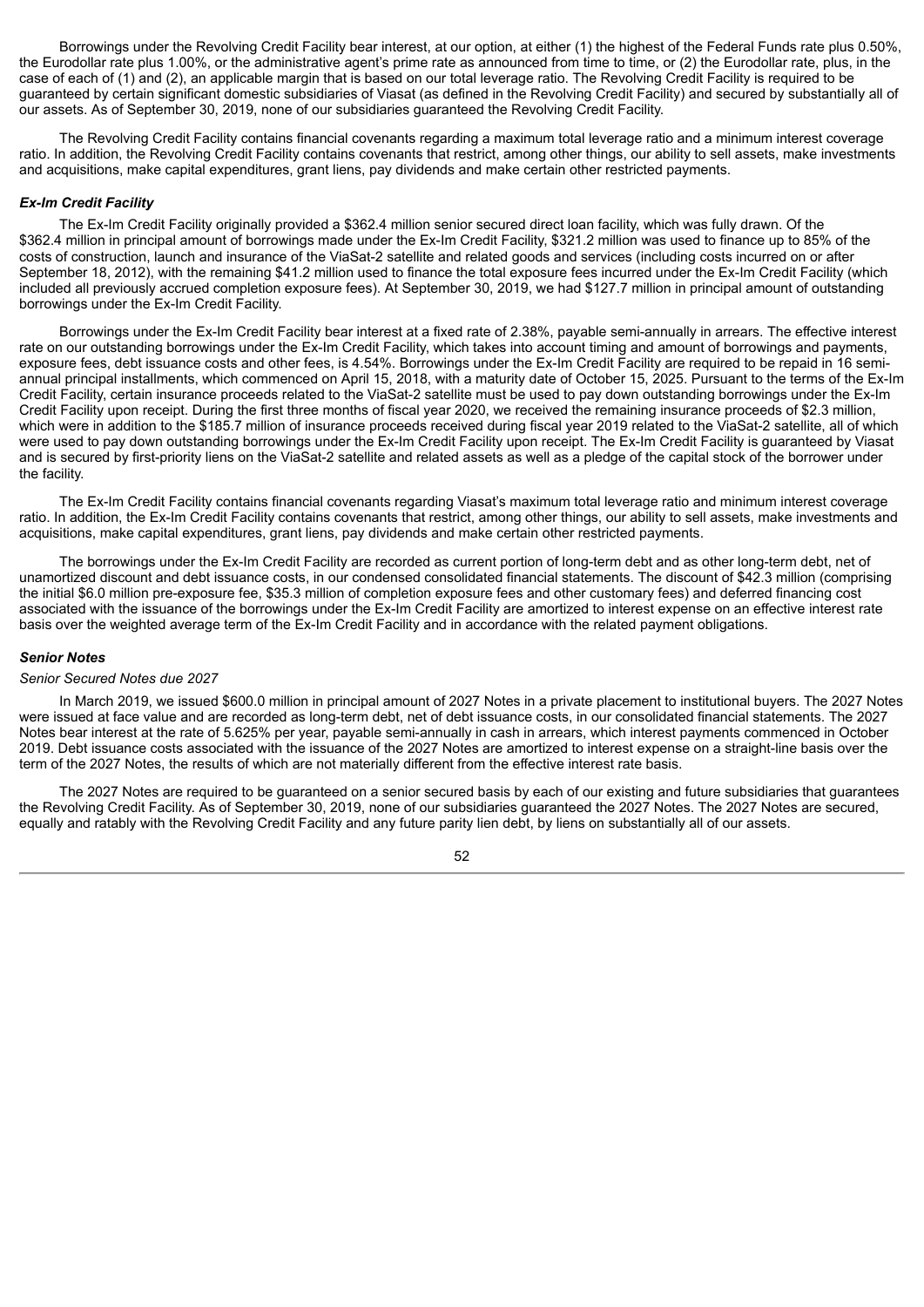Borrowings under the Revolving Credit Facility bear interest, at our option, at either (1) the highest of the Federal Funds rate plus 0.50%, the Eurodollar rate plus 1.00%, or the administrative agent's prime rate as announced from time to time, or (2) the Eurodollar rate, plus, in the case of each of (1) and (2), an applicable margin that is based on our total leverage ratio. The Revolving Credit Facility is required to be guaranteed by certain significant domestic subsidiaries of Viasat (as defined in the Revolving Credit Facility) and secured by substantially all of our assets. As of September 30, 2019, none of our subsidiaries guaranteed the Revolving Credit Facility.

The Revolving Credit Facility contains financial covenants regarding a maximum total leverage ratio and a minimum interest coverage ratio. In addition, the Revolving Credit Facility contains covenants that restrict, among other things, our ability to sell assets, make investments and acquisitions, make capital expenditures, grant liens, pay dividends and make certain other restricted payments.

***Ex-Im Credit Facility***

The Ex-Im Credit Facility originally provided a $362.4 million senior secured direct loan facility, which was fully drawn. Of the $362.4 million in principal amount of borrowings made under the Ex-Im Credit Facility, $321.2 million was used to finance up to 85% of the costs of construction, launch and insurance of the ViaSat-2 satellite and related goods and services (including costs incurred on or after September 18, 2012), with the remaining $41.2 million used to finance the total exposure fees incurred under the Ex-Im Credit Facility (which included all previously accrued completion exposure fees). At September 30, 2019, we had $127.7 million in principal amount of outstanding borrowings under the Ex-Im Credit Facility.

Borrowings under the Ex-Im Credit Facility bear interest at a fixed rate of 2.38%, payable semi-annually in arrears. The effective interest rate on our outstanding borrowings under the Ex-Im Credit Facility, which takes into account timing and amount of borrowings and payments, exposure fees, debt issuance costs and other fees, is 4.54%. Borrowings under the Ex-Im Credit Facility are required to be repaid in 16 semi-annual principal installments, which commenced on April 15, 2018, with a maturity date of October 15, 2025. Pursuant to the terms of the Ex-Im Credit Facility, certain insurance proceeds related to the ViaSat-2 satellite must be used to pay down outstanding borrowings under the Ex-Im Credit Facility upon receipt. During the first three months of fiscal year 2020, we received the remaining insurance proceeds of $2.3 million, which were in addition to the $185.7 million of insurance proceeds received during fiscal year 2019 related to the ViaSat-2 satellite, all of which were used to pay down outstanding borrowings under the Ex-Im Credit Facility upon receipt. The Ex-Im Credit Facility is guaranteed by Viasat and is secured by first-priority liens on the ViaSat-2 satellite and related assets as well as a pledge of the capital stock of the borrower under the facility.

The Ex-Im Credit Facility contains financial covenants regarding Viasat's maximum total leverage ratio and minimum interest coverage ratio. In addition, the Ex-Im Credit Facility contains covenants that restrict, among other things, our ability to sell assets, make investments and acquisitions, make capital expenditures, grant liens, pay dividends and make certain other restricted payments.

The borrowings under the Ex-Im Credit Facility are recorded as current portion of long-term debt and as other long-term debt, net of unamortized discount and debt issuance costs, in our condensed consolidated financial statements. The discount of $42.3 million (comprising the initial $6.0 million pre-exposure fee, $35.3 million of completion exposure fees and other customary fees) and deferred financing cost associated with the issuance of the borrowings under the Ex-Im Credit Facility are amortized to interest expense on an effective interest rate basis over the weighted average term of the Ex-Im Credit Facility and in accordance with the related payment obligations.

***Senior Notes***

*Senior Secured Notes due 2027*

In March 2019, we issued $600.0 million in principal amount of 2027 Notes in a private placement to institutional buyers. The 2027 Notes were issued at face value and are recorded as long-term debt, net of debt issuance costs, in our consolidated financial statements. The 2027 Notes bear interest at the rate of 5.625% per year, payable semi-annually in cash in arrears, which interest payments commenced in October 2019. Debt issuance costs associated with the issuance of the 2027 Notes are amortized to interest expense on a straight-line basis over the term of the 2027 Notes, the results of which are not materially different from the effective interest rate basis.

The 2027 Notes are required to be guaranteed on a senior secured basis by each of our existing and future subsidiaries that guarantees the Revolving Credit Facility. As of September 30, 2019, none of our subsidiaries guaranteed the 2027 Notes. The 2027 Notes are secured, equally and ratably with the Revolving Credit Facility and any future parity lien debt, by liens on substantially all of our assets.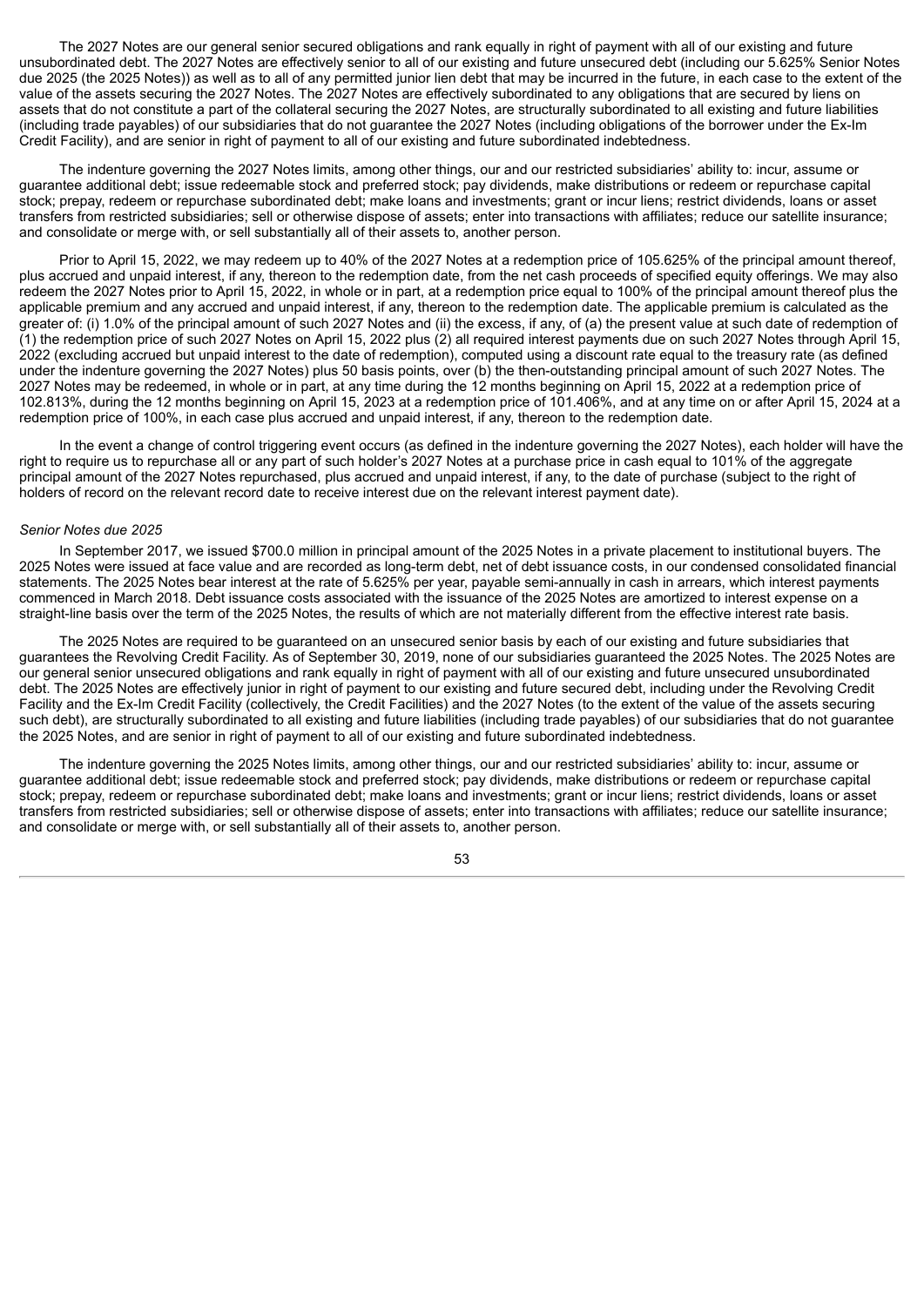The 2027 Notes are our general senior secured obligations and rank equally in right of payment with all of our existing and future unsubordinated debt. The 2027 Notes are effectively senior to all of our existing and future unsecured debt (including our 5.625% Senior Notes due 2025 (the 2025 Notes)) as well as to all of any permitted junior lien debt that may be incurred in the future, in each case to the extent of the value of the assets securing the 2027 Notes. The 2027 Notes are effectively subordinated to any obligations that are secured by liens on assets that do not constitute a part of the collateral securing the 2027 Notes, are structurally subordinated to all existing and future liabilities (including trade payables) of our subsidiaries that do not guarantee the 2027 Notes (including obligations of the borrower under the Ex-Im Credit Facility), and are senior in right of payment to all of our existing and future subordinated indebtedness.

The indenture governing the 2027 Notes limits, among other things, our and our restricted subsidiaries' ability to: incur, assume or guarantee additional debt; issue redeemable stock and preferred stock; pay dividends, make distributions or redeem or repurchase capital stock; prepay, redeem or repurchase subordinated debt; make loans and investments; grant or incur liens; restrict dividends, loans or asset transfers from restricted subsidiaries; sell or otherwise dispose of assets; enter into transactions with affiliates; reduce our satellite insurance; and consolidate or merge with, or sell substantially all of their assets to, another person.

Prior to April 15, 2022, we may redeem up to 40% of the 2027 Notes at a redemption price of 105.625% of the principal amount thereof, plus accrued and unpaid interest, if any, thereon to the redemption date, from the net cash proceeds of specified equity offerings. We may also redeem the 2027 Notes prior to April 15, 2022, in whole or in part, at a redemption price equal to 100% of the principal amount thereof plus the applicable premium and any accrued and unpaid interest, if any, thereon to the redemption date. The applicable premium is calculated as the greater of: (i) 1.0% of the principal amount of such 2027 Notes and (ii) the excess, if any, of (a) the present value at such date of redemption of (1) the redemption price of such 2027 Notes on April 15, 2022 plus (2) all required interest payments due on such 2027 Notes through April 15, 2022 (excluding accrued but unpaid interest to the date of redemption), computed using a discount rate equal to the treasury rate (as defined under the indenture governing the 2027 Notes) plus 50 basis points, over (b) the then-outstanding principal amount of such 2027 Notes. The 2027 Notes may be redeemed, in whole or in part, at any time during the 12 months beginning on April 15, 2022 at a redemption price of 102.813%, during the 12 months beginning on April 15, 2023 at a redemption price of 101.406%, and at any time on or after April 15, 2024 at a redemption price of 100%, in each case plus accrued and unpaid interest, if any, thereon to the redemption date.

In the event a change of control triggering event occurs (as defined in the indenture governing the 2027 Notes), each holder will have the right to require us to repurchase all or any part of such holder's 2027 Notes at a purchase price in cash equal to 101% of the aggregate principal amount of the 2027 Notes repurchased, plus accrued and unpaid interest, if any, to the date of purchase (subject to the right of holders of record on the relevant record date to receive interest due on the relevant interest payment date).

*Senior Notes due 2025*

In September 2017, we issued $700.0 million in principal amount of the 2025 Notes in a private placement to institutional buyers. The 2025 Notes were issued at face value and are recorded as long-term debt, net of debt issuance costs, in our condensed consolidated financial statements. The 2025 Notes bear interest at the rate of 5.625% per year, payable semi-annually in cash in arrears, which interest payments commenced in March 2018. Debt issuance costs associated with the issuance of the 2025 Notes are amortized to interest expense on a straight-line basis over the term of the 2025 Notes, the results of which are not materially different from the effective interest rate basis.

The 2025 Notes are required to be guaranteed on an unsecured senior basis by each of our existing and future subsidiaries that guarantees the Revolving Credit Facility. As of September 30, 2019, none of our subsidiaries guaranteed the 2025 Notes. The 2025 Notes are our general senior unsecured obligations and rank equally in right of payment with all of our existing and future unsecured unsubordinated debt. The 2025 Notes are effectively junior in right of payment to our existing and future secured debt, including under the Revolving Credit Facility and the Ex-Im Credit Facility (collectively, the Credit Facilities) and the 2027 Notes (to the extent of the value of the assets securing such debt), are structurally subordinated to all existing and future liabilities (including trade payables) of our subsidiaries that do not guarantee the 2025 Notes, and are senior in right of payment to all of our existing and future subordinated indebtedness.

The indenture governing the 2025 Notes limits, among other things, our and our restricted subsidiaries' ability to: incur, assume or guarantee additional debt; issue redeemable stock and preferred stock; pay dividends, make distributions or redeem or repurchase capital stock; prepay, redeem or repurchase subordinated debt; make loans and investments; grant or incur liens; restrict dividends, loans or asset transfers from restricted subsidiaries; sell or otherwise dispose of assets; enter into transactions with affiliates; reduce our satellite insurance; and consolidate or merge with, or sell substantially all of their assets to, another person.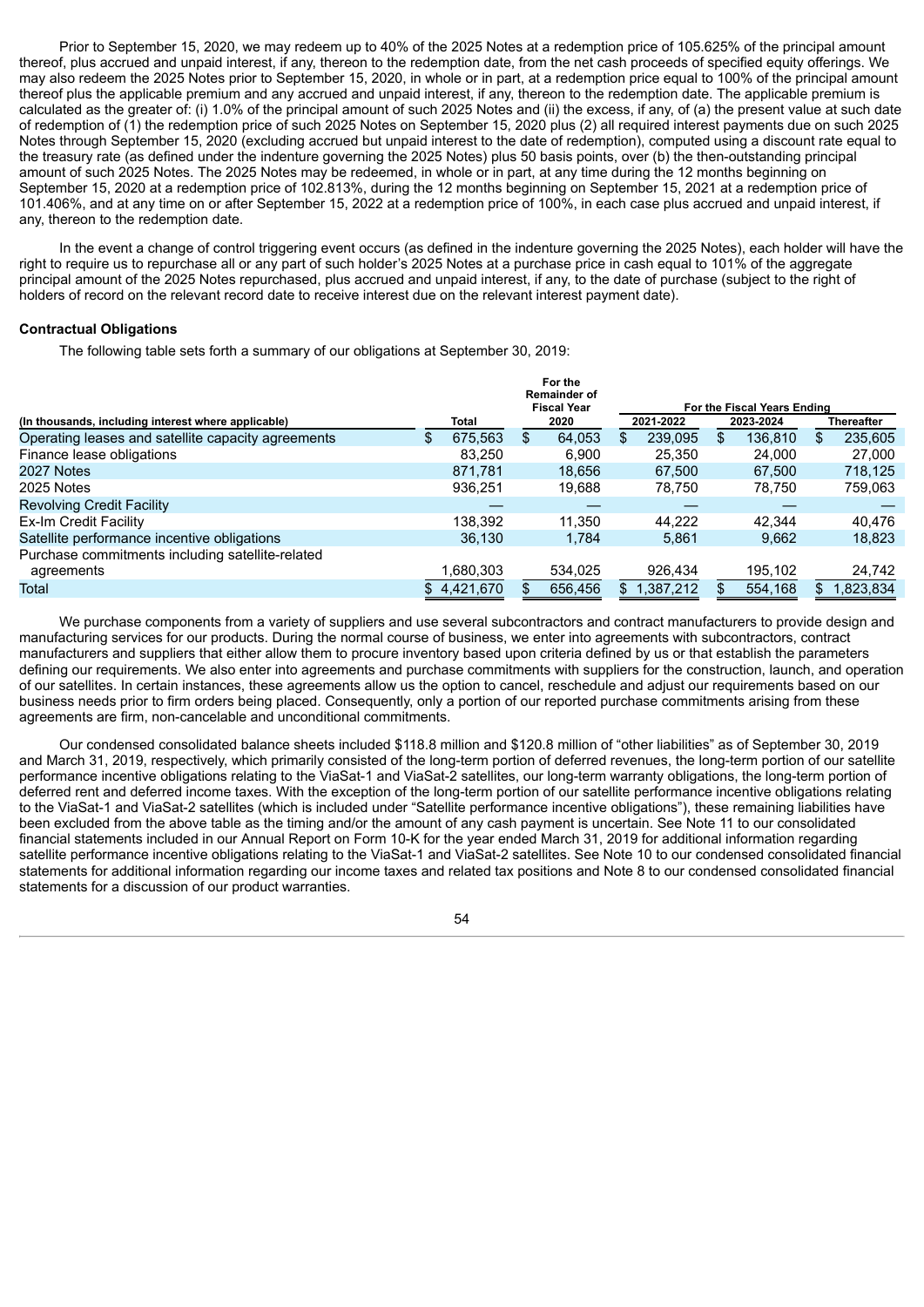Prior to September 15, 2020, we may redeem up to 40% of the 2025 Notes at a redemption price of 105.625% of the principal amount thereof, plus accrued and unpaid interest, if any, thereon to the redemption date, from the net cash proceeds of specified equity offerings. We may also redeem the 2025 Notes prior to September 15, 2020, in whole or in part, at a redemption price equal to 100% of the principal amount thereof plus the applicable premium and any accrued and unpaid interest, if any, thereon to the redemption date. The applicable premium is calculated as the greater of: (i) 1.0% of the principal amount of such 2025 Notes and (ii) the excess, if any, of (a) the present value at such date of redemption of (1) the redemption price of such 2025 Notes on September 15, 2020 plus (2) all required interest payments due on such 2025 Notes through September 15, 2020 (excluding accrued but unpaid interest to the date of redemption), computed using a discount rate equal to the treasury rate (as defined under the indenture governing the 2025 Notes) plus 50 basis points, over (b) the then-outstanding principal amount of such 2025 Notes. The 2025 Notes may be redeemed, in whole or in part, at any time during the 12 months beginning on September 15, 2020 at a redemption price of 102.813%, during the 12 months beginning on September 15, 2021 at a redemption price of 101.406%, and at any time on or after September 15, 2022 at a redemption price of 100%, in each case plus accrued and unpaid interest, if any, thereon to the redemption date.

In the event a change of control triggering event occurs (as defined in the indenture governing the 2025 Notes), each holder will have the right to require us to repurchase all or any part of such holder's 2025 Notes at a purchase price in cash equal to 101% of the aggregate principal amount of the 2025 Notes repurchased, plus accrued and unpaid interest, if any, to the date of purchase (subject to the right of holders of record on the relevant record date to receive interest due on the relevant interest payment date).

**Contractual Obligations**

The following table sets forth a summary of our obligations at September 30, 2019:

| (In thousands, including interest where applicable) | Total | For the Remainder of Fiscal Year 2020 | For the Fiscal Years Ending 2021-2022 | 2023-2024 | Thereafter |
|---|---|---|---|---|---|
| Operating leases and satellite capacity agreements | $ 675,563 | $ 64,053 | $ 239,095 | $ 136,810 | $ 235,605 |
| Finance lease obligations | 83,250 | 6,900 | 25,350 | 24,000 | 27,000 |
| 2027 Notes | 871,781 | 18,656 | 67,500 | 67,500 | 718,125 |
| 2025 Notes | 936,251 | 19,688 | 78,750 | 78,750 | 759,063 |
| Revolving Credit Facility | — | — | — | — | — |
| Ex-Im Credit Facility | 138,392 | 11,350 | 44,222 | 42,344 | 40,476 |
| Satellite performance incentive obligations | 36,130 | 1,784 | 5,861 | 9,662 | 18,823 |
| Purchase commitments including satellite-related agreements | 1,680,303 | 534,025 | 926,434 | 195,102 | 24,742 |
| Total | $ 4,421,670 | $ 656,456 | $ 1,387,212 | $ 554,168 | $ 1,823,834 |

We purchase components from a variety of suppliers and use several subcontractors and contract manufacturers to provide design and manufacturing services for our products. During the normal course of business, we enter into agreements with subcontractors, contract manufacturers and suppliers that either allow them to procure inventory based upon criteria defined by us or that establish the parameters defining our requirements. We also enter into agreements and purchase commitments with suppliers for the construction, launch, and operation of our satellites. In certain instances, these agreements allow us the option to cancel, reschedule and adjust our requirements based on our business needs prior to firm orders being placed. Consequently, only a portion of our reported purchase commitments arising from these agreements are firm, non-cancelable and unconditional commitments.

Our condensed consolidated balance sheets included $118.8 million and $120.8 million of "other liabilities" as of September 30, 2019 and March 31, 2019, respectively, which primarily consisted of the long-term portion of deferred revenues, the long-term portion of our satellite performance incentive obligations relating to the ViaSat-1 and ViaSat-2 satellites, our long-term warranty obligations, the long-term portion of deferred rent and deferred income taxes. With the exception of the long-term portion of our satellite performance incentive obligations relating to the ViaSat-1 and ViaSat-2 satellites (which is included under "Satellite performance incentive obligations"), these remaining liabilities have been excluded from the above table as the timing and/or the amount of any cash payment is uncertain. See Note 11 to our consolidated financial statements included in our Annual Report on Form 10-K for the year ended March 31, 2019 for additional information regarding satellite performance incentive obligations relating to the ViaSat-1 and ViaSat-2 satellites. See Note 10 to our condensed consolidated financial statements for additional information regarding our income taxes and related tax positions and Note 8 to our condensed consolidated financial statements for a discussion of our product warranties.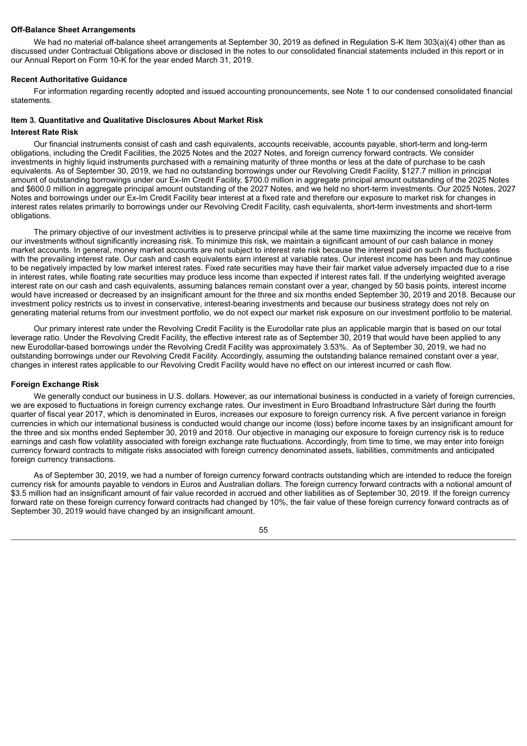**Off-Balance Sheet Arrangements**

We had no material off-balance sheet arrangements at September 30, 2019 as defined in Regulation S-K Item 303(a)(4) other than as discussed under Contractual Obligations above or disclosed in the notes to our consolidated financial statements included in this report or in our Annual Report on Form 10-K for the year ended March 31, 2019.

**Recent Authoritative Guidance**

For information regarding recently adopted and issued accounting pronouncements, see Note 1 to our condensed consolidated financial statements.

## Item 3. Quantitative and Qualitative Disclosures About Market Risk

**Interest Rate Risk**

Our financial instruments consist of cash and cash equivalents, accounts receivable, accounts payable, short-term and long-term obligations, including the Credit Facilities, the 2025 Notes and the 2027 Notes, and foreign currency forward contracts. We consider investments in highly liquid instruments purchased with a remaining maturity of three months or less at the date of purchase to be cash equivalents. As of September 30, 2019, we had no outstanding borrowings under our Revolving Credit Facility, $127.7 million in principal amount of outstanding borrowings under our Ex-Im Credit Facility, $700.0 million in aggregate principal amount outstanding of the 2025 Notes and $600.0 million in aggregate principal amount outstanding of the 2027 Notes, and we held no short-term investments. Our 2025 Notes, 2027 Notes and borrowings under our Ex-Im Credit Facility bear interest at a fixed rate and therefore our exposure to market risk for changes in interest rates relates primarily to borrowings under our Revolving Credit Facility, cash equivalents, short-term investments and short-term obligations.

The primary objective of our investment activities is to preserve principal while at the same time maximizing the income we receive from our investments without significantly increasing risk. To minimize this risk, we maintain a significant amount of our cash balance in money market accounts. In general, money market accounts are not subject to interest rate risk because the interest paid on such funds fluctuates with the prevailing interest rate. Our cash and cash equivalents earn interest at variable rates. Our interest income has been and may continue to be negatively impacted by low market interest rates. Fixed rate securities may have their fair market value adversely impacted due to a rise in interest rates, while floating rate securities may produce less income than expected if interest rates fall. If the underlying weighted average interest rate on our cash and cash equivalents, assuming balances remain constant over a year, changed by 50 basis points, interest income would have increased or decreased by an insignificant amount for the three and six months ended September 30, 2019 and 2018. Because our investment policy restricts us to invest in conservative, interest-bearing investments and because our business strategy does not rely on generating material returns from our investment portfolio, we do not expect our market risk exposure on our investment portfolio to be material.

Our primary interest rate under the Revolving Credit Facility is the Eurodollar rate plus an applicable margin that is based on our total leverage ratio. Under the Revolving Credit Facility, the effective interest rate as of September 30, 2019 that would have been applied to any new Eurodollar-based borrowings under the Revolving Credit Facility was approximately 3.53%. As of September 30, 2019, we had no outstanding borrowings under our Revolving Credit Facility. Accordingly, assuming the outstanding balance remained constant over a year, changes in interest rates applicable to our Revolving Credit Facility would have no effect on our interest incurred or cash flow.

**Foreign Exchange Risk**

We generally conduct our business in U.S. dollars. However, as our international business is conducted in a variety of foreign currencies, we are exposed to fluctuations in foreign currency exchange rates. Our investment in Euro Broadband Infrastructure Sàrl during the fourth quarter of fiscal year 2017, which is denominated in Euros, increases our exposure to foreign currency risk. A five percent variance in foreign currencies in which our international business is conducted would change our income (loss) before income taxes by an insignificant amount for the three and six months ended September 30, 2019 and 2018. Our objective in managing our exposure to foreign currency risk is to reduce earnings and cash flow volatility associated with foreign exchange rate fluctuations. Accordingly, from time to time, we may enter into foreign currency forward contracts to mitigate risks associated with foreign currency denominated assets, liabilities, commitments and anticipated foreign currency transactions.

As of September 30, 2019, we had a number of foreign currency forward contracts outstanding which are intended to reduce the foreign currency risk for amounts payable to vendors in Euros and Australian dollars. The foreign currency forward contracts with a notional amount of $3.5 million had an insignificant amount of fair value recorded in accrued and other liabilities as of September 30, 2019. If the foreign currency forward rate on these foreign currency forward contracts had changed by 10%, the fair value of these foreign currency forward contracts as of September 30, 2019 would have changed by an insignificant amount.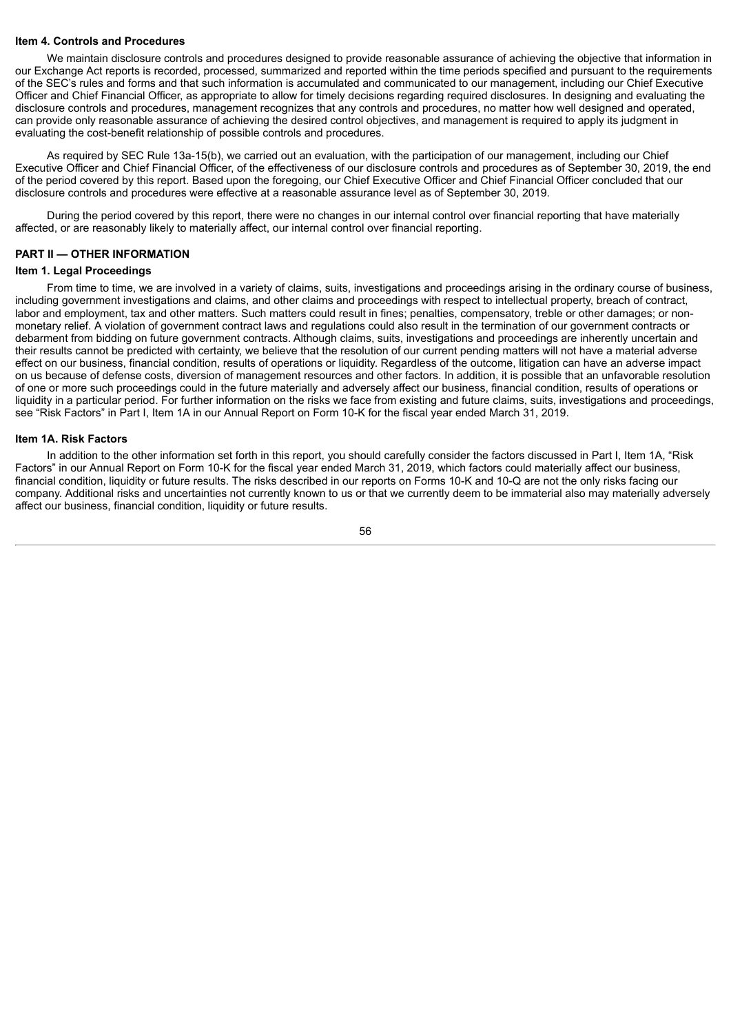#### Item 4. Controls and Procedures

We maintain disclosure controls and procedures designed to provide reasonable assurance of achieving the objective that information in our Exchange Act reports is recorded, processed, summarized and reported within the time periods specified and pursuant to the requirements of the SEC's rules and forms and that such information is accumulated and communicated to our management, including our Chief Executive Officer and Chief Financial Officer, as appropriate to allow for timely decisions regarding required disclosures. In designing and evaluating the disclosure controls and procedures, management recognizes that any controls and procedures, no matter how well designed and operated, can provide only reasonable assurance of achieving the desired control objectives, and management is required to apply its judgment in evaluating the cost-benefit relationship of possible controls and procedures.

As required by SEC Rule 13a-15(b), we carried out an evaluation, with the participation of our management, including our Chief Executive Officer and Chief Financial Officer, of the effectiveness of our disclosure controls and procedures as of September 30, 2019, the end of the period covered by this report. Based upon the foregoing, our Chief Executive Officer and Chief Financial Officer concluded that our disclosure controls and procedures were effective at a reasonable assurance level as of September 30, 2019.

During the period covered by this report, there were no changes in our internal control over financial reporting that have materially affected, or are reasonably likely to materially affect, our internal control over financial reporting.

### PART II — OTHER INFORMATION

#### Item 1. Legal Proceedings

From time to time, we are involved in a variety of claims, suits, investigations and proceedings arising in the ordinary course of business, including government investigations and claims, and other claims and proceedings with respect to intellectual property, breach of contract, labor and employment, tax and other matters. Such matters could result in fines; penalties, compensatory, treble or other damages; or non-monetary relief. A violation of government contract laws and regulations could also result in the termination of our government contracts or debarment from bidding on future government contracts. Although claims, suits, investigations and proceedings are inherently uncertain and their results cannot be predicted with certainty, we believe that the resolution of our current pending matters will not have a material adverse effect on our business, financial condition, results of operations or liquidity. Regardless of the outcome, litigation can have an adverse impact on us because of defense costs, diversion of management resources and other factors. In addition, it is possible that an unfavorable resolution of one or more such proceedings could in the future materially and adversely affect our business, financial condition, results of operations or liquidity in a particular period. For further information on the risks we face from existing and future claims, suits, investigations and proceedings, see "Risk Factors" in Part I, Item 1A in our Annual Report on Form 10-K for the fiscal year ended March 31, 2019.

#### Item 1A. Risk Factors

In addition to the other information set forth in this report, you should carefully consider the factors discussed in Part I, Item 1A, "Risk Factors" in our Annual Report on Form 10-K for the fiscal year ended March 31, 2019, which factors could materially affect our business, financial condition, liquidity or future results. The risks described in our reports on Forms 10-K and 10-Q are not the only risks facing our company. Additional risks and uncertainties not currently known to us or that we currently deem to be immaterial also may materially adversely affect our business, financial condition, liquidity or future results.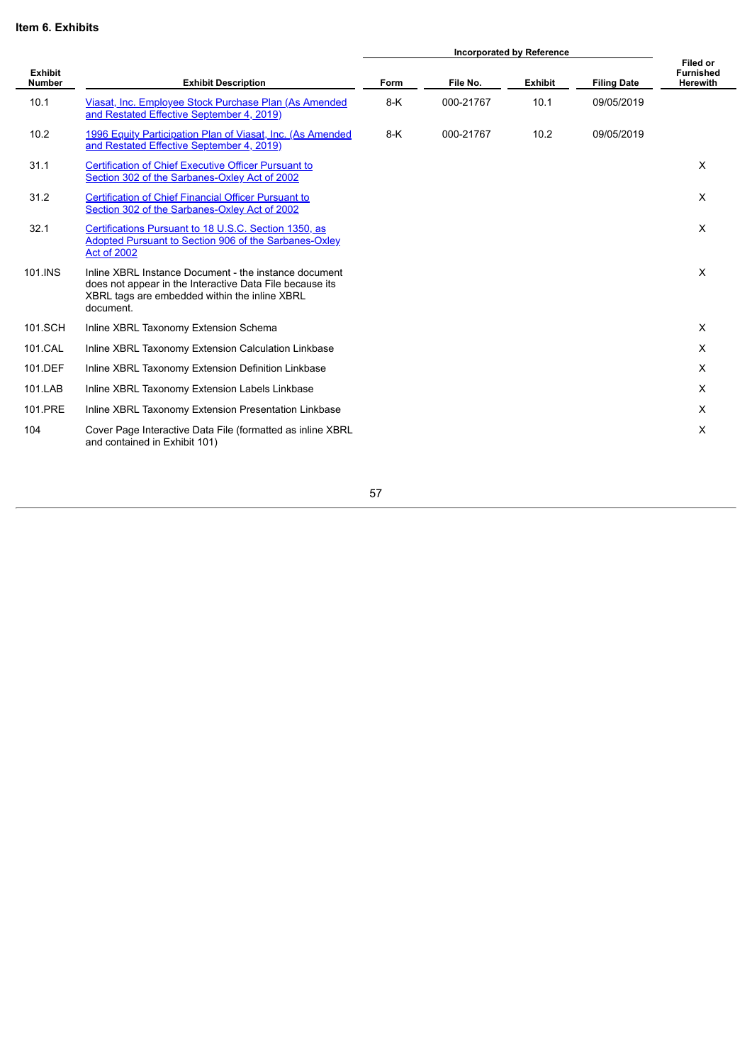**Item 6. Exhibits**

| Exhibit Number | Exhibit Description | Incorporated by Reference | | | | Filed or Furnished Herewith |
|---|---|---|---|---|---|---|
| | | Form | File No. | Exhibit | Filing Date | |
| 10.1 | Viasat, Inc. Employee Stock Purchase Plan (As Amended and Restated Effective September 4, 2019) | 8-K | 000-21767 | 10.1 | 09/05/2019 | |
| 10.2 | 1996 Equity Participation Plan of Viasat, Inc. (As Amended and Restated Effective September 4, 2019) | 8-K | 000-21767 | 10.2 | 09/05/2019 | |
| 31.1 | Certification of Chief Executive Officer Pursuant to Section 302 of the Sarbanes-Oxley Act of 2002 | | | | | X |
| 31.2 | Certification of Chief Financial Officer Pursuant to Section 302 of the Sarbanes-Oxley Act of 2002 | | | | | X |
| 32.1 | Certifications Pursuant to 18 U.S.C. Section 1350, as Adopted Pursuant to Section 906 of the Sarbanes-Oxley Act of 2002 | | | | | X |
| 101.INS | Inline XBRL Instance Document - the instance document does not appear in the Interactive Data File because its XBRL tags are embedded within the inline XBRL document. | | | | | X |
| 101.SCH | Inline XBRL Taxonomy Extension Schema | | | | | X |
| 101.CAL | Inline XBRL Taxonomy Extension Calculation Linkbase | | | | | X |
| 101.DEF | Inline XBRL Taxonomy Extension Definition Linkbase | | | | | X |
| 101.LAB | Inline XBRL Taxonomy Extension Labels Linkbase | | | | | X |
| 101.PRE | Inline XBRL Taxonomy Extension Presentation Linkbase | | | | | X |
| 104 | Cover Page Interactive Data File (formatted as inline XBRL and contained in Exhibit 101) | | | | | X |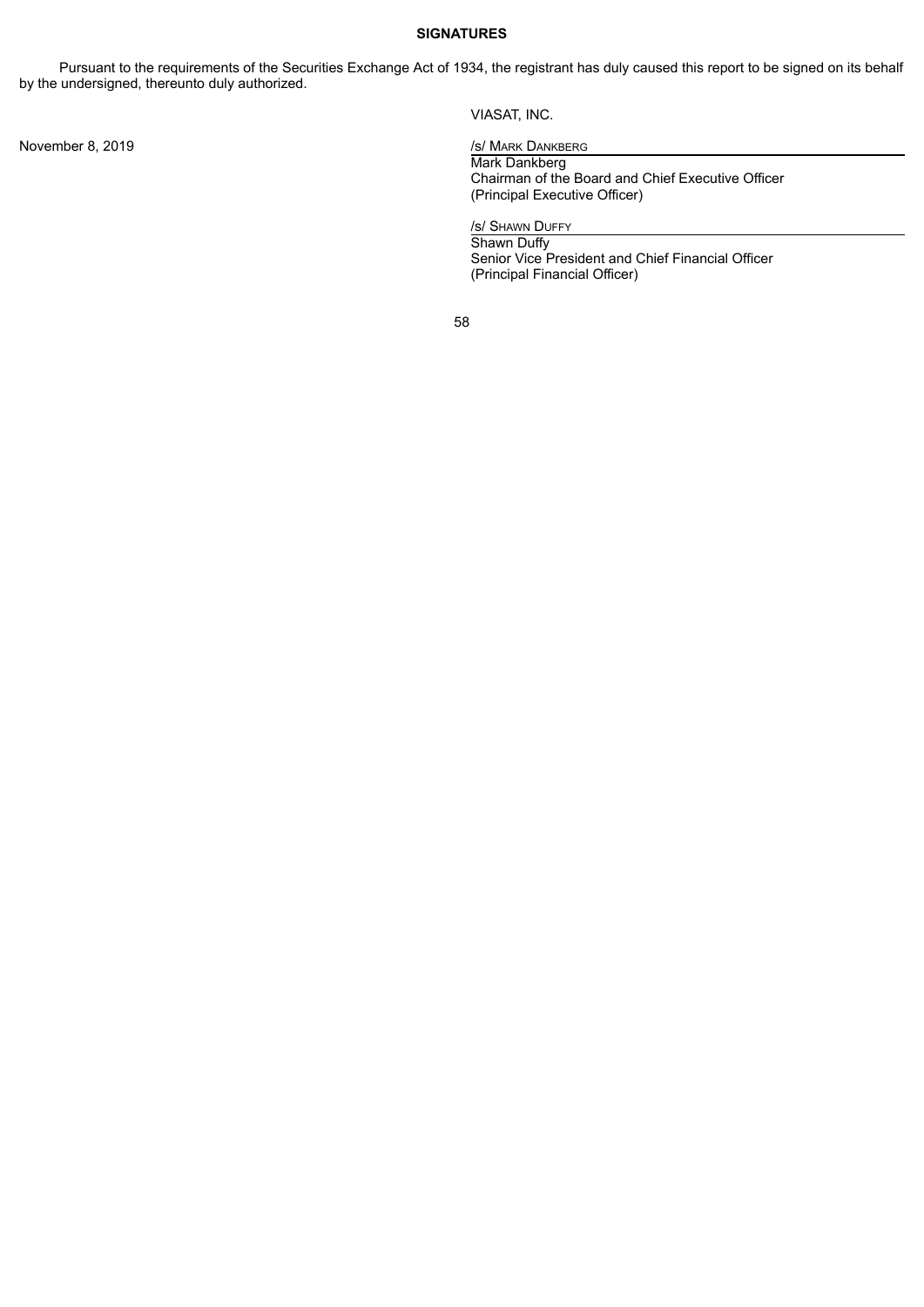**SIGNATURES**

Pursuant to the requirements of the Securities Exchange Act of 1934, the registrant has duly caused this report to be signed on its behalf by the undersigned, thereunto duly authorized.

VIASAT, INC.

November 8, 2019

/s/ MARK DANKBERG
Mark Dankberg
Chairman of the Board and Chief Executive Officer
(Principal Executive Officer)

/s/ SHAWN DUFFY
Shawn Duffy
Senior Vice President and Chief Financial Officer
(Principal Financial Officer)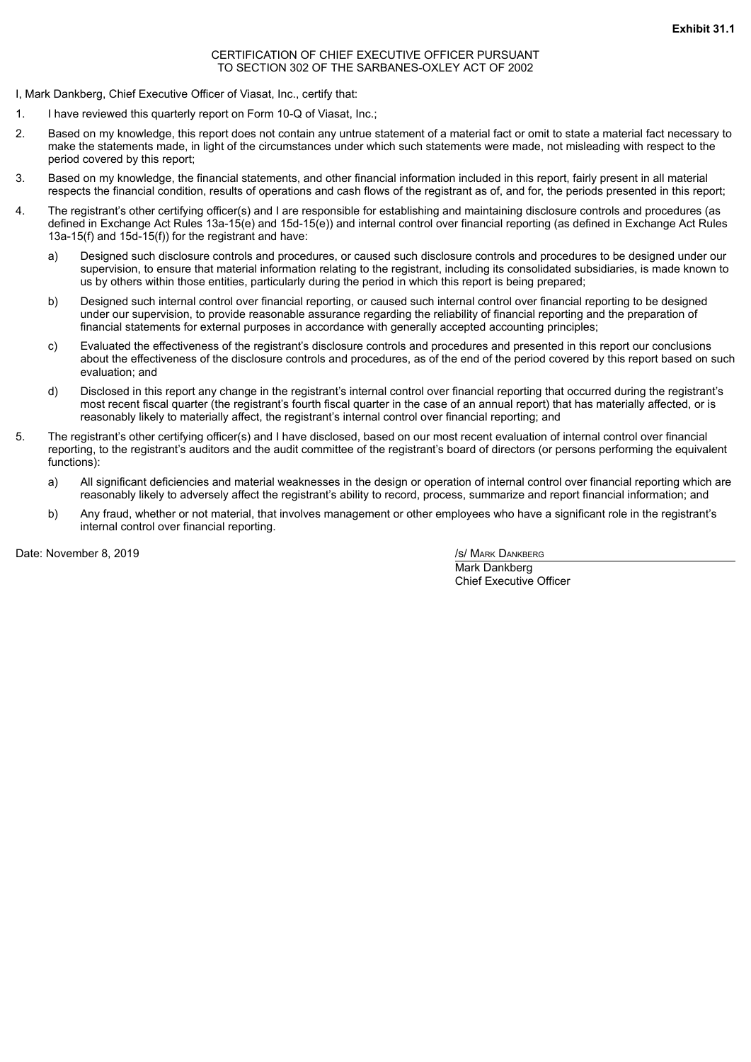**Exhibit 31.1**

CERTIFICATION OF CHIEF EXECUTIVE OFFICER PURSUANT
TO SECTION 302 OF THE SARBANES-OXLEY ACT OF 2002

I, Mark Dankberg, Chief Executive Officer of Viasat, Inc., certify that:

1. I have reviewed this quarterly report on Form 10-Q of Viasat, Inc.;
2. Based on my knowledge, this report does not contain any untrue statement of a material fact or omit to state a material fact necessary to make the statements made, in light of the circumstances under which such statements were made, not misleading with respect to the period covered by this report;
3. Based on my knowledge, the financial statements, and other financial information included in this report, fairly present in all material respects the financial condition, results of operations and cash flows of the registrant as of, and for, the periods presented in this report;
4. The registrant's other certifying officer(s) and I are responsible for establishing and maintaining disclosure controls and procedures (as defined in Exchange Act Rules 13a-15(e) and 15d-15(e)) and internal control over financial reporting (as defined in Exchange Act Rules 13a-15(f) and 15d-15(f)) for the registrant and have:
   a) Designed such disclosure controls and procedures, or caused such disclosure controls and procedures to be designed under our supervision, to ensure that material information relating to the registrant, including its consolidated subsidiaries, is made known to us by others within those entities, particularly during the period in which this report is being prepared;
   b) Designed such internal control over financial reporting, or caused such internal control over financial reporting to be designed under our supervision, to provide reasonable assurance regarding the reliability of financial reporting and the preparation of financial statements for external purposes in accordance with generally accepted accounting principles;
   c) Evaluated the effectiveness of the registrant's disclosure controls and procedures and presented in this report our conclusions about the effectiveness of the disclosure controls and procedures, as of the end of the period covered by this report based on such evaluation; and
   d) Disclosed in this report any change in the registrant's internal control over financial reporting that occurred during the registrant's most recent fiscal quarter (the registrant's fourth fiscal quarter in the case of an annual report) that has materially affected, or is reasonably likely to materially affect, the registrant's internal control over financial reporting; and
5. The registrant's other certifying officer(s) and I have disclosed, based on our most recent evaluation of internal control over financial reporting, to the registrant's auditors and the audit committee of the registrant's board of directors (or persons performing the equivalent functions):
   a) All significant deficiencies and material weaknesses in the design or operation of internal control over financial reporting which are reasonably likely to adversely affect the registrant's ability to record, process, summarize and report financial information; and
   b) Any fraud, whether or not material, that involves management or other employees who have a significant role in the registrant's internal control over financial reporting.

Date: November 8, 2019

/s/ Mark Dankberg
Mark Dankberg
Chief Executive Officer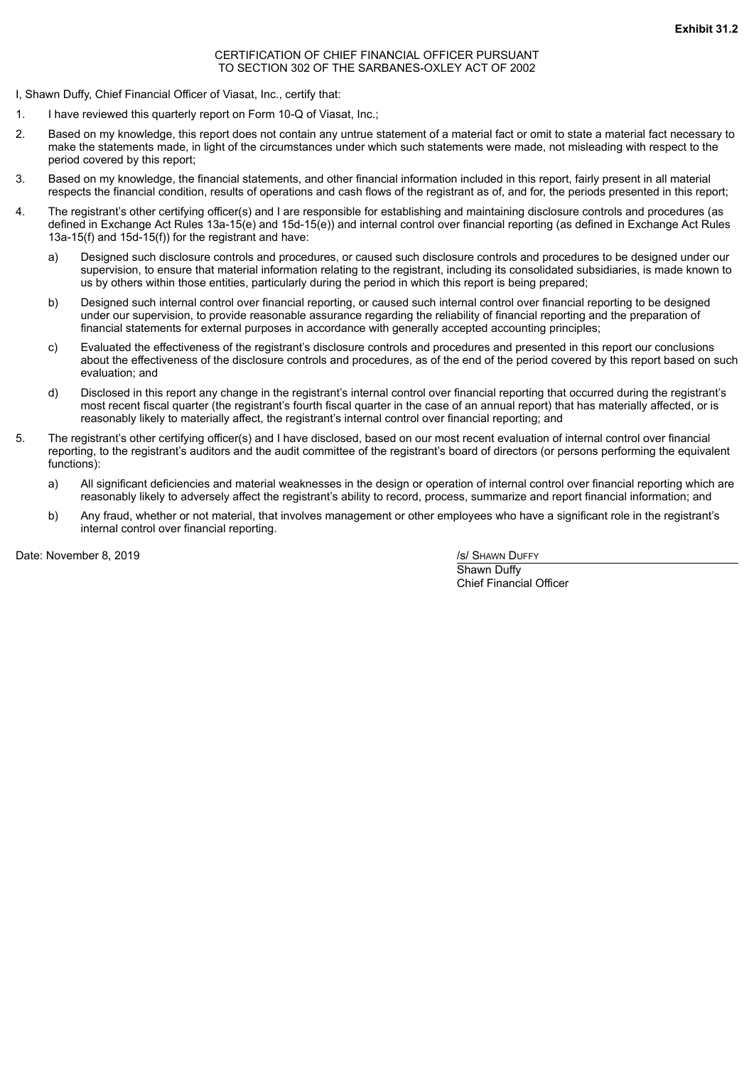**Exhibit 31.2**

CERTIFICATION OF CHIEF FINANCIAL OFFICER PURSUANT
TO SECTION 302 OF THE SARBANES-OXLEY ACT OF 2002

I, Shawn Duffy, Chief Financial Officer of Viasat, Inc., certify that:

1. I have reviewed this quarterly report on Form 10-Q of Viasat, Inc.;
2. Based on my knowledge, this report does not contain any untrue statement of a material fact or omit to state a material fact necessary to make the statements made, in light of the circumstances under which such statements were made, not misleading with respect to the period covered by this report;
3. Based on my knowledge, the financial statements, and other financial information included in this report, fairly present in all material respects the financial condition, results of operations and cash flows of the registrant as of, and for, the periods presented in this report;
4. The registrant's other certifying officer(s) and I are responsible for establishing and maintaining disclosure controls and procedures (as defined in Exchange Act Rules 13a-15(e) and 15d-15(e)) and internal control over financial reporting (as defined in Exchange Act Rules 13a-15(f) and 15d-15(f)) for the registrant and have:
   a) Designed such disclosure controls and procedures, or caused such disclosure controls and procedures to be designed under our supervision, to ensure that material information relating to the registrant, including its consolidated subsidiaries, is made known to us by others within those entities, particularly during the period in which this report is being prepared;
   b) Designed such internal control over financial reporting, or caused such internal control over financial reporting to be designed under our supervision, to provide reasonable assurance regarding the reliability of financial reporting and the preparation of financial statements for external purposes in accordance with generally accepted accounting principles;
   c) Evaluated the effectiveness of the registrant's disclosure controls and procedures and presented in this report our conclusions about the effectiveness of the disclosure controls and procedures, as of the end of the period covered by this report based on such evaluation; and
   d) Disclosed in this report any change in the registrant's internal control over financial reporting that occurred during the registrant's most recent fiscal quarter (the registrant's fourth fiscal quarter in the case of an annual report) that has materially affected, or is reasonably likely to materially affect, the registrant's internal control over financial reporting; and
5. The registrant's other certifying officer(s) and I have disclosed, based on our most recent evaluation of internal control over financial reporting, to the registrant's auditors and the audit committee of the registrant's board of directors (or persons performing the equivalent functions):
   a) All significant deficiencies and material weaknesses in the design or operation of internal control over financial reporting which are reasonably likely to adversely affect the registrant's ability to record, process, summarize and report financial information; and
   b) Any fraud, whether or not material, that involves management or other employees who have a significant role in the registrant's internal control over financial reporting.

Date: November 8, 2019

/s/ SHAWN DUFFY
Shawn Duffy
Chief Financial Officer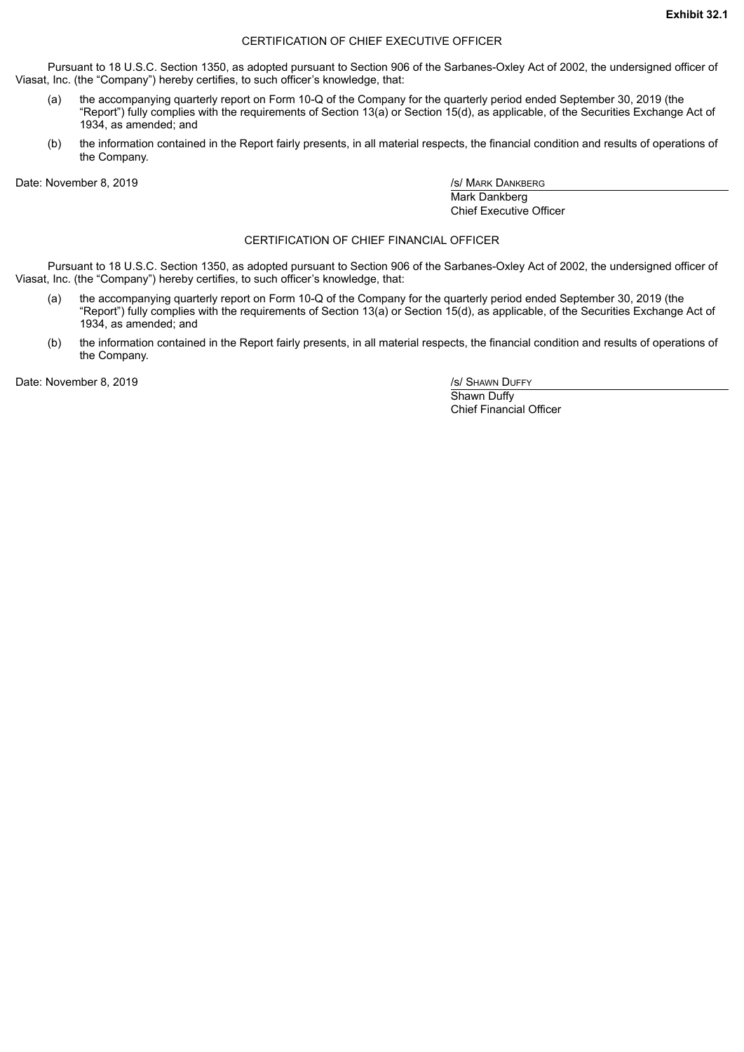**Exhibit 32.1**

CERTIFICATION OF CHIEF EXECUTIVE OFFICER

Pursuant to 18 U.S.C. Section 1350, as adopted pursuant to Section 906 of the Sarbanes-Oxley Act of 2002, the undersigned officer of Viasat, Inc. (the "Company") hereby certifies, to such officer's knowledge, that:

(a) the accompanying quarterly report on Form 10-Q of the Company for the quarterly period ended September 30, 2019 (the "Report") fully complies with the requirements of Section 13(a) or Section 15(d), as applicable, of the Securities Exchange Act of 1934, as amended; and

(b) the information contained in the Report fairly presents, in all material respects, the financial condition and results of operations of the Company.

Date: November 8, 2019

/s/ MARK DANKBERG
Mark Dankberg
Chief Executive Officer

CERTIFICATION OF CHIEF FINANCIAL OFFICER

Pursuant to 18 U.S.C. Section 1350, as adopted pursuant to Section 906 of the Sarbanes-Oxley Act of 2002, the undersigned officer of Viasat, Inc. (the "Company") hereby certifies, to such officer's knowledge, that:

(a) the accompanying quarterly report on Form 10-Q of the Company for the quarterly period ended September 30, 2019 (the "Report") fully complies with the requirements of Section 13(a) or Section 15(d), as applicable, of the Securities Exchange Act of 1934, as amended; and

(b) the information contained in the Report fairly presents, in all material respects, the financial condition and results of operations of the Company.

Date: November 8, 2019

/s/ SHAWN DUFFY
Shawn Duffy
Chief Financial Officer